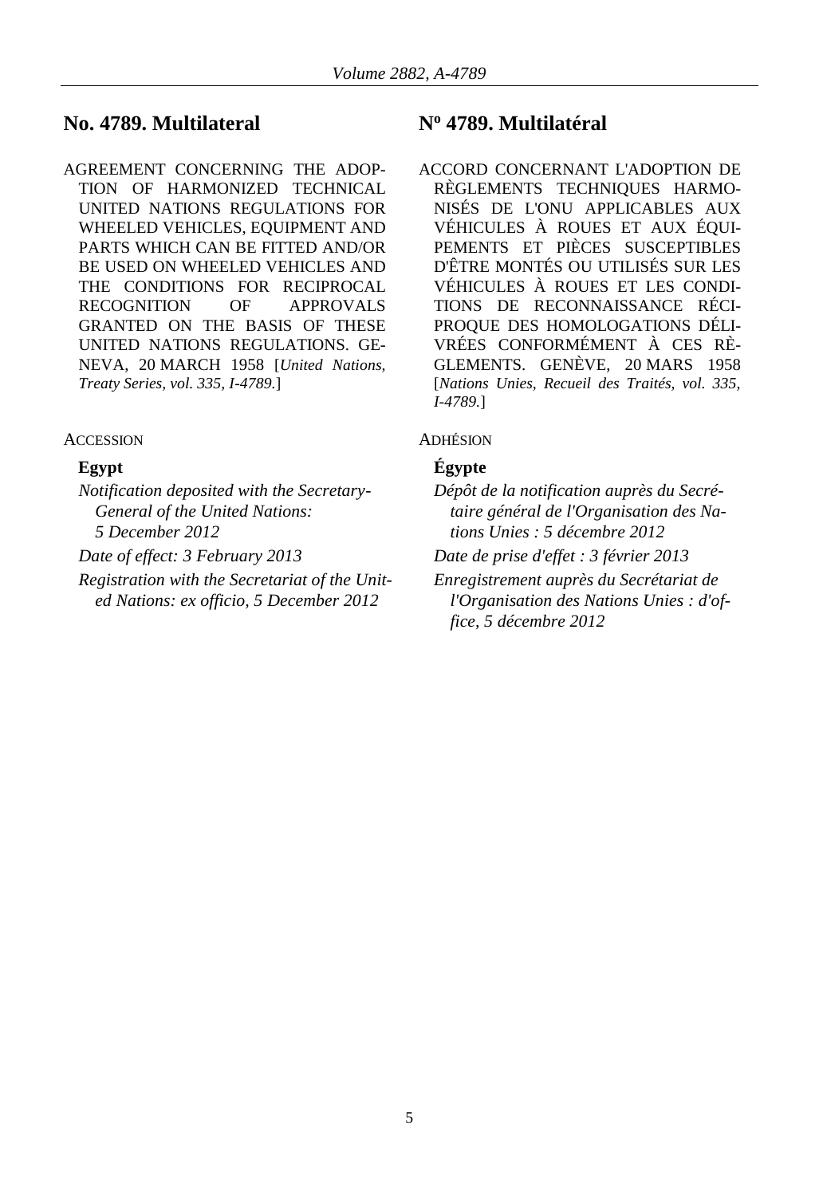## No. 4789. Multilateral

AGREEMENT CONCERNING THE ADOPTION OF HARMONIZED TECHNICAL UNITED NATIONS REGULATIONS FOR WHEELED VEHICLES, EQUIPMENT AND PARTS WHICH CAN BE FITTED AND/OR BE USED ON WHEELED VEHICLES AND THE CONDITIONS FOR RECIPROCAL RECOGNITION OF APPROVALS GRANTED ON THE BASIS OF THESE UNITED NATIONS REGULATIONS. GENEVA, 20 MARCH 1958 [*United Nations, Treaty Series, vol. 335, I-4789.*]

ACCESSION

**Egypt**

*Notification deposited with the Secretary-General of the United Nations: 5 December 2012*

*Date of effect: 3 February 2013*

*Registration with the Secretariat of the United Nations: ex officio, 5 December 2012*

## Nº 4789. Multilatéral

ACCORD CONCERNANT L'ADOPTION DE RÈGLEMENTS TECHNIQUES HARMONISÉS DE L'ONU APPLICABLES AUX VÉHICULES À ROUES ET AUX ÉQUIPEMENTS ET PIÈCES SUSCEPTIBLES D'ÊTRE MONTÉS OU UTILISÉS SUR LES VÉHICULES À ROUES ET LES CONDITIONS DE RECONNAISSANCE RÉCIPROQUE DES HOMOLOGATIONS DÉLIVRÉES CONFORMÉMENT À CES RÈGLEMENTS. GENÈVE, 20 MARS 1958 [*Nations Unies, Recueil des Traités, vol. 335, I-4789.*]

ADHÉSION

**Égypte**

*Dépôt de la notification auprès du Secrétaire général de l'Organisation des Nations Unies : 5 décembre 2012*

*Date de prise d'effet : 3 février 2013*

*Enregistrement auprès du Secrétariat de l'Organisation des Nations Unies : d'office, 5 décembre 2012*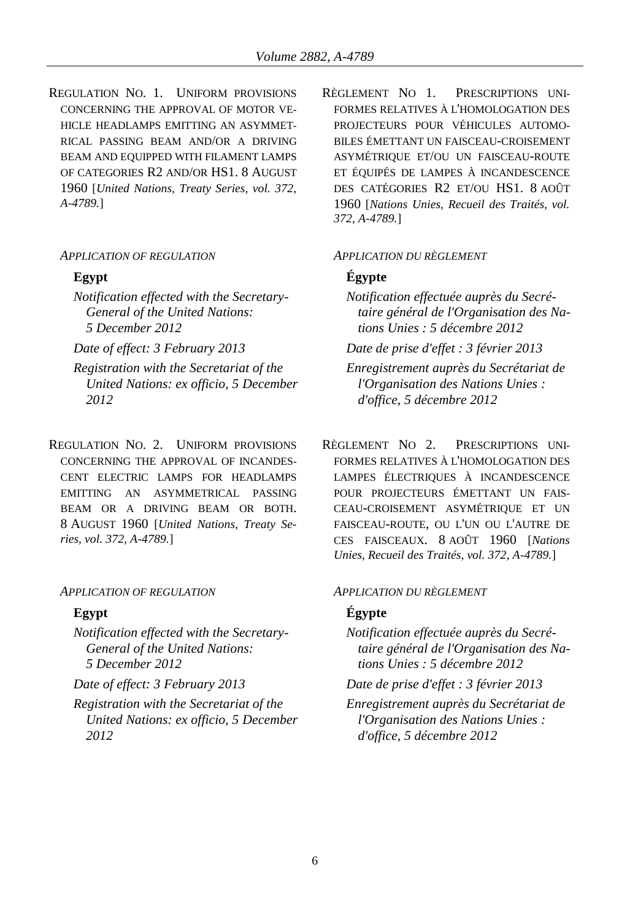REGULATION NO. 1. UNIFORM PROVISIONS CONCERNING THE APPROVAL OF MOTOR VEHICLE HEADLAMPS EMITTING AN ASYMMETRICAL PASSING BEAM AND/OR A DRIVING BEAM AND EQUIPPED WITH FILAMENT LAMPS OF CATEGORIES R2 AND/OR HS1. 8 AUGUST 1960 [*United Nations, Treaty Series, vol. 372, A-4789.*]

*APPLICATION OF REGULATION*

**Egypt**

*Notification effected with the Secretary-General of the United Nations: 5 December 2012*

*Date of effect: 3 February 2013*

*Registration with the Secretariat of the United Nations: ex officio, 5 December 2012*

REGULATION NO. 2. UNIFORM PROVISIONS CONCERNING THE APPROVAL OF INCANDESCENT ELECTRIC LAMPS FOR HEADLAMPS EMITTING AN ASYMMETRICAL PASSING BEAM OR A DRIVING BEAM OR BOTH. 8 AUGUST 1960 [*United Nations, Treaty Series, vol. 372, A-4789.*]

*APPLICATION OF REGULATION*

**Egypt**

*Notification effected with the Secretary-General of the United Nations: 5 December 2012*

*Date of effect: 3 February 2013*

*Registration with the Secretariat of the United Nations: ex officio, 5 December 2012*

RÈGLEMENT NO 1. PRESCRIPTIONS UNIFORMES RELATIVES À L'HOMOLOGATION DES PROJECTEURS POUR VÉHICULES AUTOMOBILES ÉMETTANT UN FAISCEAU-CROISEMENT ASYMÉTRIQUE ET/OU UN FAISCEAU-ROUTE ET ÉQUIPÉS DE LAMPES À INCANDESCENCE DES CATÉGORIES R2 ET/OU HS1. 8 AOÛT 1960 [*Nations Unies, Recueil des Traités, vol. 372, A-4789.*]

*APPLICATION DU RÈGLEMENT*

**Égypte**

*Notification effectuée auprès du Secrétaire général de l'Organisation des Nations Unies : 5 décembre 2012*

*Date de prise d'effet : 3 février 2013*

*Enregistrement auprès du Secrétariat de l'Organisation des Nations Unies : d'office, 5 décembre 2012*

RÈGLEMENT NO 2. PRESCRIPTIONS UNIFORMES RELATIVES À L'HOMOLOGATION DES LAMPES ÉLECTRIQUES À INCANDESCENCE POUR PROJECTEURS ÉMETTANT UN FAISCEAU-CROISEMENT ASYMÉTRIQUE ET UN FAISCEAU-ROUTE, OU L'UN OU L'AUTRE DE CES FAISCEAUX. 8 AOÛT 1960 [*Nations Unies, Recueil des Traités, vol. 372, A-4789.*]

*APPLICATION DU RÈGLEMENT*

**Égypte**

*Notification effectuée auprès du Secrétaire général de l'Organisation des Nations Unies : 5 décembre 2012*

*Date de prise d'effet : 3 février 2013*

*Enregistrement auprès du Secrétariat de l'Organisation des Nations Unies : d'office, 5 décembre 2012*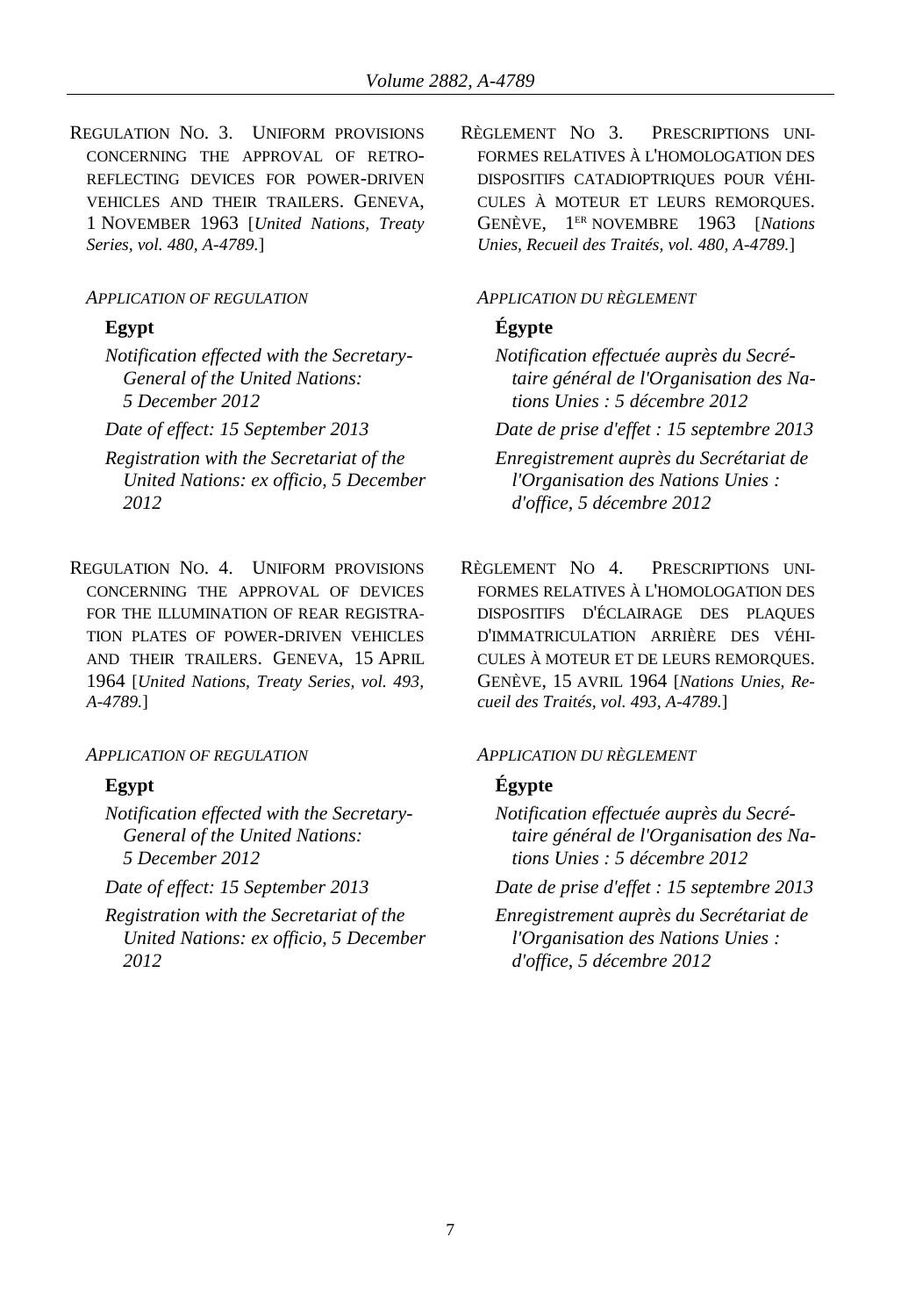REGULATION NO. 3. UNIFORM PROVISIONS CONCERNING THE APPROVAL OF RETRO-REFLECTING DEVICES FOR POWER-DRIVEN VEHICLES AND THEIR TRAILERS. GENEVA, 1 NOVEMBER 1963 [*United Nations, Treaty Series, vol. 480, A-4789.*]

*APPLICATION OF REGULATION*

**Egypt**

*Notification effected with the Secretary-General of the United Nations: 5 December 2012*

*Date of effect: 15 September 2013*

*Registration with the Secretariat of the United Nations: ex officio, 5 December 2012*

RÈGLEMENT NO 3. PRESCRIPTIONS UNIFORMES RELATIVES À L'HOMOLOGATION DES DISPOSITIFS CATADIOPTRIQUES POUR VÉHICULES À MOTEUR ET LEURS REMORQUES. GENÈVE, 1ER NOVEMBRE 1963 [*Nations Unies, Recueil des Traités, vol. 480, A-4789.*]

*APPLICATION DU RÈGLEMENT*

**Égypte**

*Notification effectuée auprès du Secrétaire général de l'Organisation des Nations Unies : 5 décembre 2012*

*Date de prise d'effet : 15 septembre 2013*

*Enregistrement auprès du Secrétariat de l'Organisation des Nations Unies : d'office, 5 décembre 2012*

REGULATION NO. 4. UNIFORM PROVISIONS CONCERNING THE APPROVAL OF DEVICES FOR THE ILLUMINATION OF REAR REGISTRATION PLATES OF POWER-DRIVEN VEHICLES AND THEIR TRAILERS. GENEVA, 15 APRIL 1964 [*United Nations, Treaty Series, vol. 493, A-4789.*]

*APPLICATION OF REGULATION*

**Egypt**

*Notification effected with the Secretary-General of the United Nations: 5 December 2012*

*Date of effect: 15 September 2013*

*Registration with the Secretariat of the United Nations: ex officio, 5 December 2012*

RÈGLEMENT NO 4. PRESCRIPTIONS UNIFORMES RELATIVES À L'HOMOLOGATION DES DISPOSITIFS D'ÉCLAIRAGE DES PLAQUES D'IMMATRICULATION ARRIÈRE DES VÉHICULES À MOTEUR ET DE LEURS REMORQUES. GENÈVE, 15 AVRIL 1964 [*Nations Unies, Recueil des Traités, vol. 493, A-4789.*]

*APPLICATION DU RÈGLEMENT*

**Égypte**

*Notification effectuée auprès du Secrétaire général de l'Organisation des Nations Unies : 5 décembre 2012*

*Date de prise d'effet : 15 septembre 2013*

*Enregistrement auprès du Secrétariat de l'Organisation des Nations Unies : d'office, 5 décembre 2012*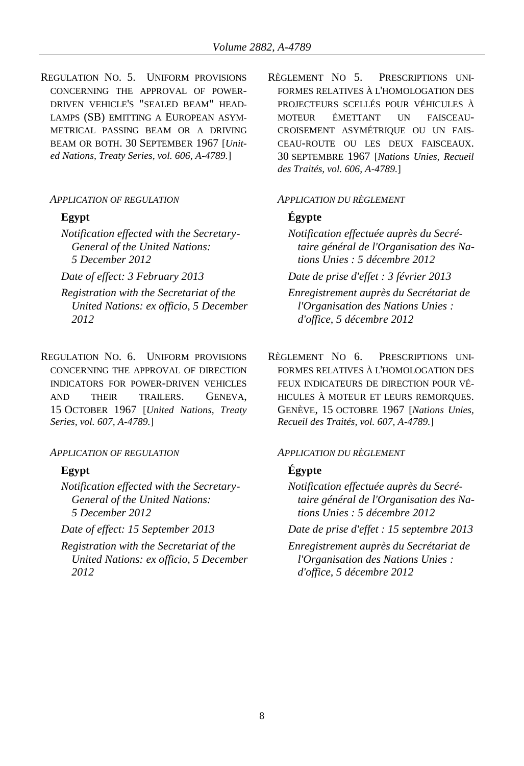REGULATION NO. 5. UNIFORM PROVISIONS CONCERNING THE APPROVAL OF POWER-DRIVEN VEHICLE'S "SEALED BEAM" HEADLAMPS (SB) EMITTING A EUROPEAN ASYMMETRICAL PASSING BEAM OR A DRIVING BEAM OR BOTH. 30 SEPTEMBER 1967 [*United Nations, Treaty Series, vol. 606, A-4789.*]

*APPLICATION OF REGULATION*

**Egypt**

*Notification effected with the Secretary-General of the United Nations: 5 December 2012*

*Date of effect: 3 February 2013*

*Registration with the Secretariat of the United Nations: ex officio, 5 December 2012*

RÈGLEMENT NO 5. PRESCRIPTIONS UNIFORMES RELATIVES À L'HOMOLOGATION DES PROJECTEURS SCELLÉS POUR VÉHICULES À MOTEUR ÉMETTANT UN FAISCEAU-CROISEMENT ASYMÉTRIQUE OU UN FAISCEAU-ROUTE OU LES DEUX FAISCEAUX. 30 SEPTEMBRE 1967 [*Nations Unies, Recueil des Traités, vol. 606, A-4789.*]

*APPLICATION DU RÈGLEMENT*

**Égypte**

*Notification effectuée auprès du Secrétaire général de l'Organisation des Nations Unies : 5 décembre 2012*

*Date de prise d'effet : 3 février 2013*

*Enregistrement auprès du Secrétariat de l'Organisation des Nations Unies : d'office, 5 décembre 2012*

REGULATION NO. 6. UNIFORM PROVISIONS CONCERNING THE APPROVAL OF DIRECTION INDICATORS FOR POWER-DRIVEN VEHICLES AND THEIR TRAILERS. GENEVA, 15 OCTOBER 1967 [*United Nations, Treaty Series, vol. 607, A-4789.*]

*APPLICATION OF REGULATION*

**Egypt**

*Notification effected with the Secretary-General of the United Nations: 5 December 2012*

*Date of effect: 15 September 2013*

*Registration with the Secretariat of the United Nations: ex officio, 5 December 2012*

RÈGLEMENT NO 6. PRESCRIPTIONS UNIFORMES RELATIVES À L'HOMOLOGATION DES FEUX INDICATEURS DE DIRECTION POUR VÉHICULES À MOTEUR ET LEURS REMORQUES. GENÈVE, 15 OCTOBRE 1967 [*Nations Unies, Recueil des Traités, vol. 607, A-4789.*]

*APPLICATION DU RÈGLEMENT*

**Égypte**

*Notification effectuée auprès du Secrétaire général de l'Organisation des Nations Unies : 5 décembre 2012*

*Date de prise d'effet : 15 septembre 2013*

*Enregistrement auprès du Secrétariat de l'Organisation des Nations Unies : d'office, 5 décembre 2012*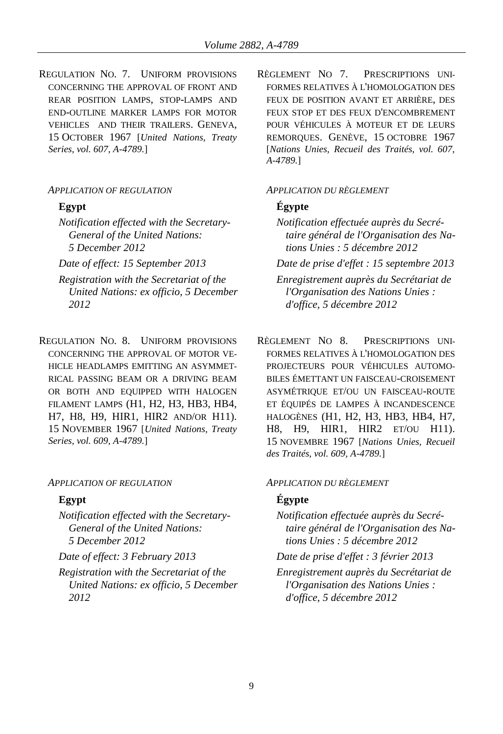REGULATION NO. 7. UNIFORM PROVISIONS CONCERNING THE APPROVAL OF FRONT AND REAR POSITION LAMPS, STOP-LAMPS AND END-OUTLINE MARKER LAMPS FOR MOTOR VEHICLES AND THEIR TRAILERS. GENEVA, 15 OCTOBER 1967 [*United Nations, Treaty Series, vol. 607, A-4789.*]

*APPLICATION OF REGULATION*

**Egypt**

*Notification effected with the Secretary-General of the United Nations: 5 December 2012*

*Date of effect: 15 September 2013*

*Registration with the Secretariat of the United Nations: ex officio, 5 December 2012*

RÈGLEMENT NO 7. PRESCRIPTIONS UNIFORMES RELATIVES À L'HOMOLOGATION DES FEUX DE POSITION AVANT ET ARRIÈRE, DES FEUX STOP ET DES FEUX D'ENCOMBREMENT POUR VÉHICULES À MOTEUR ET DE LEURS REMORQUES. GENÈVE, 15 OCTOBRE 1967 [*Nations Unies, Recueil des Traités, vol. 607, A-4789.*]

*APPLICATION DU RÈGLEMENT*

**Égypte**

*Notification effectuée auprès du Secrétaire général de l'Organisation des Nations Unies : 5 décembre 2012*

*Date de prise d'effet : 15 septembre 2013*

*Enregistrement auprès du Secrétariat de l'Organisation des Nations Unies : d'office, 5 décembre 2012*

REGULATION NO. 8. UNIFORM PROVISIONS CONCERNING THE APPROVAL OF MOTOR VEHICLE HEADLAMPS EMITTING AN ASYMMETRICAL PASSING BEAM OR A DRIVING BEAM OR BOTH AND EQUIPPED WITH HALOGEN FILAMENT LAMPS (H1, H2, H3, HB3, HB4, H7, H8, H9, HIR1, HIR2 AND/OR H11). 15 NOVEMBER 1967 [*United Nations, Treaty Series, vol. 609, A-4789.*]

*APPLICATION OF REGULATION*

**Egypt**

*Notification effected with the Secretary-General of the United Nations: 5 December 2012*

*Date of effect: 3 February 2013*

*Registration with the Secretariat of the United Nations: ex officio, 5 December 2012*

RÈGLEMENT NO 8. PRESCRIPTIONS UNIFORMES RELATIVES À L'HOMOLOGATION DES PROJECTEURS POUR VÉHICULES AUTOMOBILES ÉMETTANT UN FAISCEAU-CROISEMENT ASYMÉTRIQUE ET/OU UN FAISCEAU-ROUTE ET ÉQUIPÉS DE LAMPES À INCANDESCENCE HALOGÈNES (H1, H2, H3, HB3, HB4, H7, H8, H9, HIR1, HIR2 ET/OU H11). 15 NOVEMBRE 1967 [*Nations Unies, Recueil des Traités, vol. 609, A-4789.*]

*APPLICATION DU RÈGLEMENT*

**Égypte**

*Notification effectuée auprès du Secrétaire général de l'Organisation des Nations Unies : 5 décembre 2012*

*Date de prise d'effet : 3 février 2013*

*Enregistrement auprès du Secrétariat de l'Organisation des Nations Unies : d'office, 5 décembre 2012*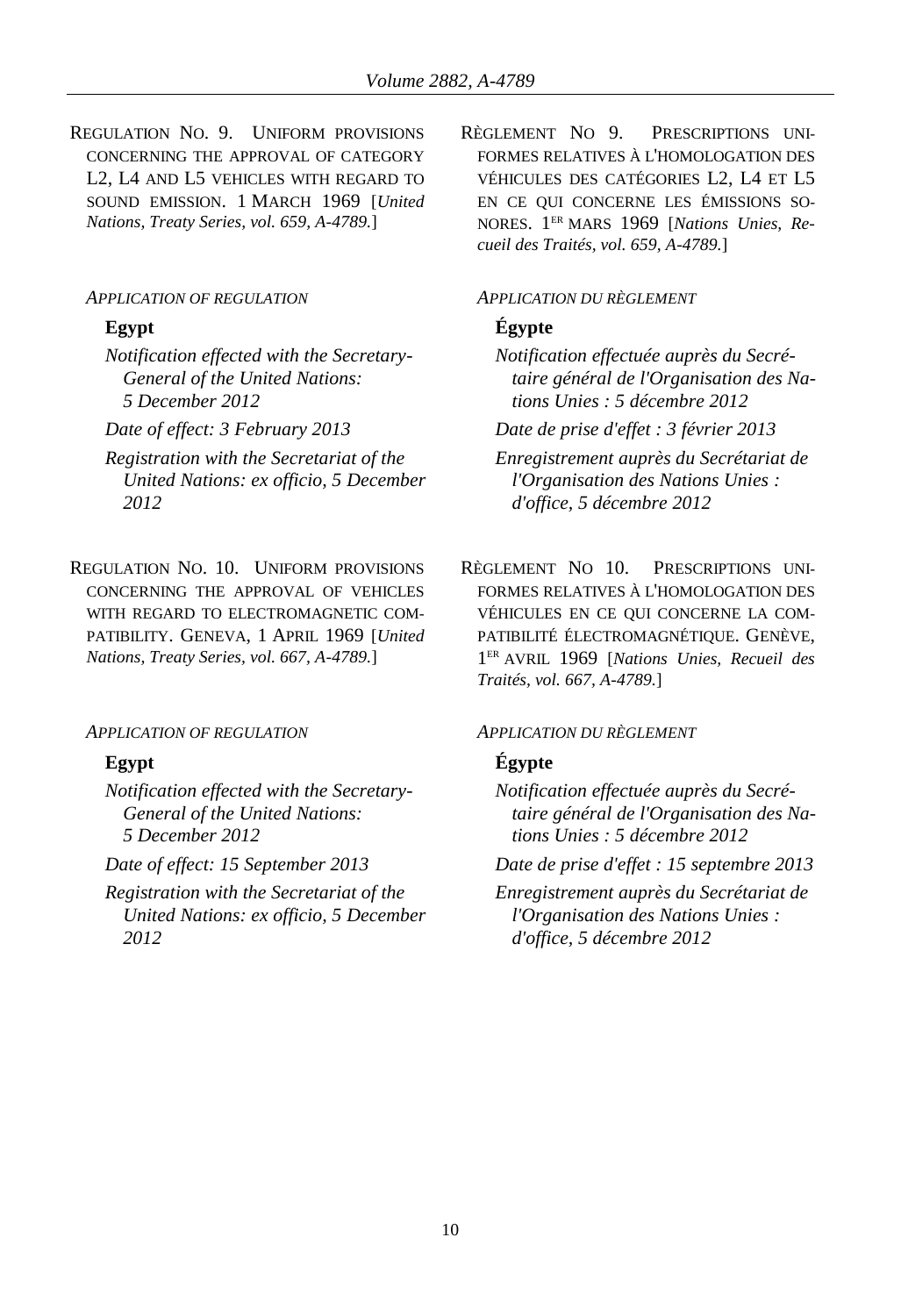REGULATION NO. 9. UNIFORM PROVISIONS CONCERNING THE APPROVAL OF CATEGORY L2, L4 AND L5 VEHICLES WITH REGARD TO SOUND EMISSION. 1 MARCH 1969 [*United Nations, Treaty Series, vol. 659, A-4789.*]

*APPLICATION OF REGULATION*

**Egypt**

*Notification effected with the Secretary-General of the United Nations: 5 December 2012*

*Date of effect: 3 February 2013*

*Registration with the Secretariat of the United Nations: ex officio, 5 December 2012*

RÈGLEMENT NO 9. PRESCRIPTIONS UNIFORMES RELATIVES À L'HOMOLOGATION DES VÉHICULES DES CATÉGORIES L2, L4 ET L5 EN CE QUI CONCERNE LES ÉMISSIONS SONORES. 1ER MARS 1969 [*Nations Unies, Recueil des Traités, vol. 659, A-4789.*]

*APPLICATION DU RÈGLEMENT*

**Égypte**

*Notification effectuée auprès du Secrétaire général de l'Organisation des Nations Unies : 5 décembre 2012*

*Date de prise d'effet : 3 février 2013*

*Enregistrement auprès du Secrétariat de l'Organisation des Nations Unies : d'office, 5 décembre 2012*

REGULATION NO. 10. UNIFORM PROVISIONS CONCERNING THE APPROVAL OF VEHICLES WITH REGARD TO ELECTROMAGNETIC COMPATIBILITY. GENEVA, 1 APRIL 1969 [*United Nations, Treaty Series, vol. 667, A-4789.*]

*APPLICATION OF REGULATION*

**Egypt**

*Notification effected with the Secretary-General of the United Nations: 5 December 2012*

*Date of effect: 15 September 2013*

*Registration with the Secretariat of the United Nations: ex officio, 5 December 2012*

RÈGLEMENT NO 10. PRESCRIPTIONS UNIFORMES RELATIVES À L'HOMOLOGATION DES VÉHICULES EN CE QUI CONCERNE LA COMPATIBILITÉ ÉLECTROMAGNÉTIQUE. GENÈVE, 1ER AVRIL 1969 [*Nations Unies, Recueil des Traités, vol. 667, A-4789.*]

*APPLICATION DU RÈGLEMENT*

**Égypte**

*Notification effectuée auprès du Secrétaire général de l'Organisation des Nations Unies : 5 décembre 2012*

*Date de prise d'effet : 15 septembre 2013*

*Enregistrement auprès du Secrétariat de l'Organisation des Nations Unies : d'office, 5 décembre 2012*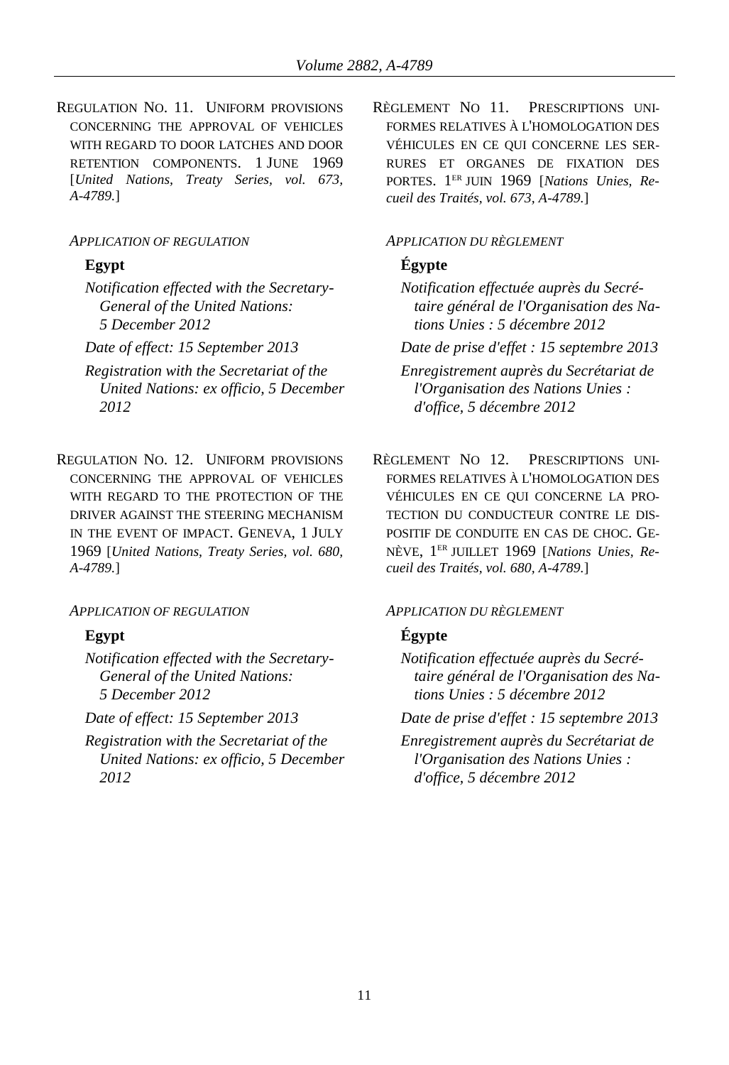REGULATION NO. 11. UNIFORM PROVISIONS CONCERNING THE APPROVAL OF VEHICLES WITH REGARD TO DOOR LATCHES AND DOOR RETENTION COMPONENTS. 1 JUNE 1969 [*United Nations, Treaty Series, vol. 673, A-4789.*]

*APPLICATION OF REGULATION*

**Egypt**

*Notification effected with the Secretary-General of the United Nations: 5 December 2012*

*Date of effect: 15 September 2013*

*Registration with the Secretariat of the United Nations: ex officio, 5 December 2012*

RÈGLEMENT NO 11. PRESCRIPTIONS UNIFORMES RELATIVES À L'HOMOLOGATION DES VÉHICULES EN CE QUI CONCERNE LES SERRURES ET ORGANES DE FIXATION DES PORTES. 1[ER] JUIN 1969 [*Nations Unies, Recueil des Traités, vol. 673, A-4789.*]

*APPLICATION DU RÈGLEMENT*

**Égypte**

*Notification effectuée auprès du Secrétaire général de l'Organisation des Nations Unies : 5 décembre 2012*

*Date de prise d'effet : 15 septembre 2013*

*Enregistrement auprès du Secrétariat de l'Organisation des Nations Unies : d'office, 5 décembre 2012*

REGULATION NO. 12. UNIFORM PROVISIONS CONCERNING THE APPROVAL OF VEHICLES WITH REGARD TO THE PROTECTION OF THE DRIVER AGAINST THE STEERING MECHANISM IN THE EVENT OF IMPACT. GENEVA, 1 JULY 1969 [*United Nations, Treaty Series, vol. 680, A-4789.*]

*APPLICATION OF REGULATION*

**Egypt**

*Notification effected with the Secretary-General of the United Nations: 5 December 2012*

*Date of effect: 15 September 2013*

*Registration with the Secretariat of the United Nations: ex officio, 5 December 2012*

RÈGLEMENT NO 12. PRESCRIPTIONS UNIFORMES RELATIVES À L'HOMOLOGATION DES VÉHICULES EN CE QUI CONCERNE LA PROTECTION DU CONDUCTEUR CONTRE LE DISPOSITIF DE CONDUITE EN CAS DE CHOC. GENÈVE, 1[ER] JUILLET 1969 [*Nations Unies, Recueil des Traités, vol. 680, A-4789.*]

*APPLICATION DU RÈGLEMENT*

**Égypte**

*Notification effectuée auprès du Secrétaire général de l'Organisation des Nations Unies : 5 décembre 2012*

*Date de prise d'effet : 15 septembre 2013*

*Enregistrement auprès du Secrétariat de l'Organisation des Nations Unies : d'office, 5 décembre 2012*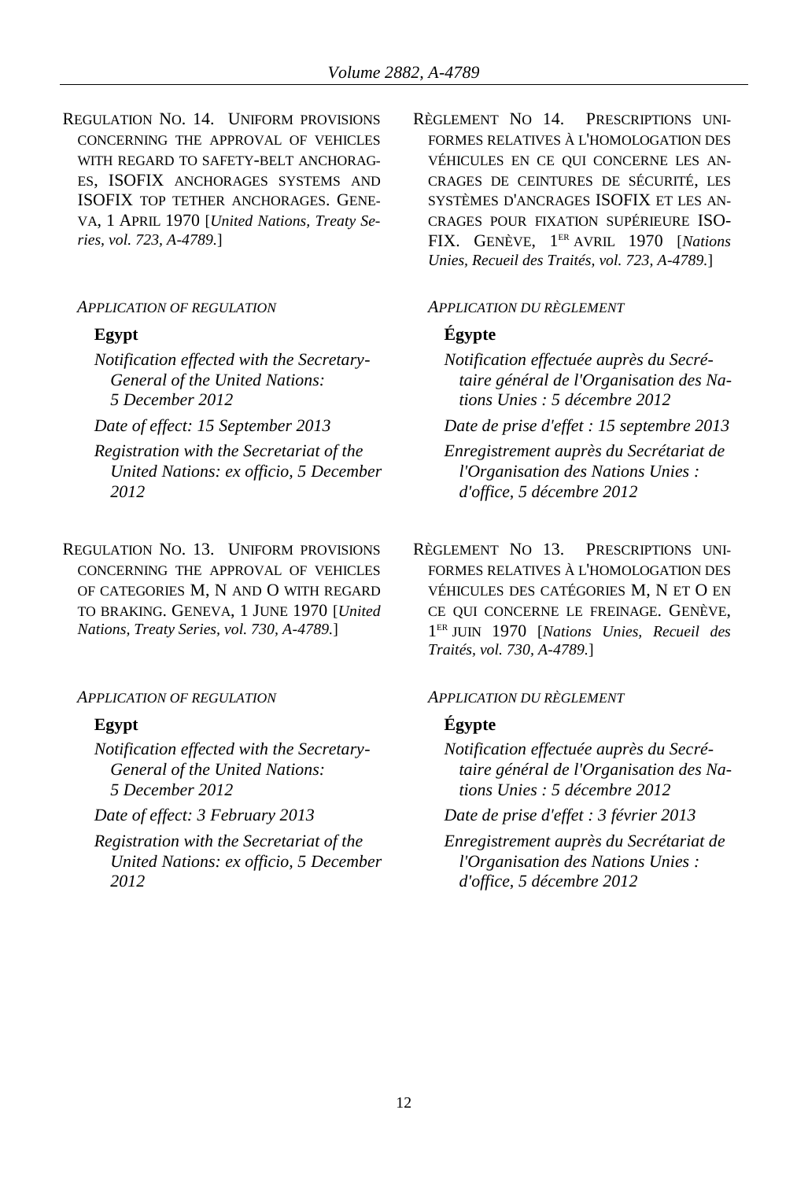REGULATION NO. 14. UNIFORM PROVISIONS CONCERNING THE APPROVAL OF VEHICLES WITH REGARD TO SAFETY-BELT ANCHORAGES, ISOFIX ANCHORAGES SYSTEMS AND ISOFIX TOP TETHER ANCHORAGES. GENEVA, 1 APRIL 1970 [*United Nations, Treaty Series, vol. 723, A-4789.*]

*APPLICATION OF REGULATION*

**Egypt**

*Notification effected with the Secretary-General of the United Nations: 5 December 2012*

*Date of effect: 15 September 2013*

*Registration with the Secretariat of the United Nations: ex officio, 5 December 2012*

RÈGLEMENT NO 14. PRESCRIPTIONS UNIFORMES RELATIVES À L'HOMOLOGATION DES VÉHICULES EN CE QUI CONCERNE LES ANCRAGES DE CEINTURES DE SÉCURITÉ, LES SYSTÈMES D'ANCRAGES ISOFIX ET LES ANCRAGES POUR FIXATION SUPÉRIEURE ISOFIX. GENÈVE, 1ER AVRIL 1970 [*Nations Unies, Recueil des Traités, vol. 723, A-4789.*]

*APPLICATION DU RÈGLEMENT*

**Égypte**

*Notification effectuée auprès du Secrétaire général de l'Organisation des Nations Unies : 5 décembre 2012*

*Date de prise d'effet : 15 septembre 2013*

*Enregistrement auprès du Secrétariat de l'Organisation des Nations Unies : d'office, 5 décembre 2012*

REGULATION NO. 13. UNIFORM PROVISIONS CONCERNING THE APPROVAL OF VEHICLES OF CATEGORIES M, N AND O WITH REGARD TO BRAKING. GENEVA, 1 JUNE 1970 [*United Nations, Treaty Series, vol. 730, A-4789.*]

*APPLICATION OF REGULATION*

**Egypt**

*Notification effected with the Secretary-General of the United Nations: 5 December 2012*

*Date of effect: 3 February 2013*

*Registration with the Secretariat of the United Nations: ex officio, 5 December 2012*

RÈGLEMENT NO 13. PRESCRIPTIONS UNIFORMES RELATIVES À L'HOMOLOGATION DES VÉHICULES DES CATÉGORIES M, N ET O EN CE QUI CONCERNE LE FREINAGE. GENÈVE, 1ER JUIN 1970 [*Nations Unies, Recueil des Traités, vol. 730, A-4789.*]

*APPLICATION DU RÈGLEMENT*

**Égypte**

*Notification effectuée auprès du Secrétaire général de l'Organisation des Nations Unies : 5 décembre 2012*

*Date de prise d'effet : 3 février 2013*

*Enregistrement auprès du Secrétariat de l'Organisation des Nations Unies : d'office, 5 décembre 2012*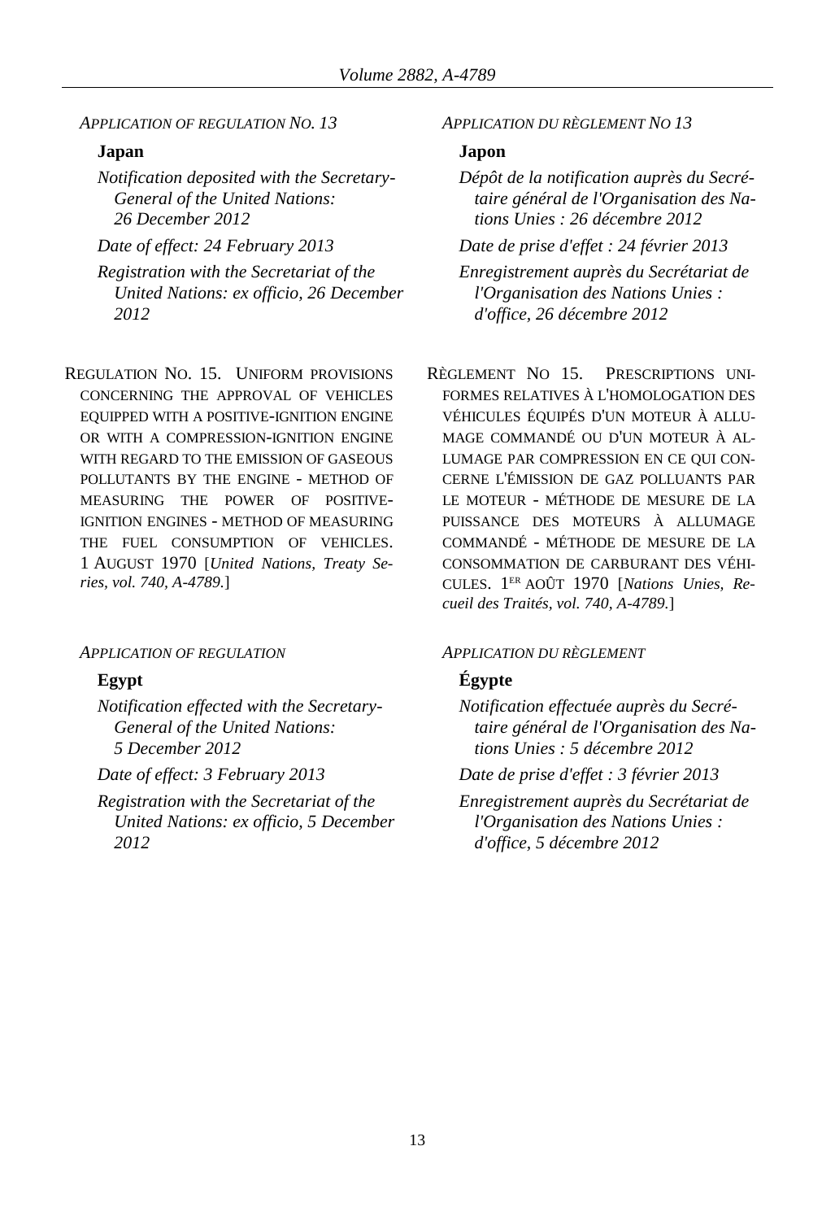*APPLICATION OF REGULATION NO. 13*

**Japan**

*Notification deposited with the Secretary-General of the United Nations: 26 December 2012*

*Date of effect: 24 February 2013*

*Registration with the Secretariat of the United Nations: ex officio, 26 December 2012*

*APPLICATION DU RÈGLEMENT NO 13*

**Japon**

*Dépôt de la notification auprès du Secrétaire général de l'Organisation des Nations Unies : 26 décembre 2012*

*Date de prise d'effet : 24 février 2013*

*Enregistrement auprès du Secrétariat de l'Organisation des Nations Unies : d'office, 26 décembre 2012*

REGULATION NO. 15. UNIFORM PROVISIONS CONCERNING THE APPROVAL OF VEHICLES EQUIPPED WITH A POSITIVE-IGNITION ENGINE OR WITH A COMPRESSION-IGNITION ENGINE WITH REGARD TO THE EMISSION OF GASEOUS POLLUTANTS BY THE ENGINE - METHOD OF MEASURING THE POWER OF POSITIVE-IGNITION ENGINES - METHOD OF MEASURING THE FUEL CONSUMPTION OF VEHICLES. 1 AUGUST 1970 [*United Nations, Treaty Series, vol. 740, A-4789.*]

RÈGLEMENT NO 15. PRESCRIPTIONS UNIFORMES RELATIVES À L'HOMOLOGATION DES VÉHICULES ÉQUIPÉS D'UN MOTEUR À ALLUMAGE COMMANDÉ OU D'UN MOTEUR À ALLUMAGE PAR COMPRESSION EN CE QUI CONCERNE L'ÉMISSION DE GAZ POLLUANTS PAR LE MOTEUR - MÉTHODE DE MESURE DE LA PUISSANCE DES MOTEURS À ALLUMAGE COMMANDÉ - MÉTHODE DE MESURE DE LA CONSOMMATION DE CARBURANT DES VÉHICULES. 1ER AOÛT 1970 [*Nations Unies, Recueil des Traités, vol. 740, A-4789.*]

*APPLICATION OF REGULATION*

**Egypt**

*Notification effected with the Secretary-General of the United Nations: 5 December 2012*

*Date of effect: 3 February 2013*

*Registration with the Secretariat of the United Nations: ex officio, 5 December 2012*

*APPLICATION DU RÈGLEMENT*

**Égypte**

*Notification effectuée auprès du Secrétaire général de l'Organisation des Nations Unies : 5 décembre 2012*

*Date de prise d'effet : 3 février 2013*

*Enregistrement auprès du Secrétariat de l'Organisation des Nations Unies : d'office, 5 décembre 2012*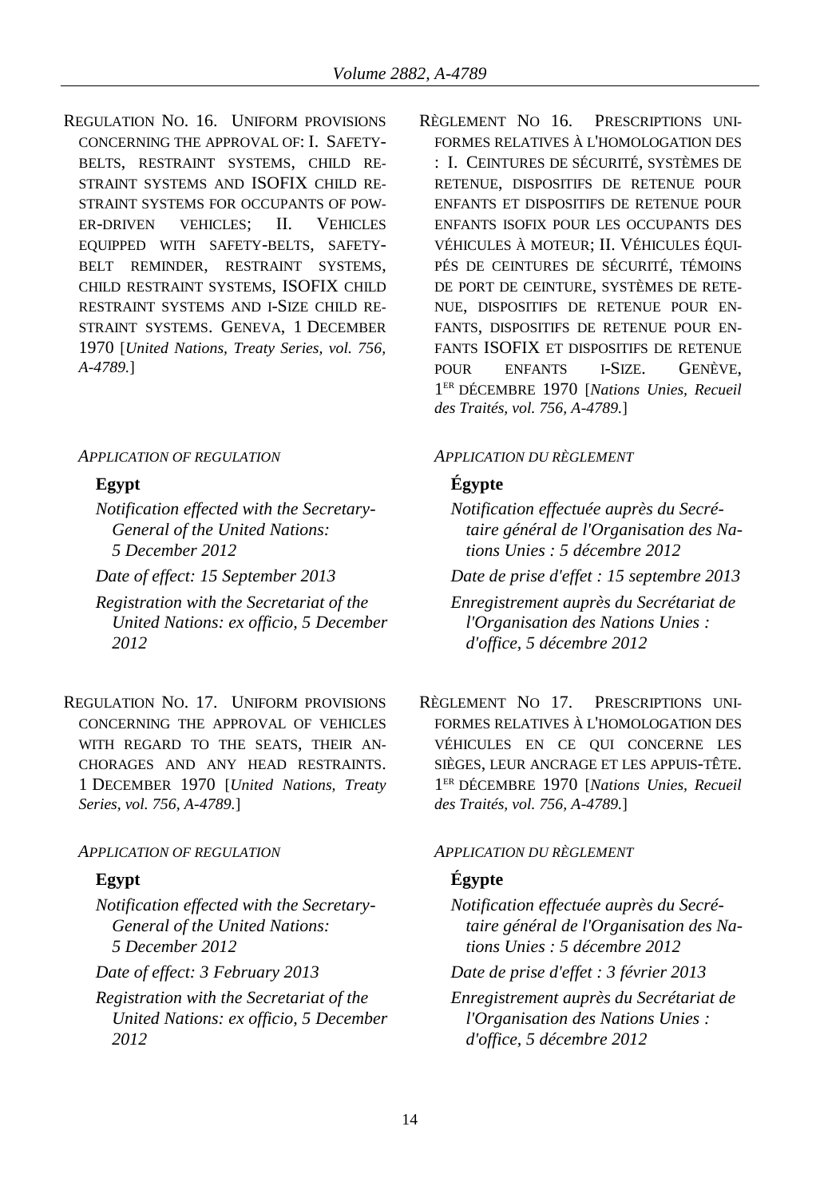REGULATION NO. 16. UNIFORM PROVISIONS CONCERNING THE APPROVAL OF: I. SAFETY-BELTS, RESTRAINT SYSTEMS, CHILD RESTRAINT SYSTEMS AND ISOFIX CHILD RESTRAINT SYSTEMS FOR OCCUPANTS OF POWER-DRIVEN VEHICLES; II. VEHICLES EQUIPPED WITH SAFETY-BELTS, SAFETY-BELT REMINDER, RESTRAINT SYSTEMS, CHILD RESTRAINT SYSTEMS, ISOFIX CHILD RESTRAINT SYSTEMS AND I-SIZE CHILD RESTRAINT SYSTEMS. GENEVA, 1 DECEMBER 1970 [*United Nations, Treaty Series, vol. 756, A-4789.*]

*APPLICATION OF REGULATION*

**Egypt**

*Notification effected with the Secretary-General of the United Nations: 5 December 2012*

*Date of effect: 15 September 2013*

*Registration with the Secretariat of the United Nations: ex officio, 5 December 2012*

RÈGLEMENT NO 16. PRESCRIPTIONS UNIFORMES RELATIVES À L'HOMOLOGATION DES : I. CEINTURES DE SÉCURITÉ, SYSTÈMES DE RETENUE, DISPOSITIFS DE RETENUE POUR ENFANTS ET DISPOSITIFS DE RETENUE POUR ENFANTS ISOFIX POUR LES OCCUPANTS DES VÉHICULES À MOTEUR; II. VÉHICULES ÉQUIPÉS DE CEINTURES DE SÉCURITÉ, TÉMOINS DE PORT DE CEINTURE, SYSTÈMES DE RETENUE, DISPOSITIFS DE RETENUE POUR ENFANTS, DISPOSITIFS DE RETENUE POUR ENFANTS ISOFIX ET DISPOSITIFS DE RETENUE POUR ENFANTS I-SIZE. GENÈVE, 1ER DÉCEMBRE 1970 [*Nations Unies, Recueil des Traités, vol. 756, A-4789.*]

*APPLICATION DU RÈGLEMENT*

**Égypte**

*Notification effectuée auprès du Secrétaire général de l'Organisation des Nations Unies : 5 décembre 2012*

*Date de prise d'effet : 15 septembre 2013*

*Enregistrement auprès du Secrétariat de l'Organisation des Nations Unies : d'office, 5 décembre 2012*

REGULATION NO. 17. UNIFORM PROVISIONS CONCERNING THE APPROVAL OF VEHICLES WITH REGARD TO THE SEATS, THEIR ANCHORAGES AND ANY HEAD RESTRAINTS. 1 DECEMBER 1970 [*United Nations, Treaty Series, vol. 756, A-4789.*]

*APPLICATION OF REGULATION*

**Egypt**

*Notification effected with the Secretary-General of the United Nations: 5 December 2012*

*Date of effect: 3 February 2013*

*Registration with the Secretariat of the United Nations: ex officio, 5 December 2012*

RÈGLEMENT NO 17. PRESCRIPTIONS UNIFORMES RELATIVES À L'HOMOLOGATION DES VÉHICULES EN CE QUI CONCERNE LES SIÈGES, LEUR ANCRAGE ET LES APPUIS-TÊTE. 1ER DÉCEMBRE 1970 [*Nations Unies, Recueil des Traités, vol. 756, A-4789.*]

*APPLICATION DU RÈGLEMENT*

**Égypte**

*Notification effectuée auprès du Secrétaire général de l'Organisation des Nations Unies : 5 décembre 2012*

*Date de prise d'effet : 3 février 2013*

*Enregistrement auprès du Secrétariat de l'Organisation des Nations Unies : d'office, 5 décembre 2012*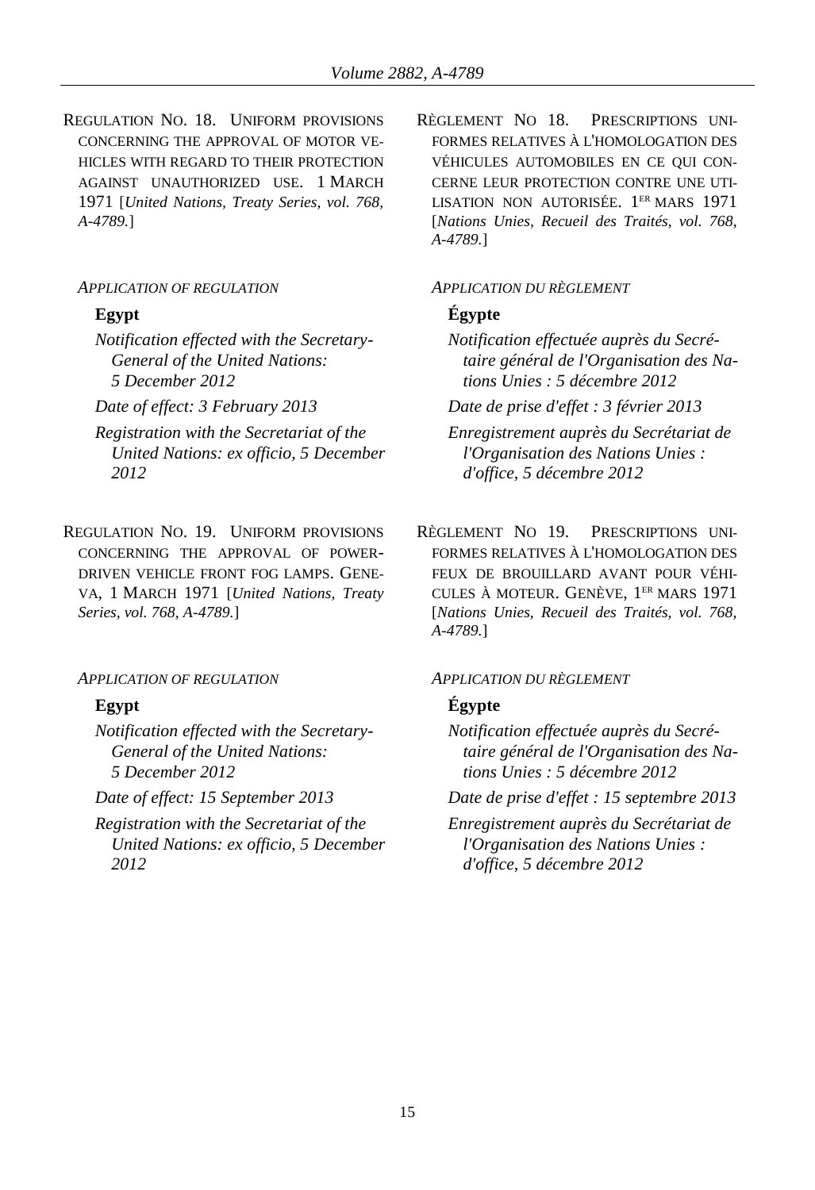REGULATION NO. 18. UNIFORM PROVISIONS CONCERNING THE APPROVAL OF MOTOR VEHICLES WITH REGARD TO THEIR PROTECTION AGAINST UNAUTHORIZED USE. 1 MARCH 1971 [*United Nations, Treaty Series, vol. 768, A-4789.*]

*APPLICATION OF REGULATION*

**Egypt**

*Notification effected with the Secretary-General of the United Nations: 5 December 2012*

*Date of effect: 3 February 2013*

*Registration with the Secretariat of the United Nations: ex officio, 5 December 2012*

RÈGLEMENT NO 18. PRESCRIPTIONS UNIFORMES RELATIVES À L'HOMOLOGATION DES VÉHICULES AUTOMOBILES EN CE QUI CONCERNE LEUR PROTECTION CONTRE UNE UTILISATION NON AUTORISÉE. 1ER MARS 1971 [*Nations Unies, Recueil des Traités, vol. 768, A-4789.*]

*APPLICATION DU RÈGLEMENT*

**Égypte**

*Notification effectuée auprès du Secrétaire général de l'Organisation des Nations Unies : 5 décembre 2012*

*Date de prise d'effet : 3 février 2013*

*Enregistrement auprès du Secrétariat de l'Organisation des Nations Unies : d'office, 5 décembre 2012*

REGULATION NO. 19. UNIFORM PROVISIONS CONCERNING THE APPROVAL OF POWER-DRIVEN VEHICLE FRONT FOG LAMPS. GENEVA, 1 MARCH 1971 [*United Nations, Treaty Series, vol. 768, A-4789.*]

*APPLICATION OF REGULATION*

**Egypt**

*Notification effected with the Secretary-General of the United Nations: 5 December 2012*

*Date of effect: 15 September 2013*

*Registration with the Secretariat of the United Nations: ex officio, 5 December 2012*

RÈGLEMENT NO 19. PRESCRIPTIONS UNIFORMES RELATIVES À L'HOMOLOGATION DES FEUX DE BROUILLARD AVANT POUR VÉHICULES À MOTEUR. GENÈVE, 1ER MARS 1971 [*Nations Unies, Recueil des Traités, vol. 768, A-4789.*]

*APPLICATION DU RÈGLEMENT*

**Égypte**

*Notification effectuée auprès du Secrétaire général de l'Organisation des Nations Unies : 5 décembre 2012*

*Date de prise d'effet : 15 septembre 2013*

*Enregistrement auprès du Secrétariat de l'Organisation des Nations Unies : d'office, 5 décembre 2012*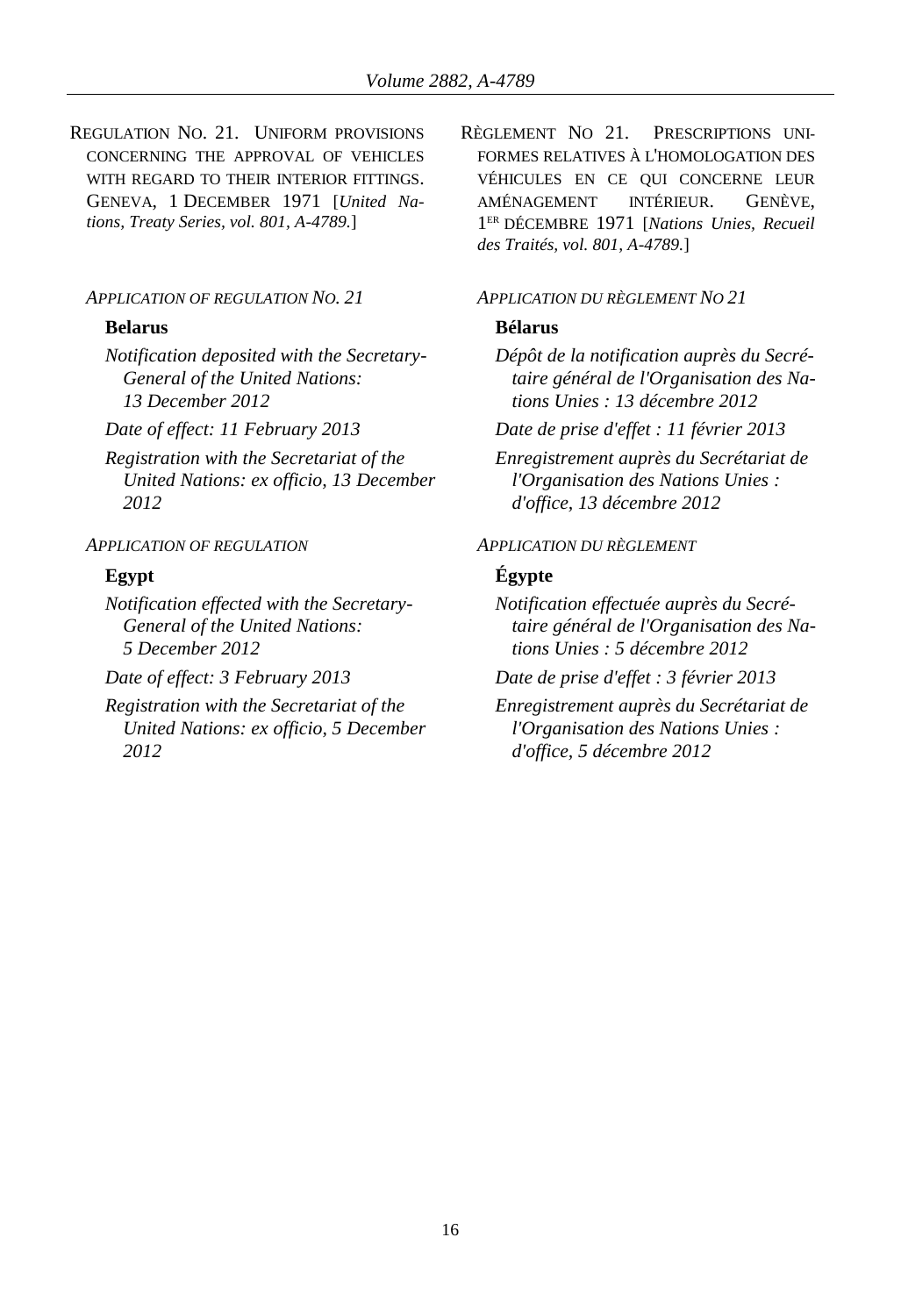REGULATION NO. 21. UNIFORM PROVISIONS CONCERNING THE APPROVAL OF VEHICLES WITH REGARD TO THEIR INTERIOR FITTINGS. GENEVA, 1 DECEMBER 1971 [*United Nations, Treaty Series, vol. 801, A-4789.*]

*APPLICATION OF REGULATION NO. 21*

**Belarus**

*Notification deposited with the Secretary-General of the United Nations: 13 December 2012*

*Date of effect: 11 February 2013*

*Registration with the Secretariat of the United Nations: ex officio, 13 December 2012*

*APPLICATION OF REGULATION*

**Egypt**

*Notification effected with the Secretary-General of the United Nations: 5 December 2012*

*Date of effect: 3 February 2013*

*Registration with the Secretariat of the United Nations: ex officio, 5 December 2012*

RÈGLEMENT NO 21. PRESCRIPTIONS UNIFORMES RELATIVES À L'HOMOLOGATION DES VÉHICULES EN CE QUI CONCERNE LEUR AMÉNAGEMENT INTÉRIEUR. GENÈVE, 1ER DÉCEMBRE 1971 [*Nations Unies, Recueil des Traités, vol. 801, A-4789.*]

*APPLICATION DU RÈGLEMENT NO 21*

**Bélarus**

*Dépôt de la notification auprès du Secrétaire général de l'Organisation des Nations Unies : 13 décembre 2012*

*Date de prise d'effet : 11 février 2013*

*Enregistrement auprès du Secrétariat de l'Organisation des Nations Unies : d'office, 13 décembre 2012*

*APPLICATION DU RÈGLEMENT*

**Égypte**

*Notification effectuée auprès du Secrétaire général de l'Organisation des Nations Unies : 5 décembre 2012*

*Date de prise d'effet : 3 février 2013*

*Enregistrement auprès du Secrétariat de l'Organisation des Nations Unies : d'office, 5 décembre 2012*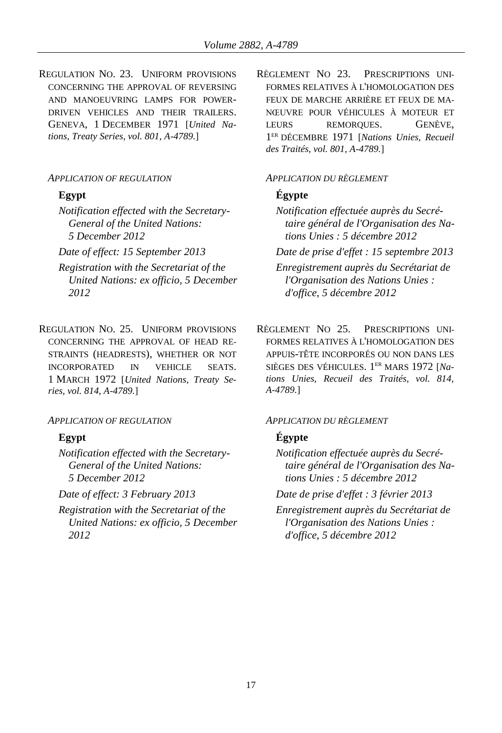REGULATION NO. 23. UNIFORM PROVISIONS CONCERNING THE APPROVAL OF REVERSING AND MANOEUVRING LAMPS FOR POWER-DRIVEN VEHICLES AND THEIR TRAILERS. GENEVA, 1 DECEMBER 1971 [*United Nations, Treaty Series, vol. 801, A-4789.*]

*APPLICATION OF REGULATION*

**Egypt**

*Notification effected with the Secretary-General of the United Nations: 5 December 2012*

*Date of effect: 15 September 2013*

*Registration with the Secretariat of the United Nations: ex officio, 5 December 2012*

RÈGLEMENT NO 23. PRESCRIPTIONS UNIFORMES RELATIVES À L'HOMOLOGATION DES FEUX DE MARCHE ARRIÈRE ET FEUX DE MANŒUVRE POUR VÉHICULES À MOTEUR ET LEURS REMORQUES. GENÈVE, 1ER DÉCEMBRE 1971 [*Nations Unies, Recueil des Traités, vol. 801, A-4789.*]

*APPLICATION DU RÈGLEMENT*

**Égypte**

*Notification effectuée auprès du Secrétaire général de l'Organisation des Nations Unies : 5 décembre 2012*

*Date de prise d'effet : 15 septembre 2013*

*Enregistrement auprès du Secrétariat de l'Organisation des Nations Unies : d'office, 5 décembre 2012*

REGULATION NO. 25. UNIFORM PROVISIONS CONCERNING THE APPROVAL OF HEAD RESTRAINTS (HEADRESTS), WHETHER OR NOT INCORPORATED IN VEHICLE SEATS. 1 MARCH 1972 [*United Nations, Treaty Series, vol. 814, A-4789.*]

*APPLICATION OF REGULATION*

**Egypt**

*Notification effected with the Secretary-General of the United Nations: 5 December 2012*

*Date of effect: 3 February 2013*

*Registration with the Secretariat of the United Nations: ex officio, 5 December 2012*

RÈGLEMENT NO 25. PRESCRIPTIONS UNIFORMES RELATIVES À L'HOMOLOGATION DES APPUIS-TÊTE INCORPORÉS OU NON DANS LES SIÈGES DES VÉHICULES. 1ER MARS 1972 [*Nations Unies, Recueil des Traités, vol. 814, A-4789.*]

*APPLICATION DU RÈGLEMENT*

**Égypte**

*Notification effectuée auprès du Secrétaire général de l'Organisation des Nations Unies : 5 décembre 2012*

*Date de prise d'effet : 3 février 2013*

*Enregistrement auprès du Secrétariat de l'Organisation des Nations Unies : d'office, 5 décembre 2012*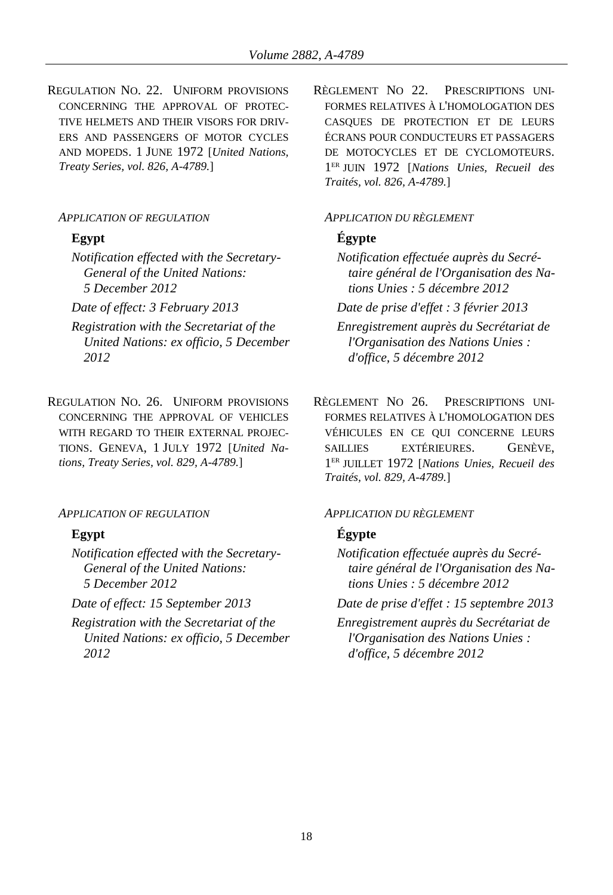REGULATION NO. 22. UNIFORM PROVISIONS CONCERNING THE APPROVAL OF PROTECTIVE HELMETS AND THEIR VISORS FOR DRIVERS AND PASSENGERS OF MOTOR CYCLES AND MOPEDS. 1 JUNE 1972 [*United Nations, Treaty Series, vol. 826, A-4789.*]

*APPLICATION OF REGULATION*

**Egypt**

*Notification effected with the Secretary-General of the United Nations: 5 December 2012*

*Date of effect: 3 February 2013*

*Registration with the Secretariat of the United Nations: ex officio, 5 December 2012*

RÈGLEMENT NO 22. PRESCRIPTIONS UNIFORMES RELATIVES À L'HOMOLOGATION DES CASQUES DE PROTECTION ET DE LEURS ÉCRANS POUR CONDUCTEURS ET PASSAGERS DE MOTOCYCLES ET DE CYCLOMOTEURS. 1ER JUIN 1972 [*Nations Unies, Recueil des Traités, vol. 826, A-4789.*]

*APPLICATION DU RÈGLEMENT*

**Égypte**

*Notification effectuée auprès du Secrétaire général de l'Organisation des Nations Unies : 5 décembre 2012*

*Date de prise d'effet : 3 février 2013*

*Enregistrement auprès du Secrétariat de l'Organisation des Nations Unies : d'office, 5 décembre 2012*

REGULATION NO. 26. UNIFORM PROVISIONS CONCERNING THE APPROVAL OF VEHICLES WITH REGARD TO THEIR EXTERNAL PROJECTIONS. GENEVA, 1 JULY 1972 [*United Nations, Treaty Series, vol. 829, A-4789.*]

*APPLICATION OF REGULATION*

**Egypt**

*Notification effected with the Secretary-General of the United Nations: 5 December 2012*

*Date of effect: 15 September 2013*

*Registration with the Secretariat of the United Nations: ex officio, 5 December 2012*

RÈGLEMENT NO 26. PRESCRIPTIONS UNIFORMES RELATIVES À L'HOMOLOGATION DES VÉHICULES EN CE QUI CONCERNE LEURS SAILLIES EXTÉRIEURES. GENÈVE, 1ER JUILLET 1972 [*Nations Unies, Recueil des Traités, vol. 829, A-4789.*]

*APPLICATION DU RÈGLEMENT*

**Égypte**

*Notification effectuée auprès du Secrétaire général de l'Organisation des Nations Unies : 5 décembre 2012*

*Date de prise d'effet : 15 septembre 2013*

*Enregistrement auprès du Secrétariat de l'Organisation des Nations Unies : d'office, 5 décembre 2012*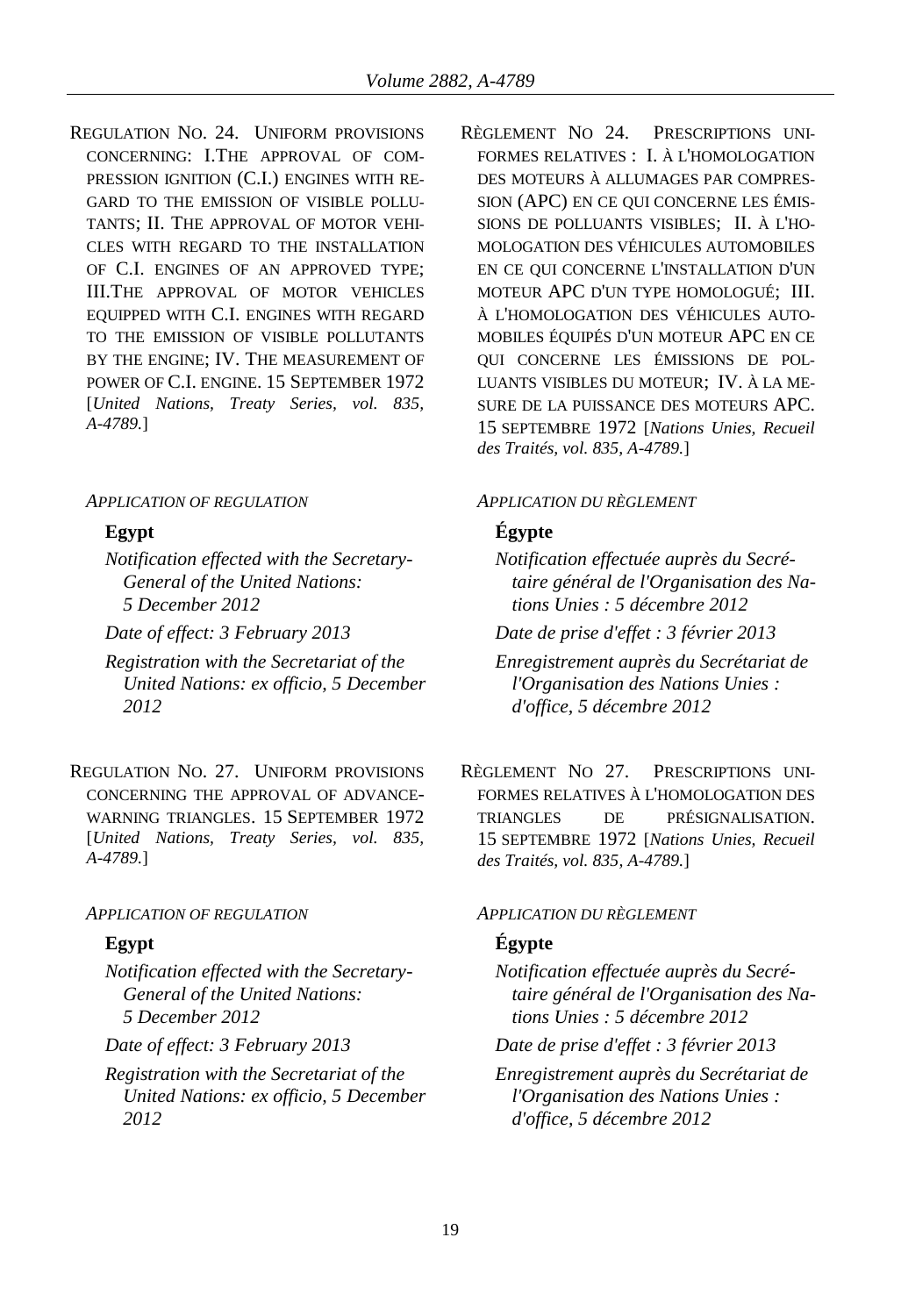REGULATION NO. 24. UNIFORM PROVISIONS CONCERNING: I.THE APPROVAL OF COMPRESSION IGNITION (C.I.) ENGINES WITH REGARD TO THE EMISSION OF VISIBLE POLLUTANTS; II. THE APPROVAL OF MOTOR VEHICLES WITH REGARD TO THE INSTALLATION OF C.I. ENGINES OF AN APPROVED TYPE; III.THE APPROVAL OF MOTOR VEHICLES EQUIPPED WITH C.I. ENGINES WITH REGARD TO THE EMISSION OF VISIBLE POLLUTANTS BY THE ENGINE; IV. THE MEASUREMENT OF POWER OF C.I. ENGINE. 15 SEPTEMBER 1972 [*United Nations, Treaty Series, vol. 835, A-4789.*]

*APPLICATION OF REGULATION*

**Egypt**

*Notification effected with the Secretary-General of the United Nations: 5 December 2012*

*Date of effect: 3 February 2013*

*Registration with the Secretariat of the United Nations: ex officio, 5 December 2012*

RÈGLEMENT NO 24. PRESCRIPTIONS UNIFORMES RELATIVES : I. À L'HOMOLOGATION DES MOTEURS À ALLUMAGES PAR COMPRESSION (APC) EN CE QUI CONCERNE LES ÉMISSIONS DE POLLUANTS VISIBLES; II. À L'HOMOLOGATION DES VÉHICULES AUTOMOBILES EN CE QUI CONCERNE L'INSTALLATION D'UN MOTEUR APC D'UN TYPE HOMOLOGUÉ; III. À L'HOMOLOGATION DES VÉHICULES AUTOMOBILES ÉQUIPÉS D'UN MOTEUR APC EN CE QUI CONCERNE LES ÉMISSIONS DE POLLUANTS VISIBLES DU MOTEUR; IV. À LA MESURE DE LA PUISSANCE DES MOTEURS APC. 15 SEPTEMBRE 1972 [*Nations Unies, Recueil des Traités, vol. 835, A-4789.*]

*APPLICATION DU RÈGLEMENT*

**Égypte**

*Notification effectuée auprès du Secrétaire général de l'Organisation des Nations Unies : 5 décembre 2012*

*Date de prise d'effet : 3 février 2013*

*Enregistrement auprès du Secrétariat de l'Organisation des Nations Unies : d'office, 5 décembre 2012*

REGULATION NO. 27. UNIFORM PROVISIONS CONCERNING THE APPROVAL OF ADVANCE-WARNING TRIANGLES. 15 SEPTEMBER 1972 [*United Nations, Treaty Series, vol. 835, A-4789.*]

*APPLICATION OF REGULATION*

**Egypt**

*Notification effected with the Secretary-General of the United Nations: 5 December 2012*

*Date of effect: 3 February 2013*

*Registration with the Secretariat of the United Nations: ex officio, 5 December 2012*

RÈGLEMENT NO 27. PRESCRIPTIONS UNIFORMES RELATIVES À L'HOMOLOGATION DES TRIANGLES DE PRÉSIGNALISATION. 15 SEPTEMBRE 1972 [*Nations Unies, Recueil des Traités, vol. 835, A-4789.*]

*APPLICATION DU RÈGLEMENT*

**Égypte**

*Notification effectuée auprès du Secrétaire général de l'Organisation des Nations Unies : 5 décembre 2012*

*Date de prise d'effet : 3 février 2013*

*Enregistrement auprès du Secrétariat de l'Organisation des Nations Unies : d'office, 5 décembre 2012*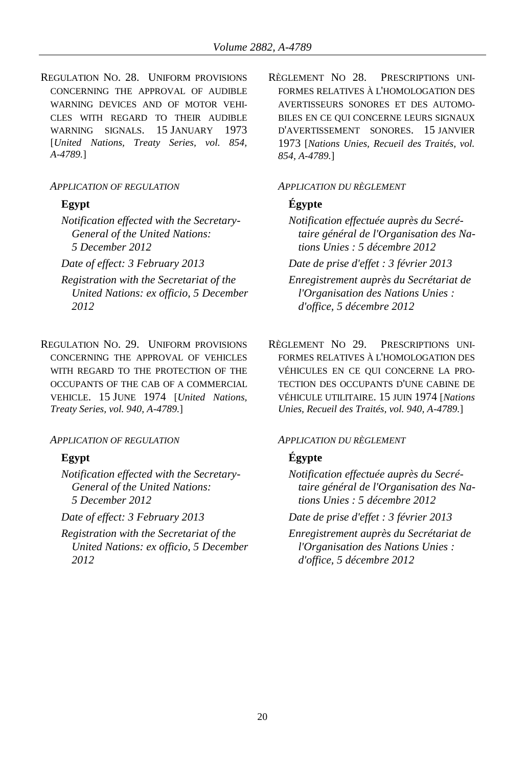REGULATION NO. 28. UNIFORM PROVISIONS CONCERNING THE APPROVAL OF AUDIBLE WARNING DEVICES AND OF MOTOR VEHICLES WITH REGARD TO THEIR AUDIBLE WARNING SIGNALS. 15 JANUARY 1973 [*United Nations, Treaty Series, vol. 854, A-4789.*]

*APPLICATION OF REGULATION*

**Egypt**

*Notification effected with the Secretary-General of the United Nations: 5 December 2012*

*Date of effect: 3 February 2013*

*Registration with the Secretariat of the United Nations: ex officio, 5 December 2012*

RÈGLEMENT NO 28. PRESCRIPTIONS UNIFORMES RELATIVES À L'HOMOLOGATION DES AVERTISSEURS SONORES ET DES AUTOMOBILES EN CE QUI CONCERNE LEURS SIGNAUX D'AVERTISSEMENT SONORES. 15 JANVIER 1973 [*Nations Unies, Recueil des Traités, vol. 854, A-4789.*]

*APPLICATION DU RÈGLEMENT*

**Égypte**

*Notification effectuée auprès du Secrétaire général de l'Organisation des Nations Unies : 5 décembre 2012*

*Date de prise d'effet : 3 février 2013*

*Enregistrement auprès du Secrétariat de l'Organisation des Nations Unies : d'office, 5 décembre 2012*

REGULATION NO. 29. UNIFORM PROVISIONS CONCERNING THE APPROVAL OF VEHICLES WITH REGARD TO THE PROTECTION OF THE OCCUPANTS OF THE CAB OF A COMMERCIAL VEHICLE. 15 JUNE 1974 [*United Nations, Treaty Series, vol. 940, A-4789.*]

*APPLICATION OF REGULATION*

**Egypt**

*Notification effected with the Secretary-General of the United Nations: 5 December 2012*

*Date of effect: 3 February 2013*

*Registration with the Secretariat of the United Nations: ex officio, 5 December 2012*

RÈGLEMENT NO 29. PRESCRIPTIONS UNIFORMES RELATIVES À L'HOMOLOGATION DES VÉHICULES EN CE QUI CONCERNE LA PROTECTION DES OCCUPANTS D'UNE CABINE DE VÉHICULE UTILITAIRE. 15 JUIN 1974 [*Nations Unies, Recueil des Traités, vol. 940, A-4789.*]

*APPLICATION DU RÈGLEMENT*

**Égypte**

*Notification effectuée auprès du Secrétaire général de l'Organisation des Nations Unies : 5 décembre 2012*

*Date de prise d'effet : 3 février 2013*

*Enregistrement auprès du Secrétariat de l'Organisation des Nations Unies : d'office, 5 décembre 2012*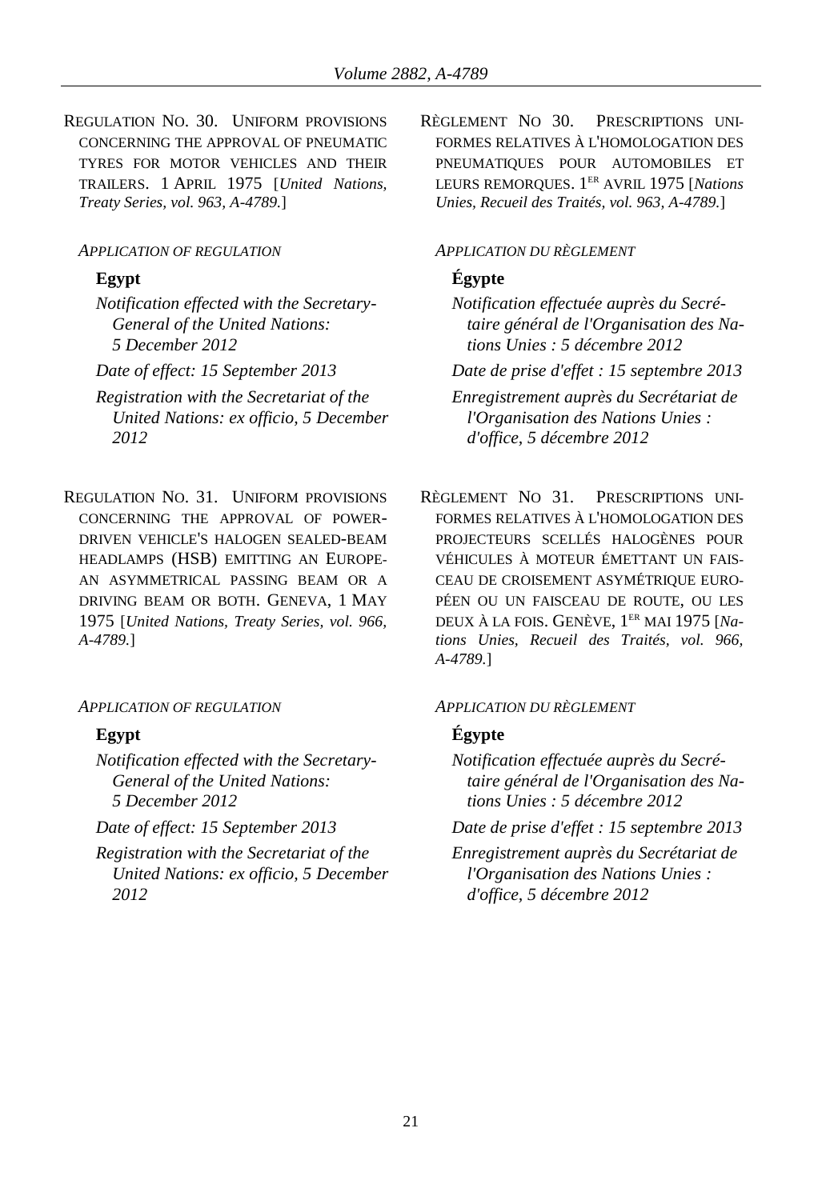REGULATION NO. 30. UNIFORM PROVISIONS CONCERNING THE APPROVAL OF PNEUMATIC TYRES FOR MOTOR VEHICLES AND THEIR TRAILERS. 1 APRIL 1975 [*United Nations, Treaty Series, vol. 963, A-4789.*]

*APPLICATION OF REGULATION*

**Egypt**

*Notification effected with the Secretary-General of the United Nations: 5 December 2012*

*Date of effect: 15 September 2013*

*Registration with the Secretariat of the United Nations: ex officio, 5 December 2012*

RÈGLEMENT NO 30. PRESCRIPTIONS UNIFORMES RELATIVES À L'HOMOLOGATION DES PNEUMATIQUES POUR AUTOMOBILES ET LEURS REMORQUES. 1ER AVRIL 1975 [*Nations Unies, Recueil des Traités, vol. 963, A-4789.*]

*APPLICATION DU RÈGLEMENT*

**Égypte**

*Notification effectuée auprès du Secrétaire général de l'Organisation des Nations Unies : 5 décembre 2012*

*Date de prise d'effet : 15 septembre 2013*

*Enregistrement auprès du Secrétariat de l'Organisation des Nations Unies : d'office, 5 décembre 2012*

REGULATION NO. 31. UNIFORM PROVISIONS CONCERNING THE APPROVAL OF POWER-DRIVEN VEHICLE'S HALOGEN SEALED-BEAM HEADLAMPS (HSB) EMITTING AN EUROPEAN ASYMMETRICAL PASSING BEAM OR A DRIVING BEAM OR BOTH. GENEVA, 1 MAY 1975 [*United Nations, Treaty Series, vol. 966, A-4789.*]

*APPLICATION OF REGULATION*

**Egypt**

*Notification effected with the Secretary-General of the United Nations: 5 December 2012*

*Date of effect: 15 September 2013*

*Registration with the Secretariat of the United Nations: ex officio, 5 December 2012*

RÈGLEMENT NO 31. PRESCRIPTIONS UNIFORMES RELATIVES À L'HOMOLOGATION DES PROJECTEURS SCELLÉS HALOGÈNES POUR VÉHICULES À MOTEUR ÉMETTANT UN FAISCEAU DE CROISEMENT ASYMÉTRIQUE EUROPÉEN OU UN FAISCEAU DE ROUTE, OU LES DEUX À LA FOIS. GENÈVE, 1ER MAI 1975 [*Nations Unies, Recueil des Traités, vol. 966, A-4789.*]

*APPLICATION DU RÈGLEMENT*

**Égypte**

*Notification effectuée auprès du Secrétaire général de l'Organisation des Nations Unies : 5 décembre 2012*

*Date de prise d'effet : 15 septembre 2013*

*Enregistrement auprès du Secrétariat de l'Organisation des Nations Unies : d'office, 5 décembre 2012*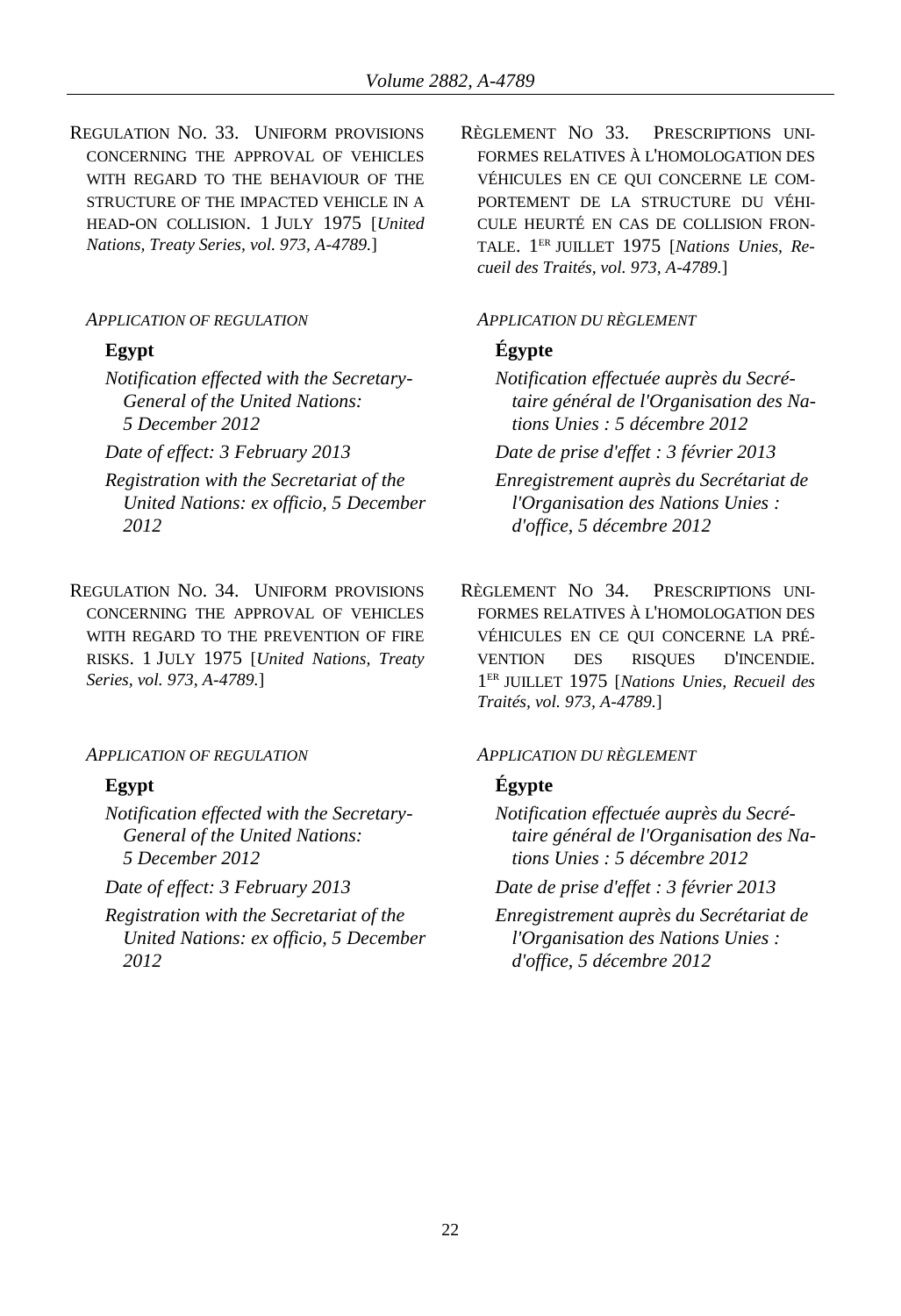REGULATION NO. 33. UNIFORM PROVISIONS CONCERNING THE APPROVAL OF VEHICLES WITH REGARD TO THE BEHAVIOUR OF THE STRUCTURE OF THE IMPACTED VEHICLE IN A HEAD-ON COLLISION. 1 JULY 1975 [*United Nations, Treaty Series, vol. 973, A-4789.*]

*APPLICATION OF REGULATION*

**Egypt**

*Notification effected with the Secretary-General of the United Nations: 5 December 2012*

*Date of effect: 3 February 2013*

*Registration with the Secretariat of the United Nations: ex officio, 5 December 2012*

RÈGLEMENT NO 33. PRESCRIPTIONS UNIFORMES RELATIVES À L'HOMOLOGATION DES VÉHICULES EN CE QUI CONCERNE LE COMPORTEMENT DE LA STRUCTURE DU VÉHICULE HEURTÉ EN CAS DE COLLISION FRONTALE. 1ER JUILLET 1975 [*Nations Unies, Recueil des Traités, vol. 973, A-4789.*]

*APPLICATION DU RÈGLEMENT*

**Égypte**

*Notification effectuée auprès du Secrétaire général de l'Organisation des Nations Unies : 5 décembre 2012*

*Date de prise d'effet : 3 février 2013*

*Enregistrement auprès du Secrétariat de l'Organisation des Nations Unies : d'office, 5 décembre 2012*

REGULATION NO. 34. UNIFORM PROVISIONS CONCERNING THE APPROVAL OF VEHICLES WITH REGARD TO THE PREVENTION OF FIRE RISKS. 1 JULY 1975 [*United Nations, Treaty Series, vol. 973, A-4789.*]

*APPLICATION OF REGULATION*

**Egypt**

*Notification effected with the Secretary-General of the United Nations: 5 December 2012*

*Date of effect: 3 February 2013*

*Registration with the Secretariat of the United Nations: ex officio, 5 December 2012*

RÈGLEMENT NO 34. PRESCRIPTIONS UNIFORMES RELATIVES À L'HOMOLOGATION DES VÉHICULES EN CE QUI CONCERNE LA PRÉVENTION DES RISQUES D'INCENDIE. 1ER JUILLET 1975 [*Nations Unies, Recueil des Traités, vol. 973, A-4789.*]

*APPLICATION DU RÈGLEMENT*

**Égypte**

*Notification effectuée auprès du Secrétaire général de l'Organisation des Nations Unies : 5 décembre 2012*

*Date de prise d'effet : 3 février 2013*

*Enregistrement auprès du Secrétariat de l'Organisation des Nations Unies : d'office, 5 décembre 2012*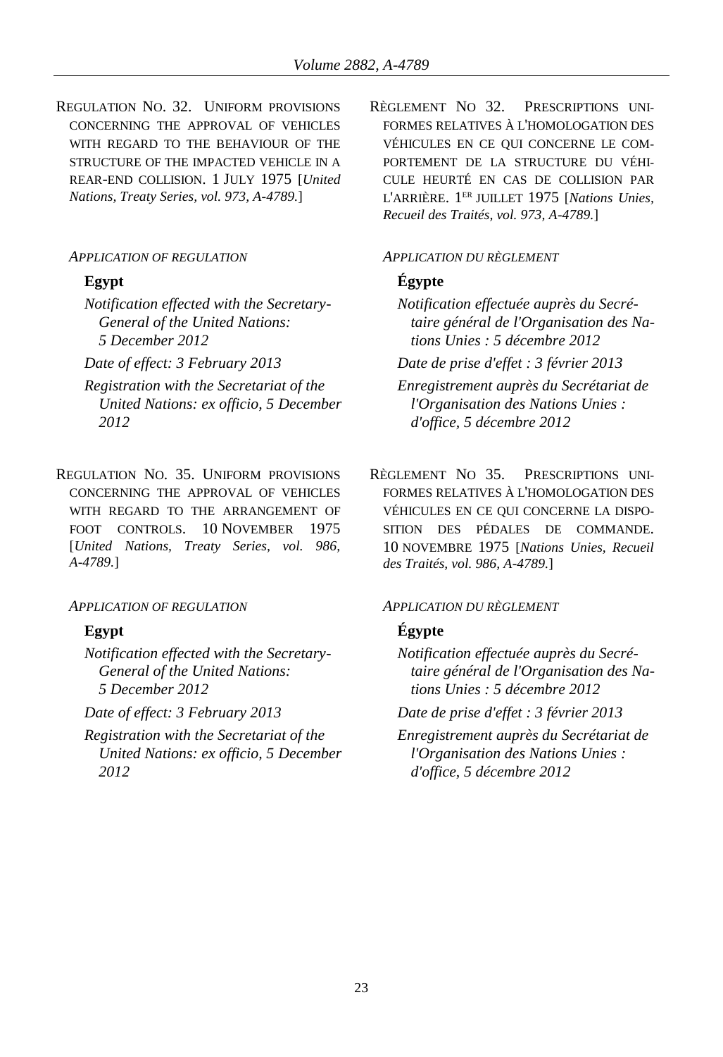REGULATION NO. 32. UNIFORM PROVISIONS CONCERNING THE APPROVAL OF VEHICLES WITH REGARD TO THE BEHAVIOUR OF THE STRUCTURE OF THE IMPACTED VEHICLE IN A REAR-END COLLISION. 1 JULY 1975 [*United Nations, Treaty Series, vol. 973, A-4789.*]

*APPLICATION OF REGULATION*

**Egypt**

*Notification effected with the Secretary-General of the United Nations: 5 December 2012*

*Date of effect: 3 February 2013*

*Registration with the Secretariat of the United Nations: ex officio, 5 December 2012*

RÈGLEMENT NO 32. PRESCRIPTIONS UNIFORMES RELATIVES À L'HOMOLOGATION DES VÉHICULES EN CE QUI CONCERNE LE COMPORTEMENT DE LA STRUCTURE DU VÉHICULE HEURTÉ EN CAS DE COLLISION PAR L'ARRIÈRE. 1ER JUILLET 1975 [*Nations Unies, Recueil des Traités, vol. 973, A-4789.*]

*APPLICATION DU RÈGLEMENT*

**Égypte**

*Notification effectuée auprès du Secrétaire général de l'Organisation des Nations Unies : 5 décembre 2012*

*Date de prise d'effet : 3 février 2013*

*Enregistrement auprès du Secrétariat de l'Organisation des Nations Unies : d'office, 5 décembre 2012*

REGULATION NO. 35. UNIFORM PROVISIONS CONCERNING THE APPROVAL OF VEHICLES WITH REGARD TO THE ARRANGEMENT OF FOOT CONTROLS. 10 NOVEMBER 1975 [*United Nations, Treaty Series, vol. 986, A-4789.*]

*APPLICATION OF REGULATION*

**Egypt**

*Notification effected with the Secretary-General of the United Nations: 5 December 2012*

*Date of effect: 3 February 2013*

*Registration with the Secretariat of the United Nations: ex officio, 5 December 2012*

RÈGLEMENT NO 35. PRESCRIPTIONS UNIFORMES RELATIVES À L'HOMOLOGATION DES VÉHICULES EN CE QUI CONCERNE LA DISPOSITION DES PÉDALES DE COMMANDE. 10 NOVEMBRE 1975 [*Nations Unies, Recueil des Traités, vol. 986, A-4789.*]

*APPLICATION DU RÈGLEMENT*

**Égypte**

*Notification effectuée auprès du Secrétaire général de l'Organisation des Nations Unies : 5 décembre 2012*

*Date de prise d'effet : 3 février 2013*

*Enregistrement auprès du Secrétariat de l'Organisation des Nations Unies : d'office, 5 décembre 2012*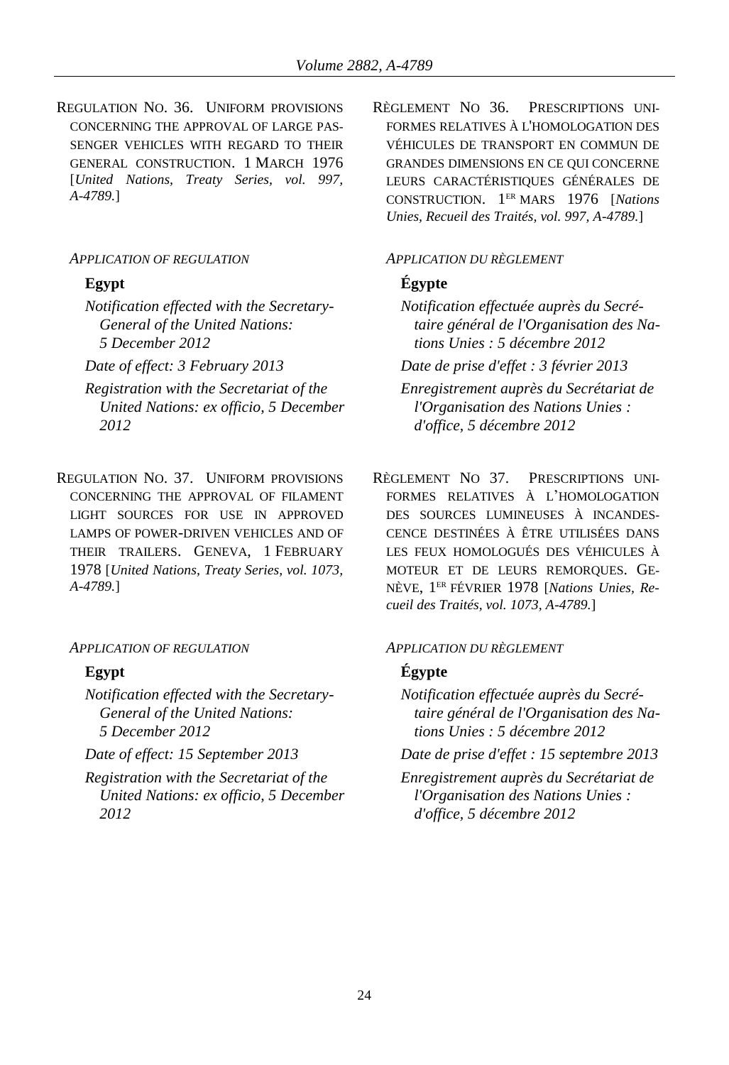REGULATION NO. 36. UNIFORM PROVISIONS CONCERNING THE APPROVAL OF LARGE PASSENGER VEHICLES WITH REGARD TO THEIR GENERAL CONSTRUCTION. 1 MARCH 1976 [*United Nations, Treaty Series, vol. 997, A-4789.*]

*APPLICATION OF REGULATION*

**Egypt**

*Notification effected with the Secretary-General of the United Nations: 5 December 2012*

*Date of effect: 3 February 2013*

*Registration with the Secretariat of the United Nations: ex officio, 5 December 2012*

RÈGLEMENT NO 36. PRESCRIPTIONS UNIFORMES RELATIVES À L'HOMOLOGATION DES VÉHICULES DE TRANSPORT EN COMMUN DE GRANDES DIMENSIONS EN CE QUI CONCERNE LEURS CARACTÉRISTIQUES GÉNÉRALES DE CONSTRUCTION. 1ER MARS 1976 [*Nations Unies, Recueil des Traités, vol. 997, A-4789.*]

*APPLICATION DU RÈGLEMENT*

**Égypte**

*Notification effectuée auprès du Secrétaire général de l'Organisation des Nations Unies : 5 décembre 2012*

*Date de prise d'effet : 3 février 2013*

*Enregistrement auprès du Secrétariat de l'Organisation des Nations Unies : d'office, 5 décembre 2012*

REGULATION NO. 37. UNIFORM PROVISIONS CONCERNING THE APPROVAL OF FILAMENT LIGHT SOURCES FOR USE IN APPROVED LAMPS OF POWER-DRIVEN VEHICLES AND OF THEIR TRAILERS. GENEVA, 1 FEBRUARY 1978 [*United Nations, Treaty Series, vol. 1073, A-4789.*]

*APPLICATION OF REGULATION*

**Egypt**

*Notification effected with the Secretary-General of the United Nations: 5 December 2012*

*Date of effect: 15 September 2013*

*Registration with the Secretariat of the United Nations: ex officio, 5 December 2012*

RÈGLEMENT NO 37. PRESCRIPTIONS UNIFORMES RELATIVES À L'HOMOLOGATION DES SOURCES LUMINEUSES À INCANDESCENCE DESTINÉES À ÊTRE UTILISÉES DANS LES FEUX HOMOLOGUÉS DES VÉHICULES À MOTEUR ET DE LEURS REMORQUES. GENÈVE, 1ER FÉVRIER 1978 [*Nations Unies, Recueil des Traités, vol. 1073, A-4789.*]

*APPLICATION DU RÈGLEMENT*

**Égypte**

*Notification effectuée auprès du Secrétaire général de l'Organisation des Nations Unies : 5 décembre 2012*

*Date de prise d'effet : 15 septembre 2013*

*Enregistrement auprès du Secrétariat de l'Organisation des Nations Unies : d'office, 5 décembre 2012*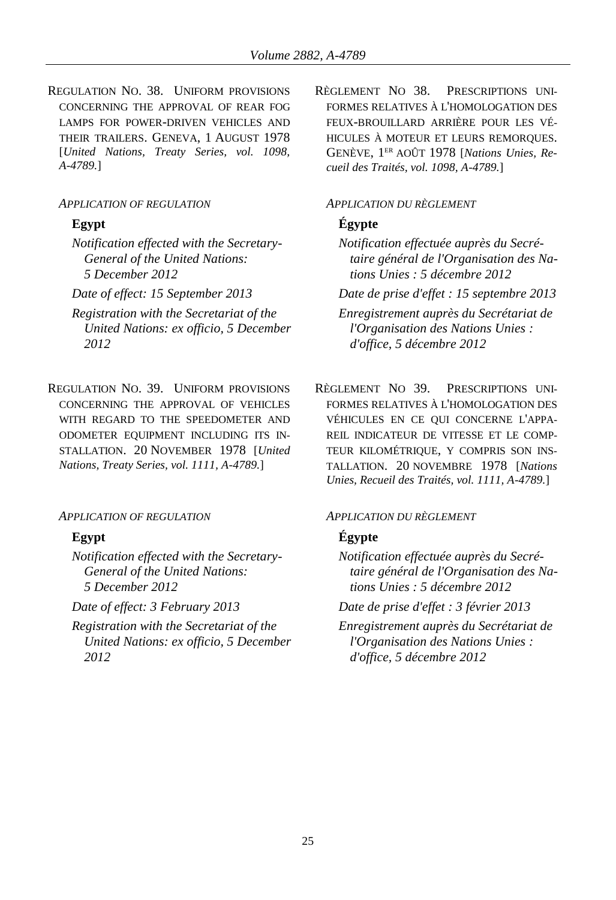REGULATION NO. 38. UNIFORM PROVISIONS CONCERNING THE APPROVAL OF REAR FOG LAMPS FOR POWER-DRIVEN VEHICLES AND THEIR TRAILERS. GENEVA, 1 AUGUST 1978 [*United Nations, Treaty Series, vol. 1098, A-4789.*]

*APPLICATION OF REGULATION*

**Egypt**

*Notification effected with the Secretary-General of the United Nations: 5 December 2012*

*Date of effect: 15 September 2013*

*Registration with the Secretariat of the United Nations: ex officio, 5 December 2012*

RÈGLEMENT NO 38. PRESCRIPTIONS UNIFORMES RELATIVES À L'HOMOLOGATION DES FEUX-BROUILLARD ARRIÈRE POUR LES VÉHICULES À MOTEUR ET LEURS REMORQUES. GENÈVE, 1ER AOÛT 1978 [*Nations Unies, Recueil des Traités, vol. 1098, A-4789.*]

*APPLICATION DU RÈGLEMENT*

**Égypte**

*Notification effectuée auprès du Secrétaire général de l'Organisation des Nations Unies : 5 décembre 2012*

*Date de prise d'effet : 15 septembre 2013*

*Enregistrement auprès du Secrétariat de l'Organisation des Nations Unies : d'office, 5 décembre 2012*

REGULATION NO. 39. UNIFORM PROVISIONS CONCERNING THE APPROVAL OF VEHICLES WITH REGARD TO THE SPEEDOMETER AND ODOMETER EQUIPMENT INCLUDING ITS INSTALLATION. 20 NOVEMBER 1978 [*United Nations, Treaty Series, vol. 1111, A-4789.*]

*APPLICATION OF REGULATION*

**Egypt**

*Notification effected with the Secretary-General of the United Nations: 5 December 2012*

*Date of effect: 3 February 2013*

*Registration with the Secretariat of the United Nations: ex officio, 5 December 2012*

RÈGLEMENT NO 39. PRESCRIPTIONS UNIFORMES RELATIVES À L'HOMOLOGATION DES VÉHICULES EN CE QUI CONCERNE L'APPAREIL INDICATEUR DE VITESSE ET LE COMPTEUR KILOMÉTRIQUE, Y COMPRIS SON INSTALLATION. 20 NOVEMBRE 1978 [*Nations Unies, Recueil des Traités, vol. 1111, A-4789.*]

*APPLICATION DU RÈGLEMENT*

**Égypte**

*Notification effectuée auprès du Secrétaire général de l'Organisation des Nations Unies : 5 décembre 2012*

*Date de prise d'effet : 3 février 2013*

*Enregistrement auprès du Secrétariat de l'Organisation des Nations Unies : d'office, 5 décembre 2012*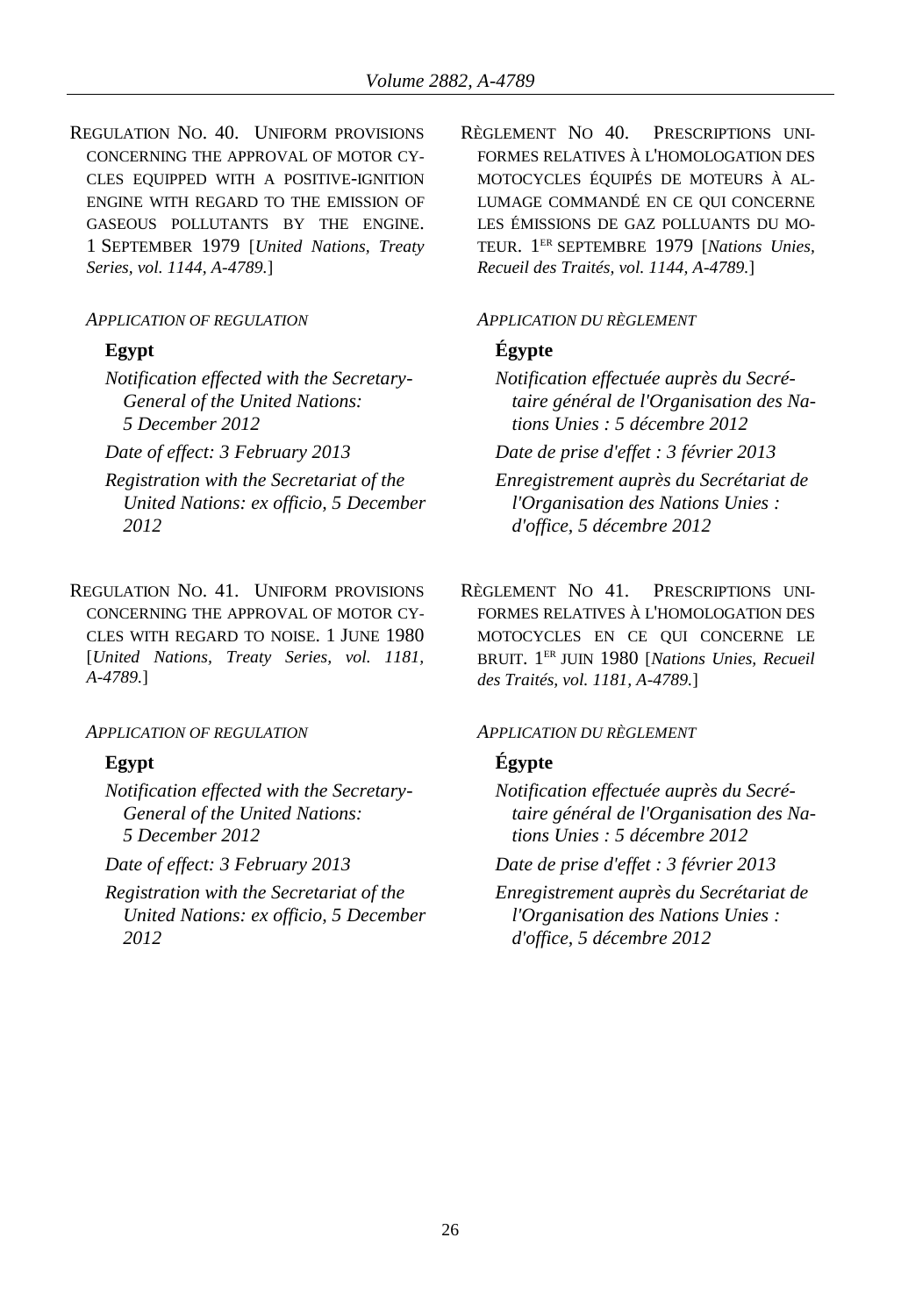REGULATION NO. 40. UNIFORM PROVISIONS CONCERNING THE APPROVAL OF MOTOR CYCLES EQUIPPED WITH A POSITIVE-IGNITION ENGINE WITH REGARD TO THE EMISSION OF GASEOUS POLLUTANTS BY THE ENGINE. 1 SEPTEMBER 1979 [*United Nations, Treaty Series, vol. 1144, A-4789.*]

*APPLICATION OF REGULATION*

**Egypt**

*Notification effected with the Secretary-General of the United Nations: 5 December 2012*

*Date of effect: 3 February 2013*

*Registration with the Secretariat of the United Nations: ex officio, 5 December 2012*

RÈGLEMENT NO 40. PRESCRIPTIONS UNIFORMES RELATIVES À L'HOMOLOGATION DES MOTOCYCLES ÉQUIPÉS DE MOTEURS À ALLUMAGE COMMANDÉ EN CE QUI CONCERNE LES ÉMISSIONS DE GAZ POLLUANTS DU MOTEUR. 1ER SEPTEMBRE 1979 [*Nations Unies, Recueil des Traités, vol. 1144, A-4789.*]

*APPLICATION DU RÈGLEMENT*

**Égypte**

*Notification effectuée auprès du Secrétaire général de l'Organisation des Nations Unies : 5 décembre 2012*

*Date de prise d'effet : 3 février 2013*

*Enregistrement auprès du Secrétariat de l'Organisation des Nations Unies : d'office, 5 décembre 2012*

REGULATION NO. 41. UNIFORM PROVISIONS CONCERNING THE APPROVAL OF MOTOR CYCLES WITH REGARD TO NOISE. 1 JUNE 1980 [*United Nations, Treaty Series, vol. 1181, A-4789.*]

*APPLICATION OF REGULATION*

**Egypt**

*Notification effected with the Secretary-General of the United Nations: 5 December 2012*

*Date of effect: 3 February 2013*

*Registration with the Secretariat of the United Nations: ex officio, 5 December 2012*

RÈGLEMENT NO 41. PRESCRIPTIONS UNIFORMES RELATIVES À L'HOMOLOGATION DES MOTOCYCLES EN CE QUI CONCERNE LE BRUIT. 1ER JUIN 1980 [*Nations Unies, Recueil des Traités, vol. 1181, A-4789.*]

*APPLICATION DU RÈGLEMENT*

**Égypte**

*Notification effectuée auprès du Secrétaire général de l'Organisation des Nations Unies : 5 décembre 2012*

*Date de prise d'effet : 3 février 2013*

*Enregistrement auprès du Secrétariat de l'Organisation des Nations Unies : d'office, 5 décembre 2012*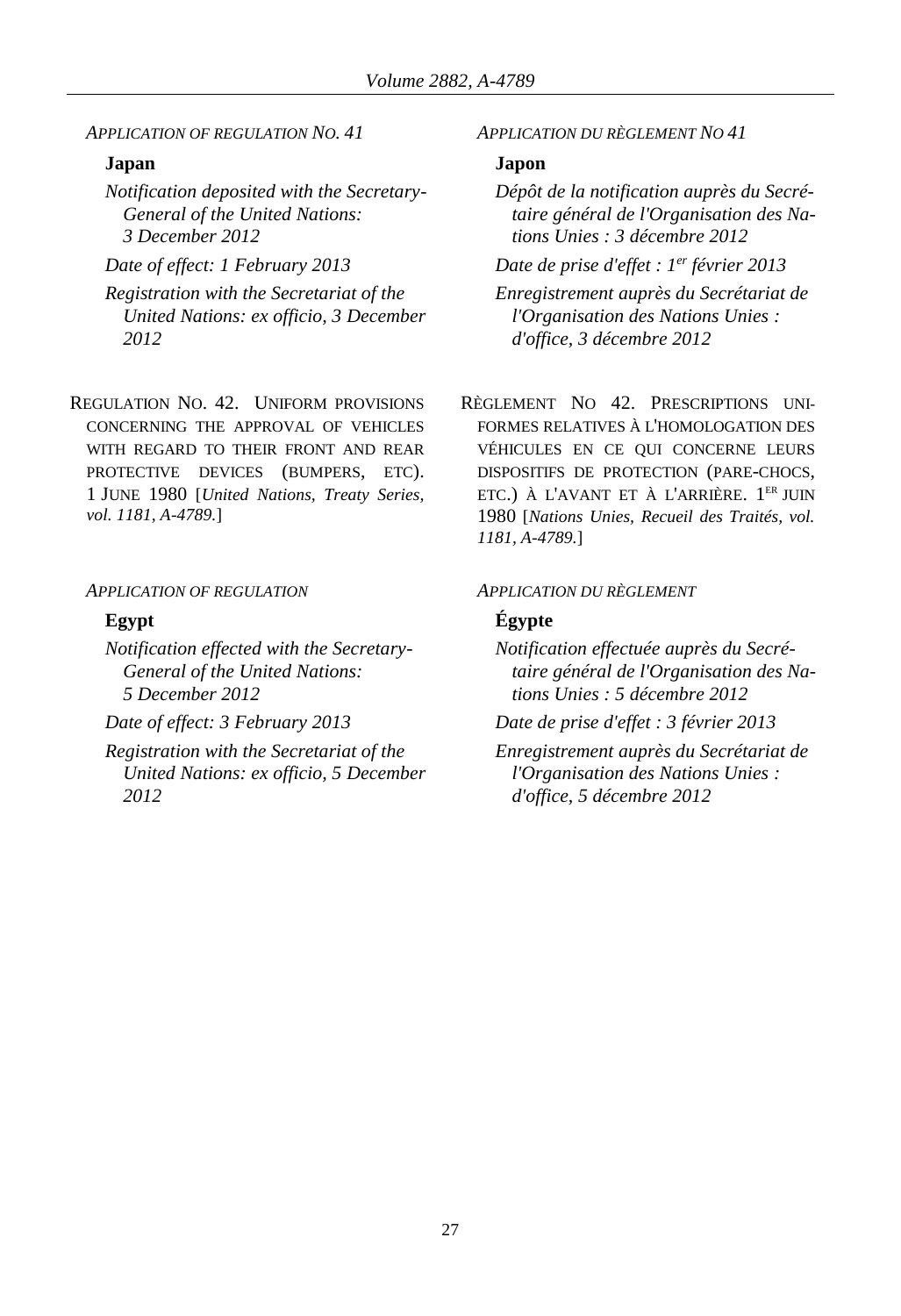*APPLICATION OF REGULATION NO. 41*

**Japan**

*Notification deposited with the Secretary-General of the United Nations: 3 December 2012*

*Date of effect: 1 February 2013*

*Registration with the Secretariat of the United Nations: ex officio, 3 December 2012*

*APPLICATION DU RÈGLEMENT NO 41*

**Japon**

*Dépôt de la notification auprès du Secrétaire général de l'Organisation des Nations Unies : 3 décembre 2012*

*Date de prise d'effet : 1er février 2013*

*Enregistrement auprès du Secrétariat de l'Organisation des Nations Unies : d'office, 3 décembre 2012*

REGULATION NO. 42. UNIFORM PROVISIONS CONCERNING THE APPROVAL OF VEHICLES WITH REGARD TO THEIR FRONT AND REAR PROTECTIVE DEVICES (BUMPERS, ETC). 1 JUNE 1980 [*United Nations, Treaty Series, vol. 1181, A-4789.*]

RÈGLEMENT NO 42. PRESCRIPTIONS UNIFORMES RELATIVES À L'HOMOLOGATION DES VÉHICULES EN CE QUI CONCERNE LEURS DISPOSITIFS DE PROTECTION (PARE-CHOCS, ETC.) À L'AVANT ET À L'ARRIÈRE. 1ER JUIN 1980 [*Nations Unies, Recueil des Traités, vol. 1181, A-4789.*]

*APPLICATION OF REGULATION*

**Egypt**

*Notification effected with the Secretary-General of the United Nations: 5 December 2012*

*Date of effect: 3 February 2013*

*Registration with the Secretariat of the United Nations: ex officio, 5 December 2012*

*APPLICATION DU RÈGLEMENT*

**Égypte**

*Notification effectuée auprès du Secrétaire général de l'Organisation des Nations Unies : 5 décembre 2012*

*Date de prise d'effet : 3 février 2013*

*Enregistrement auprès du Secrétariat de l'Organisation des Nations Unies : d'office, 5 décembre 2012*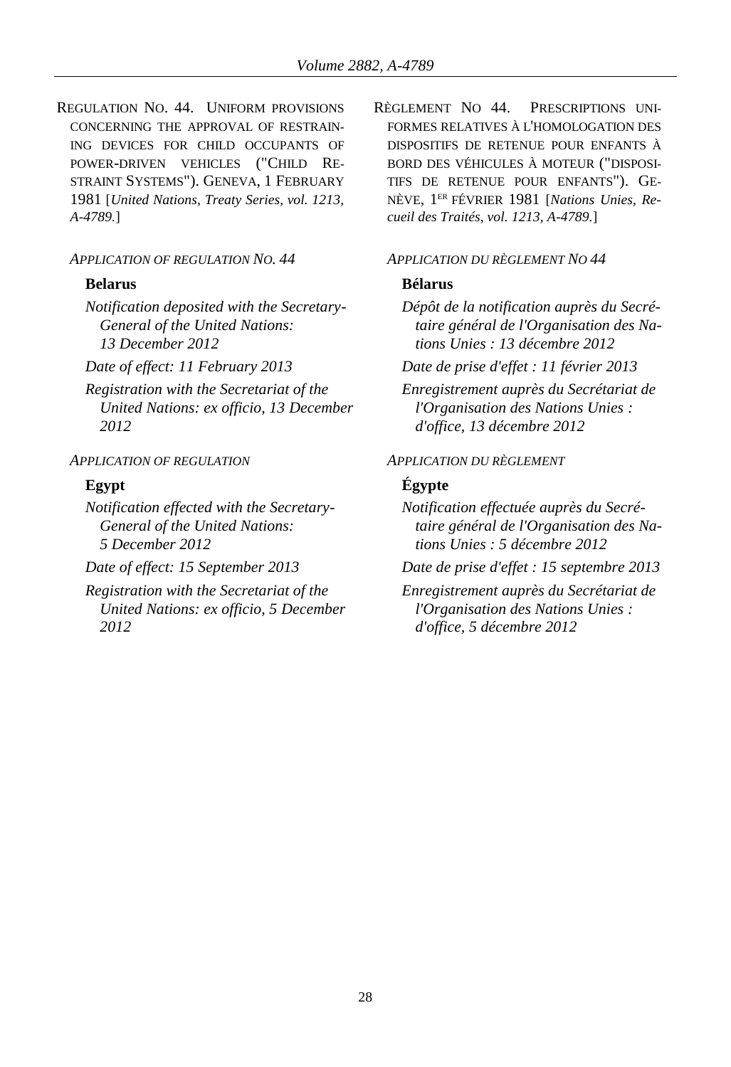REGULATION NO. 44. UNIFORM PROVISIONS CONCERNING THE APPROVAL OF RESTRAINING DEVICES FOR CHILD OCCUPANTS OF POWER-DRIVEN VEHICLES ("CHILD RESTRAINT SYSTEMS"). GENEVA, 1 FEBRUARY 1981 [*United Nations, Treaty Series, vol. 1213, A-4789.*]

*APPLICATION OF REGULATION NO. 44*

**Belarus**

*Notification deposited with the Secretary-General of the United Nations: 13 December 2012*

*Date of effect: 11 February 2013*

*Registration with the Secretariat of the United Nations: ex officio, 13 December 2012*

*APPLICATION OF REGULATION*

**Egypt**

*Notification effected with the Secretary-General of the United Nations: 5 December 2012*

*Date of effect: 15 September 2013*

*Registration with the Secretariat of the United Nations: ex officio, 5 December 2012*

RÈGLEMENT NO 44. PRESCRIPTIONS UNIFORMES RELATIVES À L'HOMOLOGATION DES DISPOSITIFS DE RETENUE POUR ENFANTS À BORD DES VÉHICULES À MOTEUR ("DISPOSITIFS DE RETENUE POUR ENFANTS"). GENÈVE, 1ER FÉVRIER 1981 [*Nations Unies, Recueil des Traités, vol. 1213, A-4789.*]

*APPLICATION DU RÈGLEMENT NO 44*

**Bélarus**

*Dépôt de la notification auprès du Secrétaire général de l'Organisation des Nations Unies : 13 décembre 2012*

*Date de prise d'effet : 11 février 2013*

*Enregistrement auprès du Secrétariat de l'Organisation des Nations Unies : d'office, 13 décembre 2012*

*APPLICATION DU RÈGLEMENT*

**Égypte**

*Notification effectuée auprès du Secrétaire général de l'Organisation des Nations Unies : 5 décembre 2012*

*Date de prise d'effet : 15 septembre 2013*

*Enregistrement auprès du Secrétariat de l'Organisation des Nations Unies : d'office, 5 décembre 2012*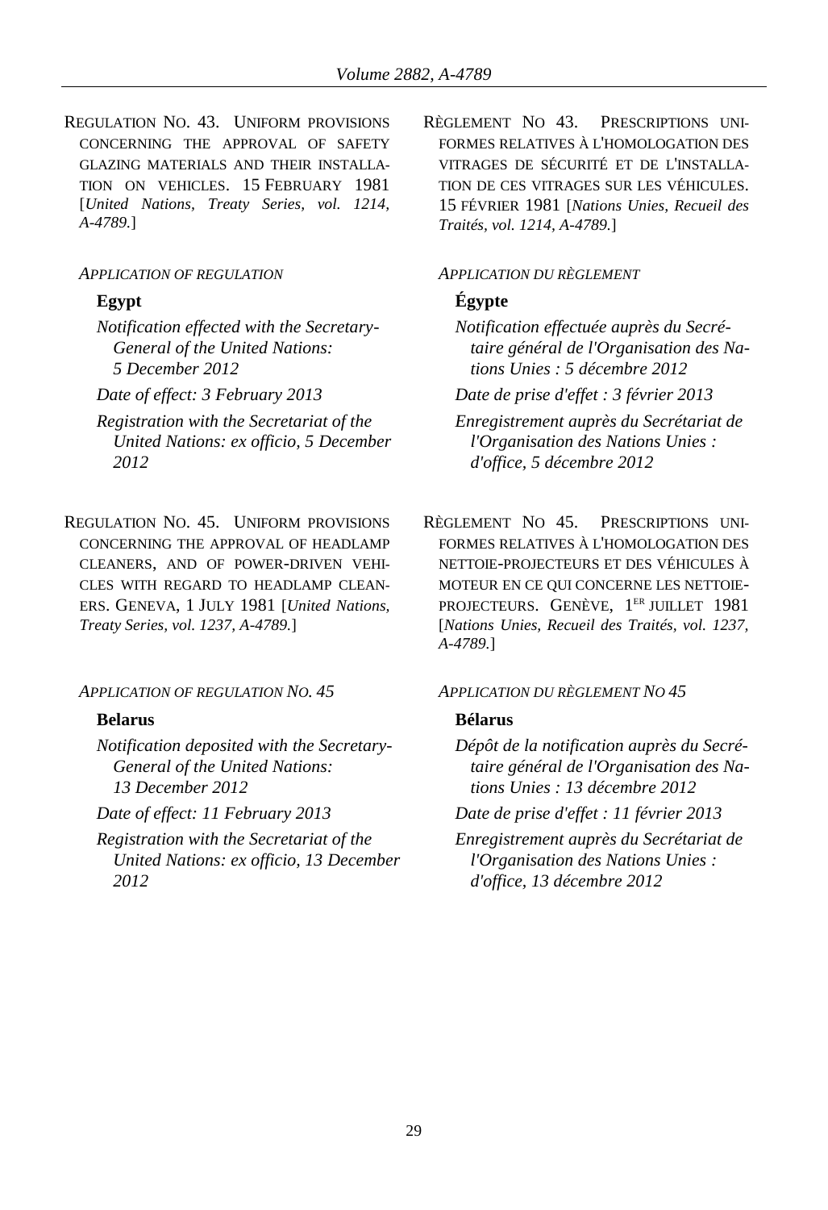REGULATION NO. 43. UNIFORM PROVISIONS CONCERNING THE APPROVAL OF SAFETY GLAZING MATERIALS AND THEIR INSTALLATION ON VEHICLES. 15 FEBRUARY 1981 [*United Nations, Treaty Series, vol. 1214, A-4789.*]

*APPLICATION OF REGULATION*

**Egypt**

*Notification effected with the Secretary-General of the United Nations: 5 December 2012*

*Date of effect: 3 February 2013*

*Registration with the Secretariat of the United Nations: ex officio, 5 December 2012*

RÈGLEMENT NO 43. PRESCRIPTIONS UNIFORMES RELATIVES À L'HOMOLOGATION DES VITRAGES DE SÉCURITÉ ET DE L'INSTALLATION DE CES VITRAGES SUR LES VÉHICULES. 15 FÉVRIER 1981 [*Nations Unies, Recueil des Traités, vol. 1214, A-4789.*]

*APPLICATION DU RÈGLEMENT*

**Égypte**

*Notification effectuée auprès du Secrétaire général de l'Organisation des Nations Unies : 5 décembre 2012*

*Date de prise d'effet : 3 février 2013*

*Enregistrement auprès du Secrétariat de l'Organisation des Nations Unies : d'office, 5 décembre 2012*

REGULATION NO. 45. UNIFORM PROVISIONS CONCERNING THE APPROVAL OF HEADLAMP CLEANERS, AND OF POWER-DRIVEN VEHICLES WITH REGARD TO HEADLAMP CLEANERS. GENEVA, 1 JULY 1981 [*United Nations, Treaty Series, vol. 1237, A-4789.*]

*APPLICATION OF REGULATION NO. 45*

**Belarus**

*Notification deposited with the Secretary-General of the United Nations: 13 December 2012*

*Date of effect: 11 February 2013*

*Registration with the Secretariat of the United Nations: ex officio, 13 December 2012*

RÈGLEMENT NO 45. PRESCRIPTIONS UNIFORMES RELATIVES À L'HOMOLOGATION DES NETTOIE-PROJECTEURS ET DES VÉHICULES À MOTEUR EN CE QUI CONCERNE LES NETTOIE-PROJECTEURS. GENÈVE, 1ER JUILLET 1981 [*Nations Unies, Recueil des Traités, vol. 1237, A-4789.*]

*APPLICATION DU RÈGLEMENT NO 45*

**Bélarus**

*Dépôt de la notification auprès du Secrétaire général de l'Organisation des Nations Unies : 13 décembre 2012*

*Date de prise d'effet : 11 février 2013*

*Enregistrement auprès du Secrétariat de l'Organisation des Nations Unies : d'office, 13 décembre 2012*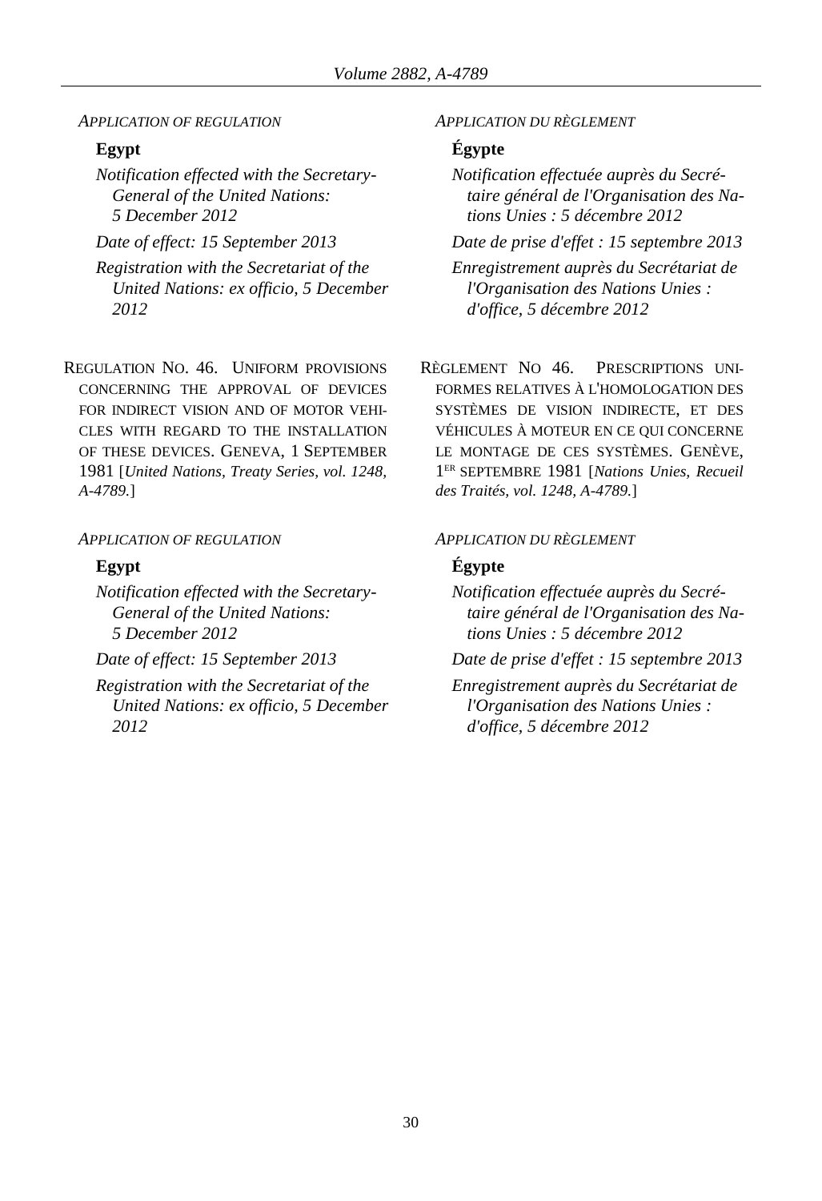*APPLICATION OF REGULATION*

**Egypt**

*Notification effected with the Secretary-General of the United Nations: 5 December 2012*

*Date of effect: 15 September 2013*

*Registration with the Secretariat of the United Nations: ex officio, 5 December 2012*

*APPLICATION DU RÈGLEMENT*

**Égypte**

*Notification effectuée auprès du Secrétaire général de l'Organisation des Nations Unies : 5 décembre 2012*

*Date de prise d'effet : 15 septembre 2013*

*Enregistrement auprès du Secrétariat de l'Organisation des Nations Unies : d'office, 5 décembre 2012*

REGULATION NO. 46. UNIFORM PROVISIONS CONCERNING THE APPROVAL OF DEVICES FOR INDIRECT VISION AND OF MOTOR VEHICLES WITH REGARD TO THE INSTALLATION OF THESE DEVICES. GENEVA, 1 SEPTEMBER 1981 [*United Nations, Treaty Series, vol. 1248, A-4789.*]

RÈGLEMENT NO 46. PRESCRIPTIONS UNIFORMES RELATIVES À L'HOMOLOGATION DES SYSTÈMES DE VISION INDIRECTE, ET DES VÉHICULES À MOTEUR EN CE QUI CONCERNE LE MONTAGE DE CES SYSTÈMES. GENÈVE, 1ER SEPTEMBRE 1981 [*Nations Unies, Recueil des Traités, vol. 1248, A-4789.*]

*APPLICATION OF REGULATION*

**Egypt**

*Notification effected with the Secretary-General of the United Nations: 5 December 2012*

*Date of effect: 15 September 2013*

*Registration with the Secretariat of the United Nations: ex officio, 5 December 2012*

*APPLICATION DU RÈGLEMENT*

**Égypte**

*Notification effectuée auprès du Secrétaire général de l'Organisation des Nations Unies : 5 décembre 2012*

*Date de prise d'effet : 15 septembre 2013*

*Enregistrement auprès du Secrétariat de l'Organisation des Nations Unies : d'office, 5 décembre 2012*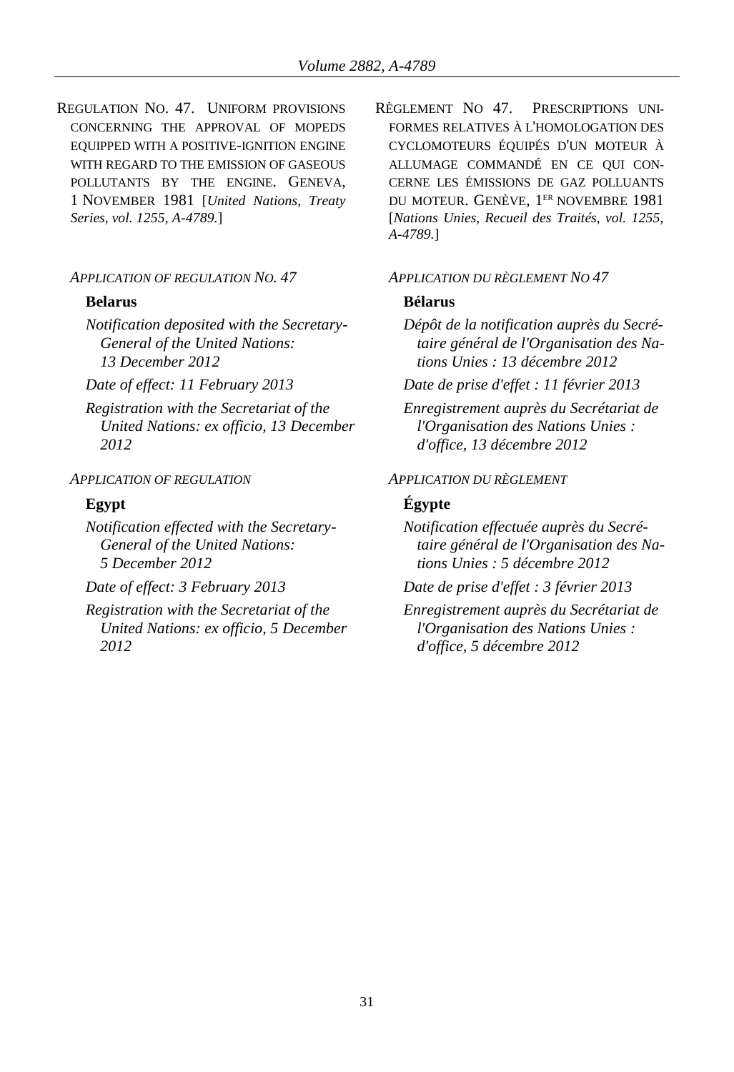REGULATION NO. 47. UNIFORM PROVISIONS CONCERNING THE APPROVAL OF MOPEDS EQUIPPED WITH A POSITIVE-IGNITION ENGINE WITH REGARD TO THE EMISSION OF GASEOUS POLLUTANTS BY THE ENGINE. GENEVA, 1 NOVEMBER 1981 [*United Nations, Treaty Series, vol. 1255, A-4789.*]

*APPLICATION OF REGULATION NO. 47*

**Belarus**

*Notification deposited with the Secretary-General of the United Nations: 13 December 2012*

*Date of effect: 11 February 2013*

*Registration with the Secretariat of the United Nations: ex officio, 13 December 2012*

*APPLICATION OF REGULATION*

**Egypt**

*Notification effected with the Secretary-General of the United Nations: 5 December 2012*

*Date of effect: 3 February 2013*

*Registration with the Secretariat of the United Nations: ex officio, 5 December 2012*

RÈGLEMENT NO 47. PRESCRIPTIONS UNIFORMES RELATIVES À L'HOMOLOGATION DES CYCLOMOTEURS ÉQUIPÉS D'UN MOTEUR À ALLUMAGE COMMANDÉ EN CE QUI CONCERNE LES ÉMISSIONS DE GAZ POLLUANTS DU MOTEUR. GENÈVE, 1ER NOVEMBRE 1981 [*Nations Unies, Recueil des Traités, vol. 1255, A-4789.*]

*APPLICATION DU RÈGLEMENT NO 47*

**Bélarus**

*Dépôt de la notification auprès du Secrétaire général de l'Organisation des Nations Unies : 13 décembre 2012*

*Date de prise d'effet : 11 février 2013*

*Enregistrement auprès du Secrétariat de l'Organisation des Nations Unies : d'office, 13 décembre 2012*

*APPLICATION DU RÈGLEMENT*

**Égypte**

*Notification effectuée auprès du Secrétaire général de l'Organisation des Nations Unies : 5 décembre 2012*

*Date de prise d'effet : 3 février 2013*

*Enregistrement auprès du Secrétariat de l'Organisation des Nations Unies : d'office, 5 décembre 2012*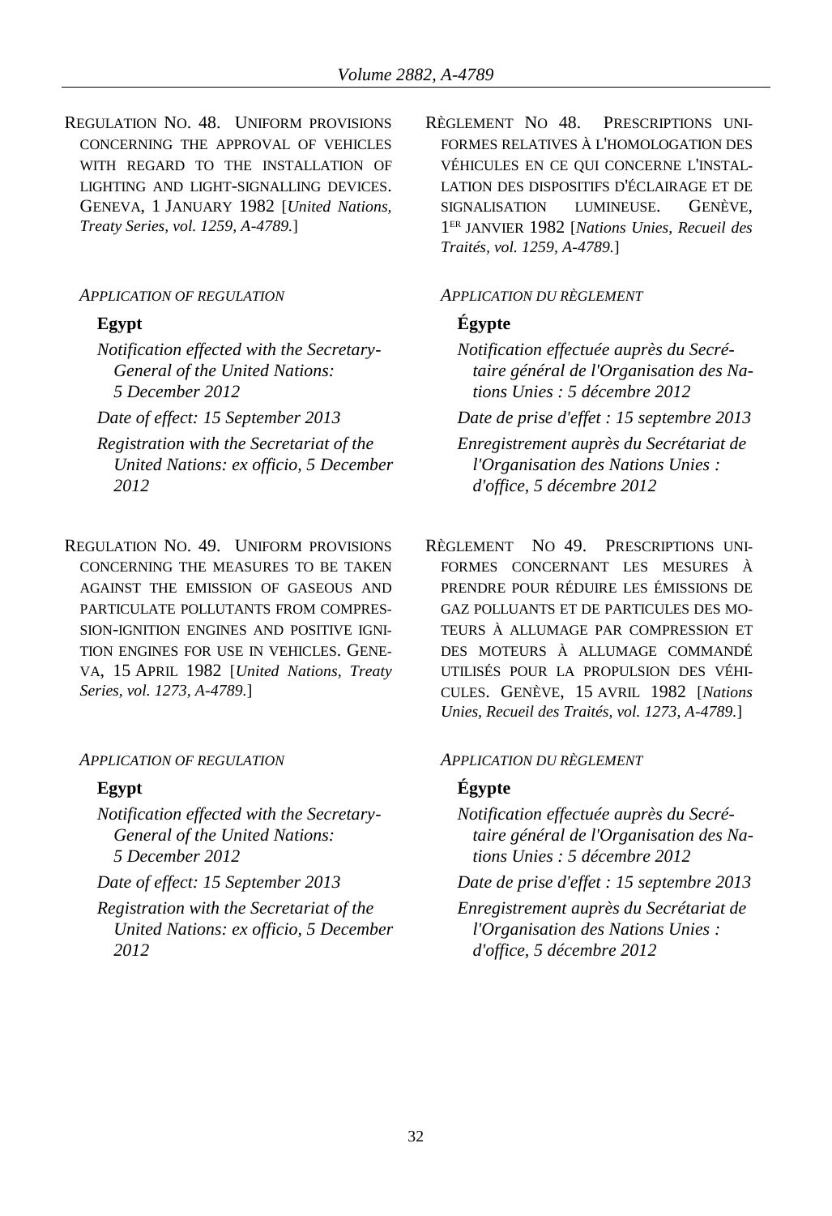REGULATION NO. 48. UNIFORM PROVISIONS CONCERNING THE APPROVAL OF VEHICLES WITH REGARD TO THE INSTALLATION OF LIGHTING AND LIGHT-SIGNALLING DEVICES. GENEVA, 1 JANUARY 1982 [*United Nations, Treaty Series, vol. 1259, A-4789.*]

*APPLICATION OF REGULATION*

**Egypt**

*Notification effected with the Secretary-General of the United Nations: 5 December 2012*

*Date of effect: 15 September 2013*

*Registration with the Secretariat of the United Nations: ex officio, 5 December 2012*

RÈGLEMENT NO 48. PRESCRIPTIONS UNIFORMES RELATIVES À L'HOMOLOGATION DES VÉHICULES EN CE QUI CONCERNE L'INSTALLATION DES DISPOSITIFS D'ÉCLAIRAGE ET DE SIGNALISATION LUMINEUSE. GENÈVE, 1ER JANVIER 1982 [*Nations Unies, Recueil des Traités, vol. 1259, A-4789.*]

*APPLICATION DU RÈGLEMENT*

**Égypte**

*Notification effectuée auprès du Secrétaire général de l'Organisation des Nations Unies : 5 décembre 2012*

*Date de prise d'effet : 15 septembre 2013*

*Enregistrement auprès du Secrétariat de l'Organisation des Nations Unies : d'office, 5 décembre 2012*

REGULATION NO. 49. UNIFORM PROVISIONS CONCERNING THE MEASURES TO BE TAKEN AGAINST THE EMISSION OF GASEOUS AND PARTICULATE POLLUTANTS FROM COMPRESSION-IGNITION ENGINES AND POSITIVE IGNITION ENGINES FOR USE IN VEHICLES. GENEVA, 15 APRIL 1982 [*United Nations, Treaty Series, vol. 1273, A-4789.*]

*APPLICATION OF REGULATION*

**Egypt**

*Notification effected with the Secretary-General of the United Nations: 5 December 2012*

*Date of effect: 15 September 2013*

*Registration with the Secretariat of the United Nations: ex officio, 5 December 2012*

RÈGLEMENT NO 49. PRESCRIPTIONS UNIFORMES CONCERNANT LES MESURES À PRENDRE POUR RÉDUIRE LES ÉMISSIONS DE GAZ POLLUANTS ET DE PARTICULES DES MOTEURS À ALLUMAGE PAR COMPRESSION ET DES MOTEURS À ALLUMAGE COMMANDÉ UTILISÉS POUR LA PROPULSION DES VÉHICULES. GENÈVE, 15 AVRIL 1982 [*Nations Unies, Recueil des Traités, vol. 1273, A-4789.*]

*APPLICATION DU RÈGLEMENT*

**Égypte**

*Notification effectuée auprès du Secrétaire général de l'Organisation des Nations Unies : 5 décembre 2012*

*Date de prise d'effet : 15 septembre 2013*

*Enregistrement auprès du Secrétariat de l'Organisation des Nations Unies : d'office, 5 décembre 2012*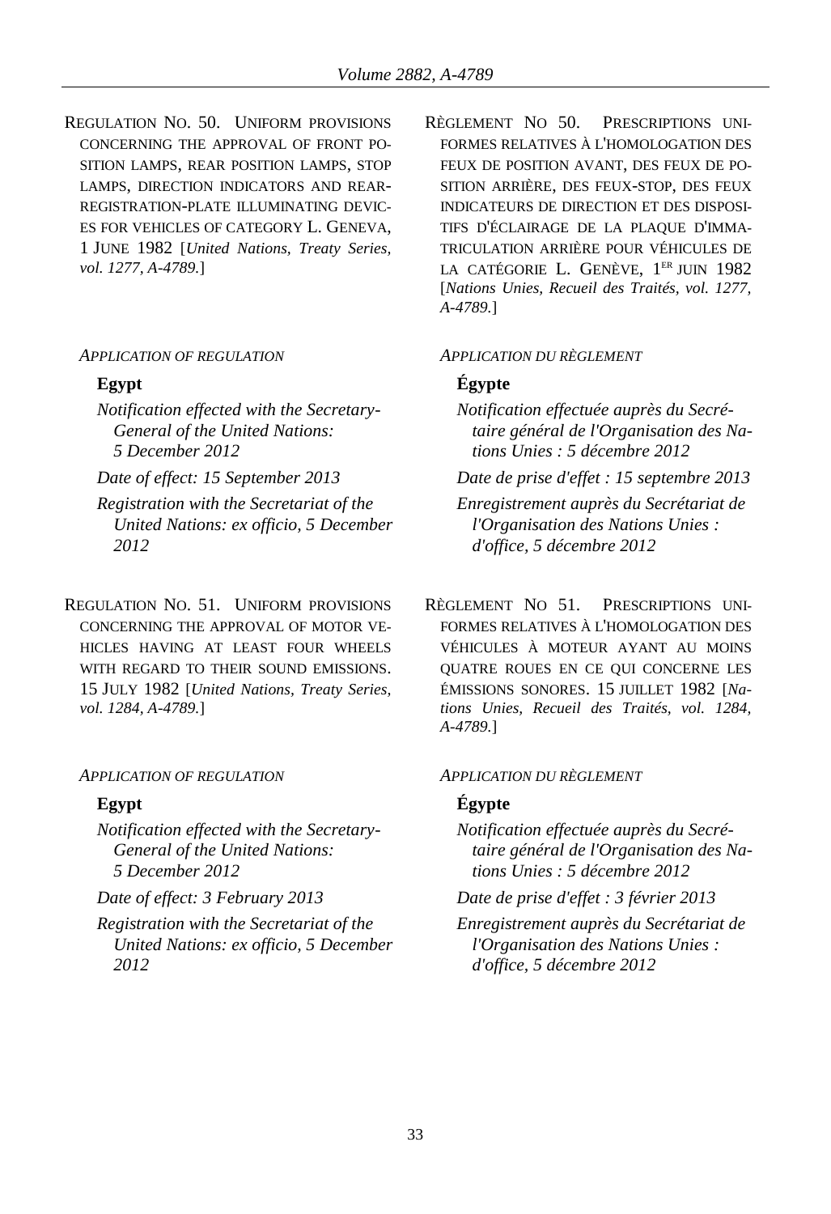REGULATION NO. 50. UNIFORM PROVISIONS CONCERNING THE APPROVAL OF FRONT POSITION LAMPS, REAR POSITION LAMPS, STOP LAMPS, DIRECTION INDICATORS AND REAR-REGISTRATION-PLATE ILLUMINATING DEVICES FOR VEHICLES OF CATEGORY L. GENEVA, 1 JUNE 1982 [*United Nations, Treaty Series, vol. 1277, A-4789.*]

*APPLICATION OF REGULATION*

**Egypt**

*Notification effected with the Secretary-General of the United Nations: 5 December 2012*

*Date of effect: 15 September 2013*

*Registration with the Secretariat of the United Nations: ex officio, 5 December 2012*

RÈGLEMENT NO 50. PRESCRIPTIONS UNIFORMES RELATIVES À L'HOMOLOGATION DES FEUX DE POSITION AVANT, DES FEUX DE POSITION ARRIÈRE, DES FEUX-STOP, DES FEUX INDICATEURS DE DIRECTION ET DES DISPOSITIFS D'ÉCLAIRAGE DE LA PLAQUE D'IMMATRICULATION ARRIÈRE POUR VÉHICULES DE LA CATÉGORIE L. GENÈVE, 1ER JUIN 1982 [*Nations Unies, Recueil des Traités, vol. 1277, A-4789.*]

*APPLICATION DU RÈGLEMENT*

**Égypte**

*Notification effectuée auprès du Secrétaire général de l'Organisation des Nations Unies : 5 décembre 2012*

*Date de prise d'effet : 15 septembre 2013*

*Enregistrement auprès du Secrétariat de l'Organisation des Nations Unies : d'office, 5 décembre 2012*

REGULATION NO. 51. UNIFORM PROVISIONS CONCERNING THE APPROVAL OF MOTOR VEHICLES HAVING AT LEAST FOUR WHEELS WITH REGARD TO THEIR SOUND EMISSIONS. 15 JULY 1982 [*United Nations, Treaty Series, vol. 1284, A-4789.*]

*APPLICATION OF REGULATION*

**Egypt**

*Notification effected with the Secretary-General of the United Nations: 5 December 2012*

*Date of effect: 3 February 2013*

*Registration with the Secretariat of the United Nations: ex officio, 5 December 2012*

RÈGLEMENT NO 51. PRESCRIPTIONS UNIFORMES RELATIVES À L'HOMOLOGATION DES VÉHICULES À MOTEUR AYANT AU MOINS QUATRE ROUES EN CE QUI CONCERNE LES ÉMISSIONS SONORES. 15 JUILLET 1982 [*Nations Unies, Recueil des Traités, vol. 1284, A-4789.*]

*APPLICATION DU RÈGLEMENT*

**Égypte**

*Notification effectuée auprès du Secrétaire général de l'Organisation des Nations Unies : 5 décembre 2012*

*Date de prise d'effet : 3 février 2013*

*Enregistrement auprès du Secrétariat de l'Organisation des Nations Unies : d'office, 5 décembre 2012*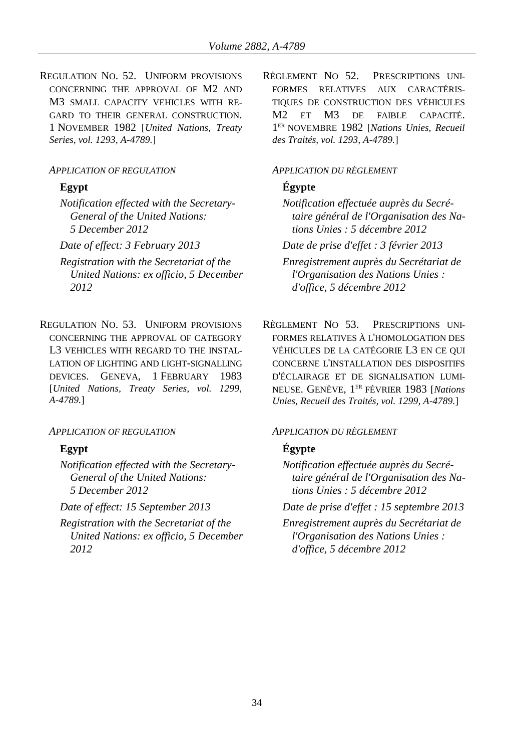REGULATION NO. 52. UNIFORM PROVISIONS CONCERNING THE APPROVAL OF M2 AND M3 SMALL CAPACITY VEHICLES WITH REGARD TO THEIR GENERAL CONSTRUCTION. 1 NOVEMBER 1982 [*United Nations, Treaty Series, vol. 1293, A-4789.*]

*APPLICATION OF REGULATION*

**Egypt**

*Notification effected with the Secretary-General of the United Nations: 5 December 2012*

*Date of effect: 3 February 2013*

*Registration with the Secretariat of the United Nations: ex officio, 5 December 2012*

RÈGLEMENT NO 52. PRESCRIPTIONS UNIFORMES RELATIVES AUX CARACTÉRISTIQUES DE CONSTRUCTION DES VÉHICULES M2 ET M3 DE FAIBLE CAPACITÉ. 1ER NOVEMBRE 1982 [*Nations Unies, Recueil des Traités, vol. 1293, A-4789.*]

*APPLICATION DU RÈGLEMENT*

**Égypte**

*Notification effectuée auprès du Secrétaire général de l'Organisation des Nations Unies : 5 décembre 2012*

*Date de prise d'effet : 3 février 2013*

*Enregistrement auprès du Secrétariat de l'Organisation des Nations Unies : d'office, 5 décembre 2012*

REGULATION NO. 53. UNIFORM PROVISIONS CONCERNING THE APPROVAL OF CATEGORY L3 VEHICLES WITH REGARD TO THE INSTALLATION OF LIGHTING AND LIGHT-SIGNALLING DEVICES. GENEVA, 1 FEBRUARY 1983 [*United Nations, Treaty Series, vol. 1299, A-4789.*]

*APPLICATION OF REGULATION*

**Egypt**

*Notification effected with the Secretary-General of the United Nations: 5 December 2012*

*Date of effect: 15 September 2013*

*Registration with the Secretariat of the United Nations: ex officio, 5 December 2012*

RÈGLEMENT NO 53. PRESCRIPTIONS UNIFORMES RELATIVES À L'HOMOLOGATION DES VÉHICULES DE LA CATÉGORIE L3 EN CE QUI CONCERNE L'INSTALLATION DES DISPOSITIFS D'ÉCLAIRAGE ET DE SIGNALISATION LUMINEUSE. GENÈVE, 1ER FÉVRIER 1983 [*Nations Unies, Recueil des Traités, vol. 1299, A-4789.*]

*APPLICATION DU RÈGLEMENT*

**Égypte**

*Notification effectuée auprès du Secrétaire général de l'Organisation des Nations Unies : 5 décembre 2012*

*Date de prise d'effet : 15 septembre 2013*

*Enregistrement auprès du Secrétariat de l'Organisation des Nations Unies : d'office, 5 décembre 2012*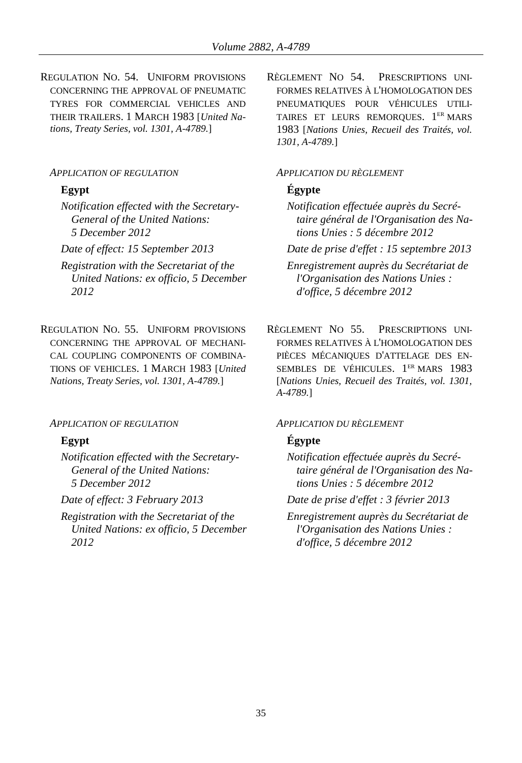REGULATION NO. 54. UNIFORM PROVISIONS CONCERNING THE APPROVAL OF PNEUMATIC TYRES FOR COMMERCIAL VEHICLES AND THEIR TRAILERS. 1 MARCH 1983 [*United Nations, Treaty Series, vol. 1301, A-4789.*]

*APPLICATION OF REGULATION*

**Egypt**

*Notification effected with the Secretary-General of the United Nations: 5 December 2012*

*Date of effect: 15 September 2013*

*Registration with the Secretariat of the United Nations: ex officio, 5 December 2012*

RÈGLEMENT NO 54. PRESCRIPTIONS UNIFORMES RELATIVES À L'HOMOLOGATION DES PNEUMATIQUES POUR VÉHICULES UTILITAIRES ET LEURS REMORQUES. 1ER MARS 1983 [*Nations Unies, Recueil des Traités, vol. 1301, A-4789.*]

*APPLICATION DU RÈGLEMENT*

**Égypte**

*Notification effectuée auprès du Secrétaire général de l'Organisation des Nations Unies : 5 décembre 2012*

*Date de prise d'effet : 15 septembre 2013*

*Enregistrement auprès du Secrétariat de l'Organisation des Nations Unies : d'office, 5 décembre 2012*

REGULATION NO. 55. UNIFORM PROVISIONS CONCERNING THE APPROVAL OF MECHANICAL COUPLING COMPONENTS OF COMBINATIONS OF VEHICLES. 1 MARCH 1983 [*United Nations, Treaty Series, vol. 1301, A-4789.*]

*APPLICATION OF REGULATION*

**Egypt**

*Notification effected with the Secretary-General of the United Nations: 5 December 2012*

*Date of effect: 3 February 2013*

*Registration with the Secretariat of the United Nations: ex officio, 5 December 2012*

RÈGLEMENT NO 55. PRESCRIPTIONS UNIFORMES RELATIVES À L'HOMOLOGATION DES PIÈCES MÉCANIQUES D'ATTELAGE DES ENSEMBLES DE VÉHICULES. 1ER MARS 1983 [*Nations Unies, Recueil des Traités, vol. 1301, A-4789.*]

*APPLICATION DU RÈGLEMENT*

**Égypte**

*Notification effectuée auprès du Secrétaire général de l'Organisation des Nations Unies : 5 décembre 2012*

*Date de prise d'effet : 3 février 2013*

*Enregistrement auprès du Secrétariat de l'Organisation des Nations Unies : d'office, 5 décembre 2012*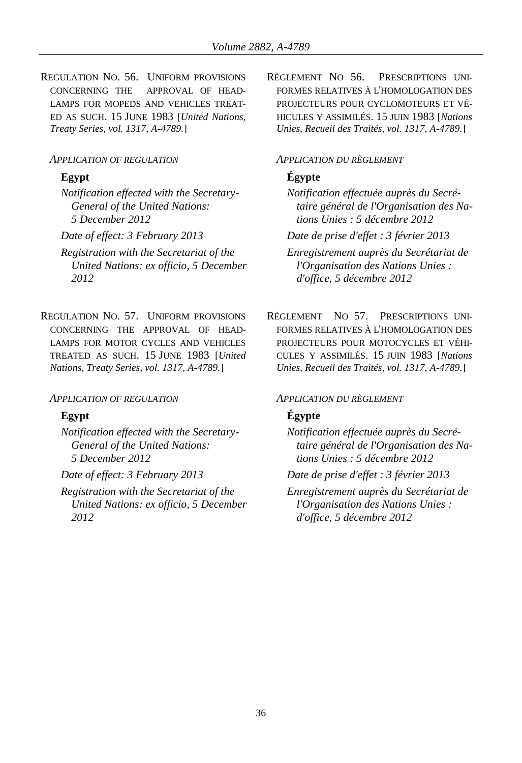REGULATION NO. 56. UNIFORM PROVISIONS CONCERNING THE APPROVAL OF HEADLAMPS FOR MOPEDS AND VEHICLES TREATED AS SUCH. 15 JUNE 1983 [*United Nations, Treaty Series, vol. 1317, A-4789.*]

*APPLICATION OF REGULATION*

**Egypt**

*Notification effected with the Secretary-General of the United Nations: 5 December 2012*

*Date of effect: 3 February 2013*

*Registration with the Secretariat of the United Nations: ex officio, 5 December 2012*

RÈGLEMENT NO 56. PRESCRIPTIONS UNIFORMES RELATIVES À L'HOMOLOGATION DES PROJECTEURS POUR CYCLOMOTEURS ET VÉHICULES Y ASSIMILÉS. 15 JUIN 1983 [*Nations Unies, Recueil des Traités, vol. 1317, A-4789.*]

*APPLICATION DU RÈGLEMENT*

**Égypte**

*Notification effectuée auprès du Secrétaire général de l'Organisation des Nations Unies : 5 décembre 2012*

*Date de prise d'effet : 3 février 2013*

*Enregistrement auprès du Secrétariat de l'Organisation des Nations Unies : d'office, 5 décembre 2012*

REGULATION NO. 57. UNIFORM PROVISIONS CONCERNING THE APPROVAL OF HEADLAMPS FOR MOTOR CYCLES AND VEHICLES TREATED AS SUCH. 15 JUNE 1983 [*United Nations, Treaty Series, vol. 1317, A-4789.*]

*APPLICATION OF REGULATION*

**Egypt**

*Notification effected with the Secretary-General of the United Nations: 5 December 2012*

*Date of effect: 3 February 2013*

*Registration with the Secretariat of the United Nations: ex officio, 5 December 2012*

RÈGLEMENT NO 57. PRESCRIPTIONS UNIFORMES RELATIVES À L'HOMOLOGATION DES PROJECTEURS POUR MOTOCYCLES ET VÉHICULES Y ASSIMILÉS. 15 JUIN 1983 [*Nations Unies, Recueil des Traités, vol. 1317, A-4789.*]

*APPLICATION DU RÈGLEMENT*

**Égypte**

*Notification effectuée auprès du Secrétaire général de l'Organisation des Nations Unies : 5 décembre 2012*

*Date de prise d'effet : 3 février 2013*

*Enregistrement auprès du Secrétariat de l'Organisation des Nations Unies : d'office, 5 décembre 2012*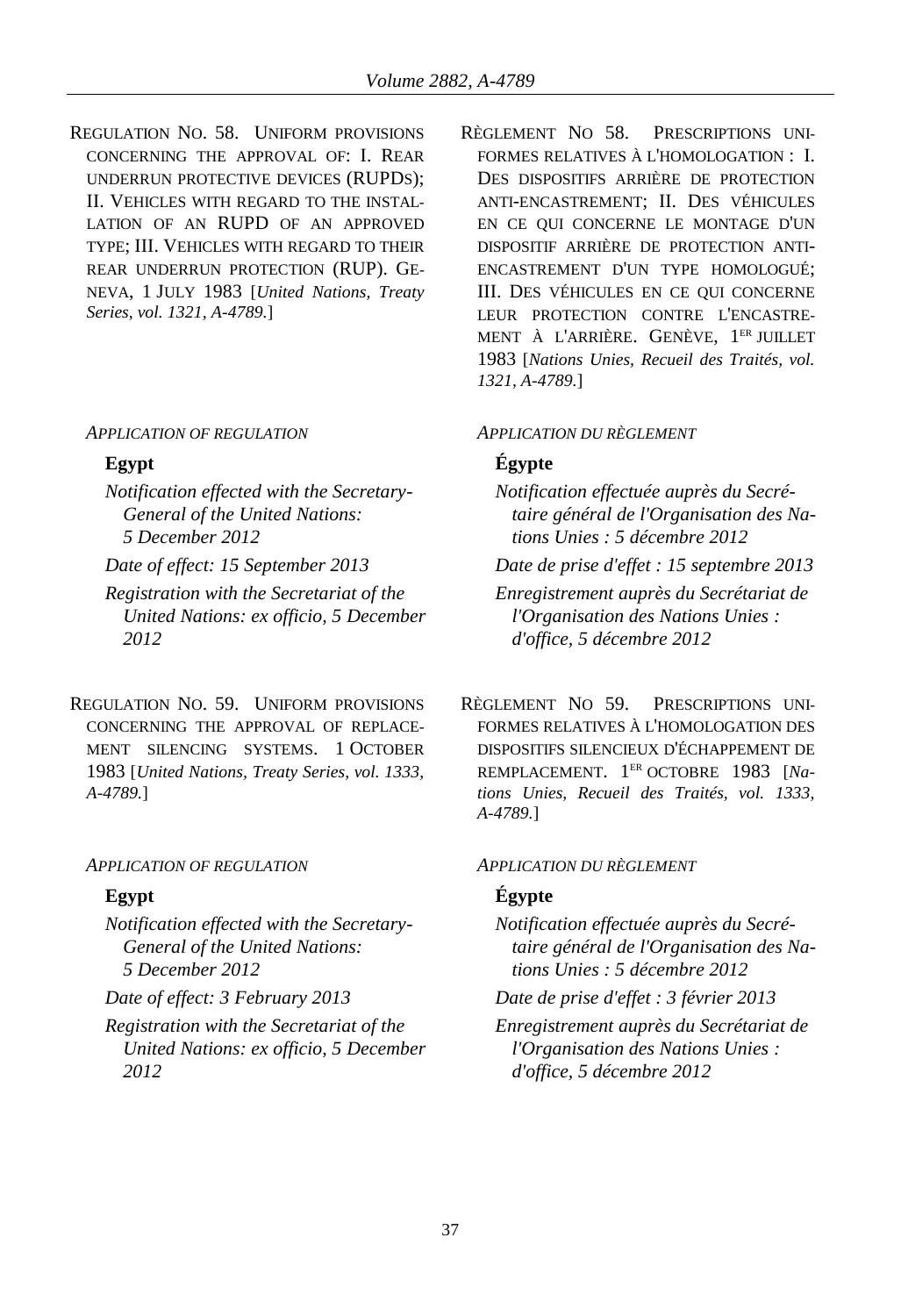REGULATION NO. 58. UNIFORM PROVISIONS CONCERNING THE APPROVAL OF: I. REAR UNDERRUN PROTECTIVE DEVICES (RUPDS); II. VEHICLES WITH REGARD TO THE INSTALLATION OF AN RUPD OF AN APPROVED TYPE; III. VEHICLES WITH REGARD TO THEIR REAR UNDERRUN PROTECTION (RUP). GENEVA, 1 JULY 1983 [*United Nations, Treaty Series, vol. 1321, A-4789.*]

*APPLICATION OF REGULATION*

**Egypt**

*Notification effected with the Secretary-General of the United Nations: 5 December 2012*

*Date of effect: 15 September 2013*

*Registration with the Secretariat of the United Nations: ex officio, 5 December 2012*

RÈGLEMENT NO 58. PRESCRIPTIONS UNIFORMES RELATIVES À L'HOMOLOGATION : I. DES DISPOSITIFS ARRIÈRE DE PROTECTION ANTI-ENCASTREMENT; II. DES VÉHICULES EN CE QUI CONCERNE LE MONTAGE D'UN DISPOSITIF ARRIÈRE DE PROTECTION ANTI-ENCASTREMENT D'UN TYPE HOMOLOGUÉ; III. DES VÉHICULES EN CE QUI CONCERNE LEUR PROTECTION CONTRE L'ENCASTREMENT À L'ARRIÈRE. GENÈVE, 1ER JUILLET 1983 [*Nations Unies, Recueil des Traités, vol. 1321, A-4789.*]

*APPLICATION DU RÈGLEMENT*

**Égypte**

*Notification effectuée auprès du Secrétaire général de l'Organisation des Nations Unies : 5 décembre 2012*

*Date de prise d'effet : 15 septembre 2013*

*Enregistrement auprès du Secrétariat de l'Organisation des Nations Unies : d'office, 5 décembre 2012*

REGULATION NO. 59. UNIFORM PROVISIONS CONCERNING THE APPROVAL OF REPLACEMENT SILENCING SYSTEMS. 1 OCTOBER 1983 [*United Nations, Treaty Series, vol. 1333, A-4789.*]

*APPLICATION OF REGULATION*

**Egypt**

*Notification effected with the Secretary-General of the United Nations: 5 December 2012*

*Date of effect: 3 February 2013*

*Registration with the Secretariat of the United Nations: ex officio, 5 December 2012*

RÈGLEMENT NO 59. PRESCRIPTIONS UNIFORMES RELATIVES À L'HOMOLOGATION DES DISPOSITIFS SILENCIEUX D'ÉCHAPPEMENT DE REMPLACEMENT. 1ER OCTOBRE 1983 [*Nations Unies, Recueil des Traités, vol. 1333, A-4789.*]

*APPLICATION DU RÈGLEMENT*

**Égypte**

*Notification effectuée auprès du Secrétaire général de l'Organisation des Nations Unies : 5 décembre 2012*

*Date de prise d'effet : 3 février 2013*

*Enregistrement auprès du Secrétariat de l'Organisation des Nations Unies : d'office, 5 décembre 2012*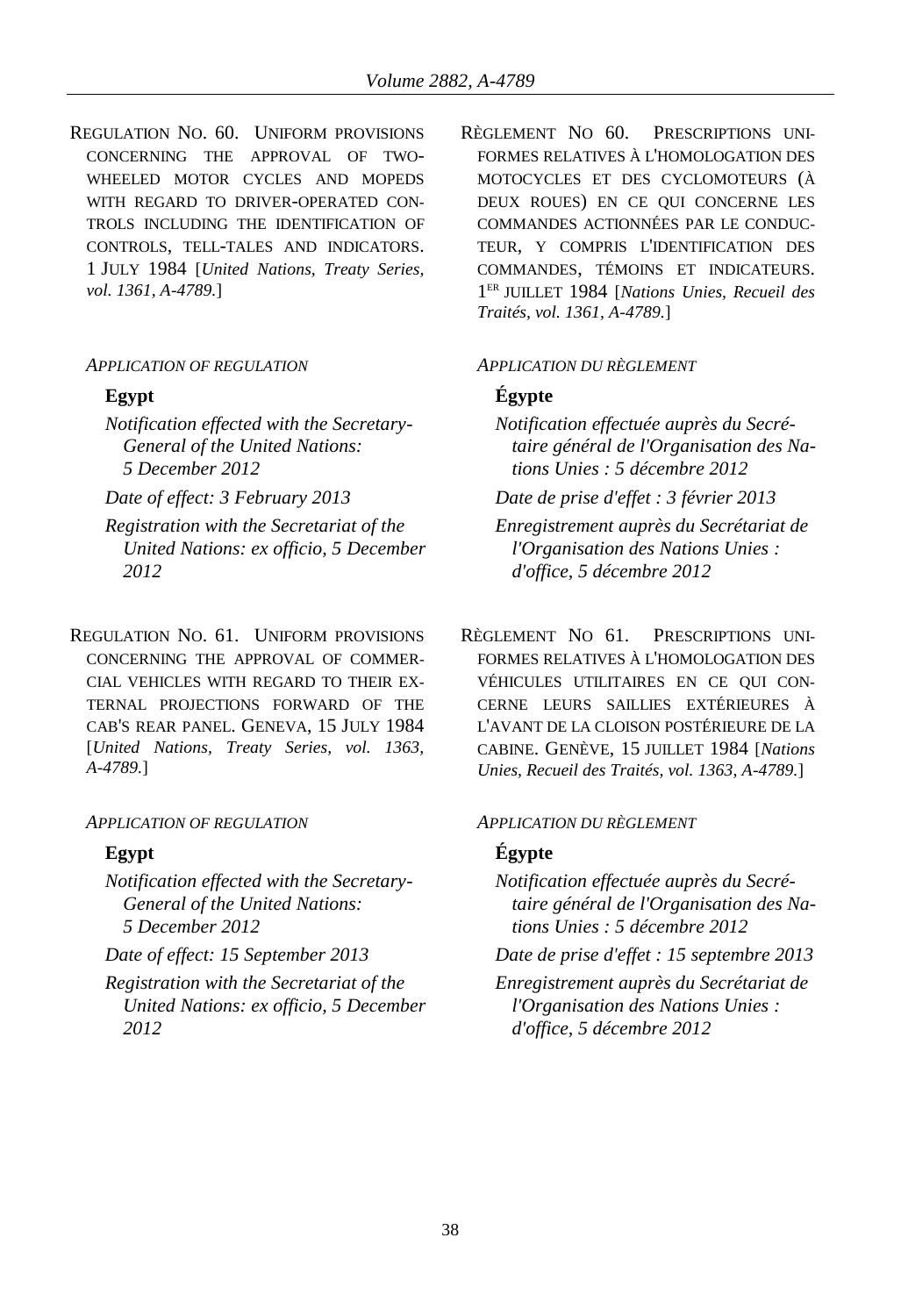REGULATION NO. 60. UNIFORM PROVISIONS CONCERNING THE APPROVAL OF TWO-WHEELED MOTOR CYCLES AND MOPEDS WITH REGARD TO DRIVER-OPERATED CONTROLS INCLUDING THE IDENTIFICATION OF CONTROLS, TELL-TALES AND INDICATORS. 1 JULY 1984 [*United Nations, Treaty Series, vol. 1361, A-4789.*]

*APPLICATION OF REGULATION*

**Egypt**

*Notification effected with the Secretary-General of the United Nations: 5 December 2012*

*Date of effect: 3 February 2013*

*Registration with the Secretariat of the United Nations: ex officio, 5 December 2012*

RÈGLEMENT NO 60. PRESCRIPTIONS UNIFORMES RELATIVES À L'HOMOLOGATION DES MOTOCYCLES ET DES CYCLOMOTEURS (À DEUX ROUES) EN CE QUI CONCERNE LES COMMANDES ACTIONNÉES PAR LE CONDUCTEUR, Y COMPRIS L'IDENTIFICATION DES COMMANDES, TÉMOINS ET INDICATEURS. 1ER JUILLET 1984 [*Nations Unies, Recueil des Traités, vol. 1361, A-4789.*]

*APPLICATION DU RÈGLEMENT*

**Égypte**

*Notification effectuée auprès du Secrétaire général de l'Organisation des Nations Unies : 5 décembre 2012*

*Date de prise d'effet : 3 février 2013*

*Enregistrement auprès du Secrétariat de l'Organisation des Nations Unies : d'office, 5 décembre 2012*

REGULATION NO. 61. UNIFORM PROVISIONS CONCERNING THE APPROVAL OF COMMERCIAL VEHICLES WITH REGARD TO THEIR EXTERNAL PROJECTIONS FORWARD OF THE CAB'S REAR PANEL. GENEVA, 15 JULY 1984 [*United Nations, Treaty Series, vol. 1363, A-4789.*]

*APPLICATION OF REGULATION*

**Egypt**

*Notification effected with the Secretary-General of the United Nations: 5 December 2012*

*Date of effect: 15 September 2013*

*Registration with the Secretariat of the United Nations: ex officio, 5 December 2012*

RÈGLEMENT NO 61. PRESCRIPTIONS UNIFORMES RELATIVES À L'HOMOLOGATION DES VÉHICULES UTILITAIRES EN CE QUI CONCERNE LEURS SAILLIES EXTÉRIEURES À L'AVANT DE LA CLOISON POSTÉRIEURE DE LA CABINE. GENÈVE, 15 JUILLET 1984 [*Nations Unies, Recueil des Traités, vol. 1363, A-4789.*]

*APPLICATION DU RÈGLEMENT*

**Égypte**

*Notification effectuée auprès du Secrétaire général de l'Organisation des Nations Unies : 5 décembre 2012*

*Date de prise d'effet : 15 septembre 2013*

*Enregistrement auprès du Secrétariat de l'Organisation des Nations Unies : d'office, 5 décembre 2012*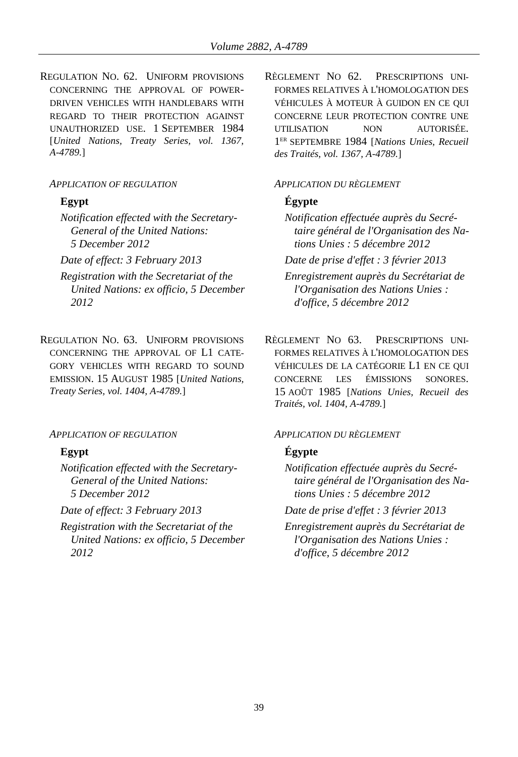REGULATION NO. 62. UNIFORM PROVISIONS CONCERNING THE APPROVAL OF POWER-DRIVEN VEHICLES WITH HANDLEBARS WITH REGARD TO THEIR PROTECTION AGAINST UNAUTHORIZED USE. 1 SEPTEMBER 1984 [*United Nations, Treaty Series, vol. 1367, A-4789.*]

*APPLICATION OF REGULATION*

**Egypt**

*Notification effected with the Secretary-General of the United Nations: 5 December 2012*

*Date of effect: 3 February 2013*

*Registration with the Secretariat of the United Nations: ex officio, 5 December 2012*

RÈGLEMENT NO 62. PRESCRIPTIONS UNIFORMES RELATIVES À L'HOMOLOGATION DES VÉHICULES À MOTEUR À GUIDON EN CE QUI CONCERNE LEUR PROTECTION CONTRE UNE UTILISATION NON AUTORISÉE. 1ER SEPTEMBRE 1984 [*Nations Unies, Recueil des Traités, vol. 1367, A-4789.*]

*APPLICATION DU RÈGLEMENT*

**Égypte**

*Notification effectuée auprès du Secrétaire général de l'Organisation des Nations Unies : 5 décembre 2012*

*Date de prise d'effet : 3 février 2013*

*Enregistrement auprès du Secrétariat de l'Organisation des Nations Unies : d'office, 5 décembre 2012*

REGULATION NO. 63. UNIFORM PROVISIONS CONCERNING THE APPROVAL OF L1 CATEGORY VEHICLES WITH REGARD TO SOUND EMISSION. 15 AUGUST 1985 [*United Nations, Treaty Series, vol. 1404, A-4789.*]

*APPLICATION OF REGULATION*

**Egypt**

*Notification effected with the Secretary-General of the United Nations: 5 December 2012*

*Date of effect: 3 February 2013*

*Registration with the Secretariat of the United Nations: ex officio, 5 December 2012*

RÈGLEMENT NO 63. PRESCRIPTIONS UNIFORMES RELATIVES À L'HOMOLOGATION DES VÉHICULES DE LA CATÉGORIE L1 EN CE QUI CONCERNE LES ÉMISSIONS SONORES. 15 AOÛT 1985 [*Nations Unies, Recueil des Traités, vol. 1404, A-4789.*]

*APPLICATION DU RÈGLEMENT*

**Égypte**

*Notification effectuée auprès du Secrétaire général de l'Organisation des Nations Unies : 5 décembre 2012*

*Date de prise d'effet : 3 février 2013*

*Enregistrement auprès du Secrétariat de l'Organisation des Nations Unies : d'office, 5 décembre 2012*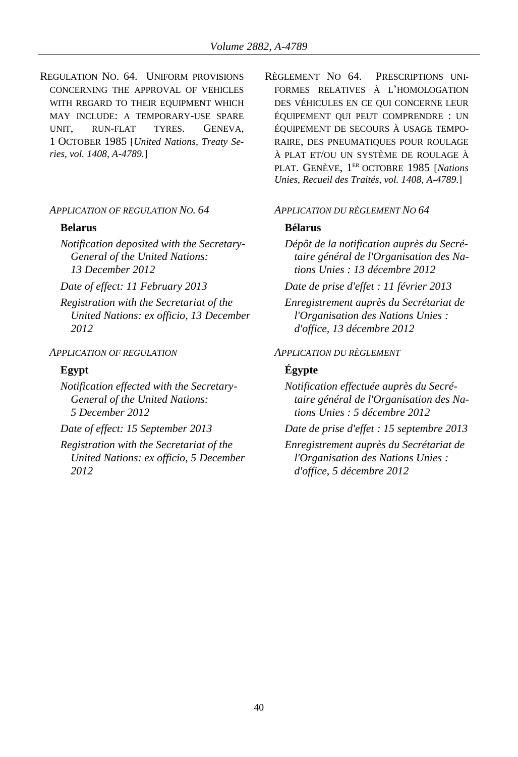REGULATION NO. 64. UNIFORM PROVISIONS CONCERNING THE APPROVAL OF VEHICLES WITH REGARD TO THEIR EQUIPMENT WHICH MAY INCLUDE: A TEMPORARY-USE SPARE UNIT, RUN-FLAT TYRES. GENEVA, 1 OCTOBER 1985 [*United Nations, Treaty Series, vol. 1408, A-4789.*]

*APPLICATION OF REGULATION NO. 64*

**Belarus**

*Notification deposited with the Secretary-General of the United Nations: 13 December 2012*

*Date of effect: 11 February 2013*

*Registration with the Secretariat of the United Nations: ex officio, 13 December 2012*

*APPLICATION OF REGULATION*

**Egypt**

*Notification effected with the Secretary-General of the United Nations: 5 December 2012*

*Date of effect: 15 September 2013*

*Registration with the Secretariat of the United Nations: ex officio, 5 December 2012*

RÈGLEMENT NO 64. PRESCRIPTIONS UNIFORMES RELATIVES À L'HOMOLOGATION DES VÉHICULES EN CE QUI CONCERNE LEUR ÉQUIPEMENT QUI PEUT COMPRENDRE : UN ÉQUIPEMENT DE SECOURS À USAGE TEMPORAIRE, DES PNEUMATIQUES POUR ROULAGE À PLAT ET/OU UN SYSTÈME DE ROULAGE À PLAT. GENÈVE, 1ER OCTOBRE 1985 [*Nations Unies, Recueil des Traités, vol. 1408, A-4789.*]

*APPLICATION DU RÈGLEMENT NO 64*

**Bélarus**

*Dépôt de la notification auprès du Secrétaire général de l'Organisation des Nations Unies : 13 décembre 2012*

*Date de prise d'effet : 11 février 2013*

*Enregistrement auprès du Secrétariat de l'Organisation des Nations Unies : d'office, 13 décembre 2012*

*APPLICATION DU RÈGLEMENT*

**Égypte**

*Notification effectuée auprès du Secrétaire général de l'Organisation des Nations Unies : 5 décembre 2012*

*Date de prise d'effet : 15 septembre 2013*

*Enregistrement auprès du Secrétariat de l'Organisation des Nations Unies : d'office, 5 décembre 2012*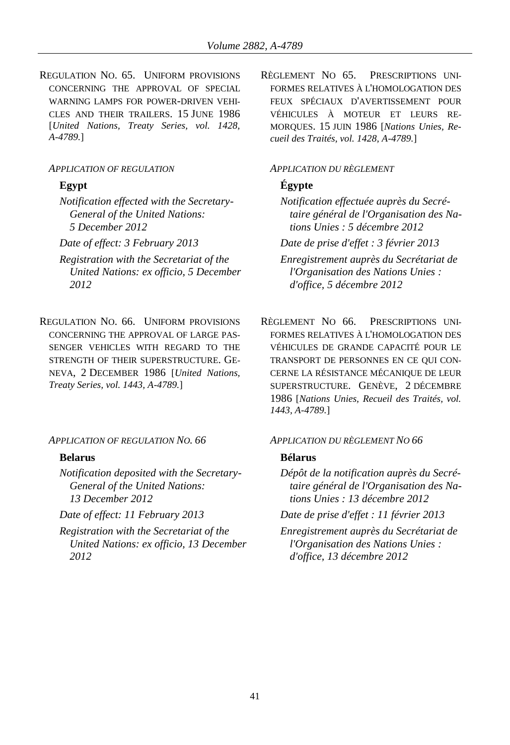REGULATION NO. 65. UNIFORM PROVISIONS CONCERNING THE APPROVAL OF SPECIAL WARNING LAMPS FOR POWER-DRIVEN VEHICLES AND THEIR TRAILERS. 15 JUNE 1986 [*United Nations, Treaty Series, vol. 1428, A-4789.*]

*APPLICATION OF REGULATION*

**Egypt**

*Notification effected with the Secretary-General of the United Nations: 5 December 2012*

*Date of effect: 3 February 2013*

*Registration with the Secretariat of the United Nations: ex officio, 5 December 2012*

RÈGLEMENT NO 65. PRESCRIPTIONS UNIFORMES RELATIVES À L'HOMOLOGATION DES FEUX SPÉCIAUX D'AVERTISSEMENT POUR VÉHICULES À MOTEUR ET LEURS REMORQUES. 15 JUIN 1986 [*Nations Unies, Recueil des Traités, vol. 1428, A-4789.*]

*APPLICATION DU RÈGLEMENT*

**Égypte**

*Notification effectuée auprès du Secrétaire général de l'Organisation des Nations Unies : 5 décembre 2012*

*Date de prise d'effet : 3 février 2013*

*Enregistrement auprès du Secrétariat de l'Organisation des Nations Unies : d'office, 5 décembre 2012*

REGULATION NO. 66. UNIFORM PROVISIONS CONCERNING THE APPROVAL OF LARGE PASSENGER VEHICLES WITH REGARD TO THE STRENGTH OF THEIR SUPERSTRUCTURE. GENEVA, 2 DECEMBER 1986 [*United Nations, Treaty Series, vol. 1443, A-4789.*]

*APPLICATION OF REGULATION NO. 66*

**Belarus**

*Notification deposited with the Secretary-General of the United Nations: 13 December 2012*

*Date of effect: 11 February 2013*

*Registration with the Secretariat of the United Nations: ex officio, 13 December 2012*

RÈGLEMENT NO 66. PRESCRIPTIONS UNIFORMES RELATIVES À L'HOMOLOGATION DES VÉHICULES DE GRANDE CAPACITÉ POUR LE TRANSPORT DE PERSONNES EN CE QUI CONCERNE LA RÉSISTANCE MÉCANIQUE DE LEUR SUPERSTRUCTURE. GENÈVE, 2 DÉCEMBRE 1986 [*Nations Unies, Recueil des Traités, vol. 1443, A-4789.*]

*APPLICATION DU RÈGLEMENT NO 66*

**Bélarus**

*Dépôt de la notification auprès du Secrétaire général de l'Organisation des Nations Unies : 13 décembre 2012*

*Date de prise d'effet : 11 février 2013*

*Enregistrement auprès du Secrétariat de l'Organisation des Nations Unies : d'office, 13 décembre 2012*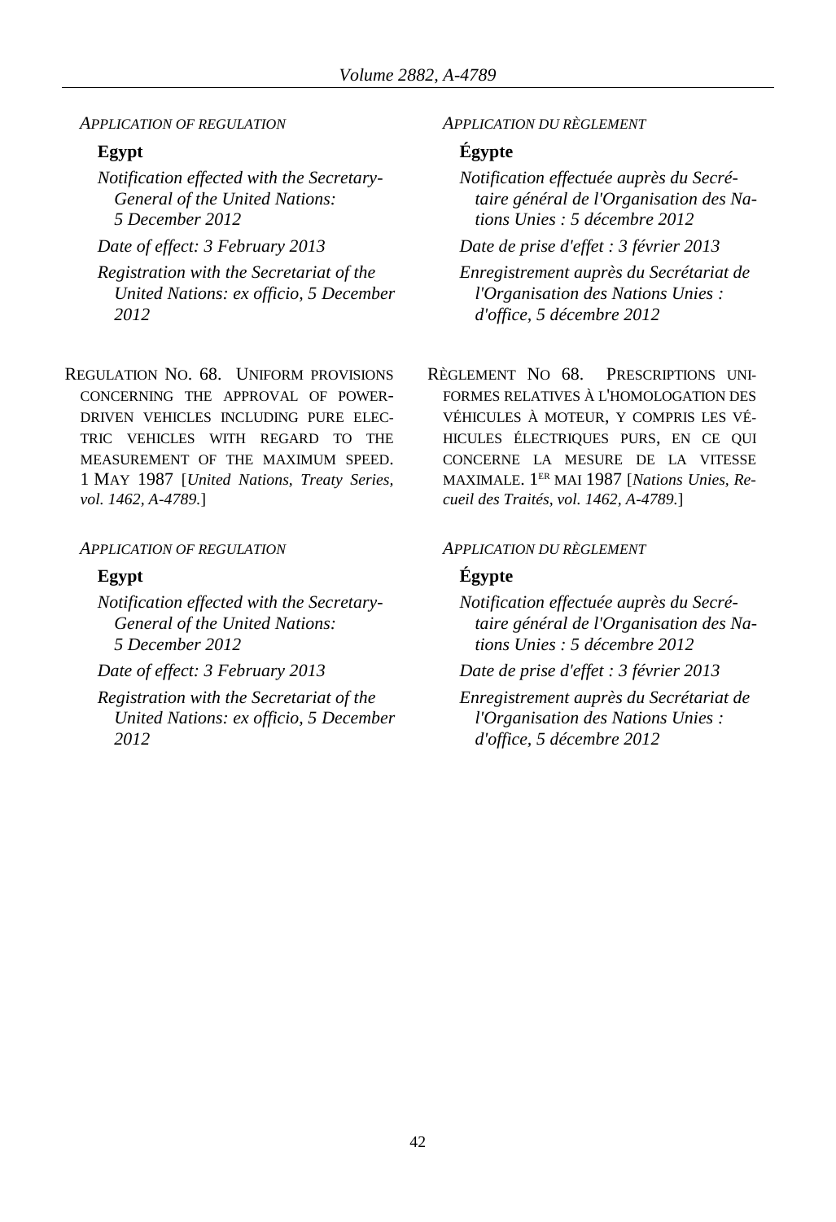*APPLICATION OF REGULATION*

**Egypt**

*Notification effected with the Secretary-General of the United Nations: 5 December 2012*

*Date of effect: 3 February 2013*

*Registration with the Secretariat of the United Nations: ex officio, 5 December 2012*

*APPLICATION DU RÈGLEMENT*

**Égypte**

*Notification effectuée auprès du Secrétaire général de l'Organisation des Nations Unies : 5 décembre 2012*

*Date de prise d'effet : 3 février 2013*

*Enregistrement auprès du Secrétariat de l'Organisation des Nations Unies : d'office, 5 décembre 2012*

REGULATION NO. 68. UNIFORM PROVISIONS CONCERNING THE APPROVAL OF POWER-DRIVEN VEHICLES INCLUDING PURE ELECTRIC VEHICLES WITH REGARD TO THE MEASUREMENT OF THE MAXIMUM SPEED. 1 MAY 1987 [*United Nations, Treaty Series, vol. 1462, A-4789.*]

RÈGLEMENT NO 68. PRESCRIPTIONS UNIFORMES RELATIVES À L'HOMOLOGATION DES VÉHICULES À MOTEUR, Y COMPRIS LES VÉHICULES ÉLECTRIQUES PURS, EN CE QUI CONCERNE LA MESURE DE LA VITESSE MAXIMALE. 1ER MAI 1987 [*Nations Unies, Recueil des Traités, vol. 1462, A-4789.*]

*APPLICATION OF REGULATION*

**Egypt**

*Notification effected with the Secretary-General of the United Nations: 5 December 2012*

*Date of effect: 3 February 2013*

*Registration with the Secretariat of the United Nations: ex officio, 5 December 2012*

*APPLICATION DU RÈGLEMENT*

**Égypte**

*Notification effectuée auprès du Secrétaire général de l'Organisation des Nations Unies : 5 décembre 2012*

*Date de prise d'effet : 3 février 2013*

*Enregistrement auprès du Secrétariat de l'Organisation des Nations Unies : d'office, 5 décembre 2012*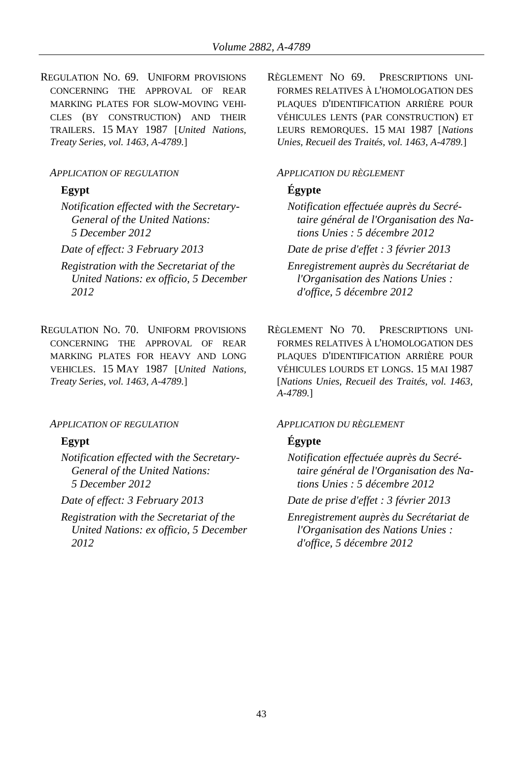REGULATION NO. 69. UNIFORM PROVISIONS CONCERNING THE APPROVAL OF REAR MARKING PLATES FOR SLOW-MOVING VEHICLES (BY CONSTRUCTION) AND THEIR TRAILERS. 15 MAY 1987 [*United Nations, Treaty Series, vol. 1463, A-4789.*]

*APPLICATION OF REGULATION*

**Egypt**

*Notification effected with the Secretary-General of the United Nations: 5 December 2012*

*Date of effect: 3 February 2013*

*Registration with the Secretariat of the United Nations: ex officio, 5 December 2012*

RÈGLEMENT NO 69. PRESCRIPTIONS UNIFORMES RELATIVES À L'HOMOLOGATION DES PLAQUES D'IDENTIFICATION ARRIÈRE POUR VÉHICULES LENTS (PAR CONSTRUCTION) ET LEURS REMORQUES. 15 MAI 1987 [*Nations Unies, Recueil des Traités, vol. 1463, A-4789.*]

*APPLICATION DU RÈGLEMENT*

**Égypte**

*Notification effectuée auprès du Secrétaire général de l'Organisation des Nations Unies : 5 décembre 2012*

*Date de prise d'effet : 3 février 2013*

*Enregistrement auprès du Secrétariat de l'Organisation des Nations Unies : d'office, 5 décembre 2012*

REGULATION NO. 70. UNIFORM PROVISIONS CONCERNING THE APPROVAL OF REAR MARKING PLATES FOR HEAVY AND LONG VEHICLES. 15 MAY 1987 [*United Nations, Treaty Series, vol. 1463, A-4789.*]

*APPLICATION OF REGULATION*

**Egypt**

*Notification effected with the Secretary-General of the United Nations: 5 December 2012*

*Date of effect: 3 February 2013*

*Registration with the Secretariat of the United Nations: ex officio, 5 December 2012*

RÈGLEMENT NO 70. PRESCRIPTIONS UNIFORMES RELATIVES À L'HOMOLOGATION DES PLAQUES D'IDENTIFICATION ARRIÈRE POUR VÉHICULES LOURDS ET LONGS. 15 MAI 1987 [*Nations Unies, Recueil des Traités, vol. 1463, A-4789.*]

*APPLICATION DU RÈGLEMENT*

**Égypte**

*Notification effectuée auprès du Secrétaire général de l'Organisation des Nations Unies : 5 décembre 2012*

*Date de prise d'effet : 3 février 2013*

*Enregistrement auprès du Secrétariat de l'Organisation des Nations Unies : d'office, 5 décembre 2012*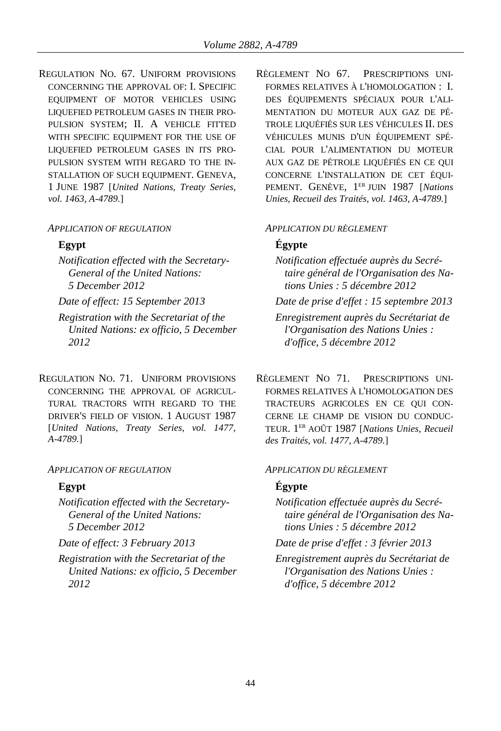REGULATION NO. 67. UNIFORM PROVISIONS CONCERNING THE APPROVAL OF: I. SPECIFIC EQUIPMENT OF MOTOR VEHICLES USING LIQUEFIED PETROLEUM GASES IN THEIR PROPULSION SYSTEM; II. A VEHICLE FITTED WITH SPECIFIC EQUIPMENT FOR THE USE OF LIQUEFIED PETROLEUM GASES IN ITS PROPULSION SYSTEM WITH REGARD TO THE INSTALLATION OF SUCH EQUIPMENT. GENEVA, 1 JUNE 1987 [*United Nations, Treaty Series, vol. 1463, A-4789.*]

*APPLICATION OF REGULATION*

**Egypt**

*Notification effected with the Secretary-General of the United Nations: 5 December 2012*

*Date of effect: 15 September 2013*

*Registration with the Secretariat of the United Nations: ex officio, 5 December 2012*

RÈGLEMENT NO 67. PRESCRIPTIONS UNIFORMES RELATIVES À L'HOMOLOGATION : I. DES ÉQUIPEMENTS SPÉCIAUX POUR L'ALIMENTATION DU MOTEUR AUX GAZ DE PÉTROLE LIQUÉFIÉS SUR LES VÉHICULES II. DES VÉHICULES MUNIS D'UN ÉQUIPEMENT SPÉCIAL POUR L'ALIMENTATION DU MOTEUR AUX GAZ DE PÉTROLE LIQUÉFIÉS EN CE QUI CONCERNE L'INSTALLATION DE CET ÉQUIPEMENT. GENÈVE, 1ER JUIN 1987 [*Nations Unies, Recueil des Traités, vol. 1463, A-4789.*]

*APPLICATION DU RÈGLEMENT*

**Égypte**

*Notification effectuée auprès du Secrétaire général de l'Organisation des Nations Unies : 5 décembre 2012*

*Date de prise d'effet : 15 septembre 2013*

*Enregistrement auprès du Secrétariat de l'Organisation des Nations Unies : d'office, 5 décembre 2012*

REGULATION NO. 71. UNIFORM PROVISIONS CONCERNING THE APPROVAL OF AGRICULTURAL TRACTORS WITH REGARD TO THE DRIVER'S FIELD OF VISION. 1 AUGUST 1987 [*United Nations, Treaty Series, vol. 1477, A-4789.*]

*APPLICATION OF REGULATION*

**Egypt**

*Notification effected with the Secretary-General of the United Nations: 5 December 2012*

*Date of effect: 3 February 2013*

*Registration with the Secretariat of the United Nations: ex officio, 5 December 2012*

RÈGLEMENT NO 71. PRESCRIPTIONS UNIFORMES RELATIVES À L'HOMOLOGATION DES TRACTEURS AGRICOLES EN CE QUI CONCERNE LE CHAMP DE VISION DU CONDUCTEUR. 1ER AOÛT 1987 [*Nations Unies, Recueil des Traités, vol. 1477, A-4789.*]

*APPLICATION DU RÈGLEMENT*

**Égypte**

*Notification effectuée auprès du Secrétaire général de l'Organisation des Nations Unies : 5 décembre 2012*

*Date de prise d'effet : 3 février 2013*

*Enregistrement auprès du Secrétariat de l'Organisation des Nations Unies : d'office, 5 décembre 2012*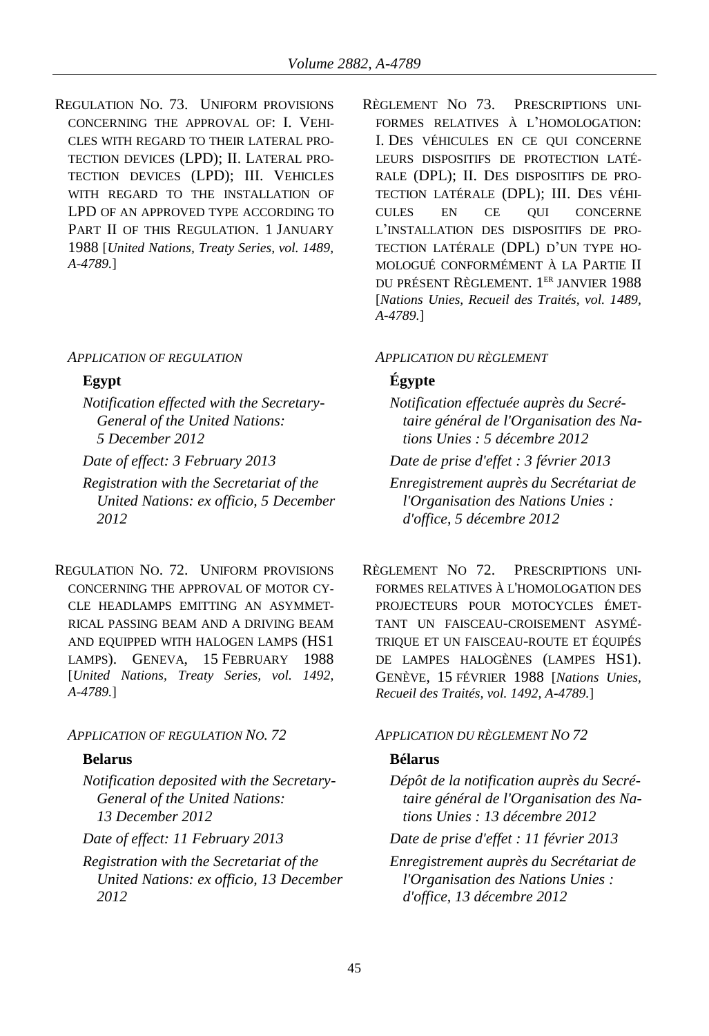REGULATION NO. 73. UNIFORM PROVISIONS CONCERNING THE APPROVAL OF: I. VEHICLES WITH REGARD TO THEIR LATERAL PROTECTION DEVICES (LPD); II. LATERAL PROTECTION DEVICES (LPD); III. VEHICLES WITH REGARD TO THE INSTALLATION OF LPD OF AN APPROVED TYPE ACCORDING TO PART II OF THIS REGULATION. 1 JANUARY 1988 [*United Nations, Treaty Series, vol. 1489, A-4789.*]

*APPLICATION OF REGULATION*

**Egypt**

*Notification effected with the Secretary-General of the United Nations: 5 December 2012*

*Date of effect: 3 February 2013*

*Registration with the Secretariat of the United Nations: ex officio, 5 December 2012*

RÈGLEMENT NO 73. PRESCRIPTIONS UNIFORMES RELATIVES À L'HOMOLOGATION: I. DES VÉHICULES EN CE QUI CONCERNE LEURS DISPOSITIFS DE PROTECTION LATÉRALE (DPL); II. DES DISPOSITIFS DE PROTECTION LATÉRALE (DPL); III. DES VÉHICULES EN CE QUI CONCERNE L'INSTALLATION DES DISPOSITIFS DE PROTECTION LATÉRALE (DPL) D'UN TYPE HOMOLOGUÉ CONFORMÉMENT À LA PARTIE II DU PRÉSENT RÈGLEMENT. 1ER JANVIER 1988 [*Nations Unies, Recueil des Traités, vol. 1489, A-4789.*]

*APPLICATION DU RÈGLEMENT*

**Égypte**

*Notification effectuée auprès du Secrétaire général de l'Organisation des Nations Unies : 5 décembre 2012*

*Date de prise d'effet : 3 février 2013*

*Enregistrement auprès du Secrétariat de l'Organisation des Nations Unies : d'office, 5 décembre 2012*

REGULATION NO. 72. UNIFORM PROVISIONS CONCERNING THE APPROVAL OF MOTOR CYCLE HEADLAMPS EMITTING AN ASYMMETRICAL PASSING BEAM AND A DRIVING BEAM AND EQUIPPED WITH HALOGEN LAMPS (HS1 LAMPS). GENEVA, 15 FEBRUARY 1988 [*United Nations, Treaty Series, vol. 1492, A-4789.*]

*APPLICATION OF REGULATION NO. 72*

**Belarus**

*Notification deposited with the Secretary-General of the United Nations: 13 December 2012*

*Date of effect: 11 February 2013*

*Registration with the Secretariat of the United Nations: ex officio, 13 December 2012*

RÈGLEMENT NO 72. PRESCRIPTIONS UNIFORMES RELATIVES À L'HOMOLOGATION DES PROJECTEURS POUR MOTOCYCLES ÉMETTANT UN FAISCEAU-CROISEMENT ASYMÉTRIQUE ET UN FAISCEAU-ROUTE ET ÉQUIPÉS DE LAMPES HALOGÈNES (LAMPES HS1). GENÈVE, 15 FÉVRIER 1988 [*Nations Unies, Recueil des Traités, vol. 1492, A-4789.*]

*APPLICATION DU RÈGLEMENT NO 72*

**Bélarus**

*Dépôt de la notification auprès du Secrétaire général de l'Organisation des Nations Unies : 13 décembre 2012*

*Date de prise d'effet : 11 février 2013*

*Enregistrement auprès du Secrétariat de l'Organisation des Nations Unies : d'office, 13 décembre 2012*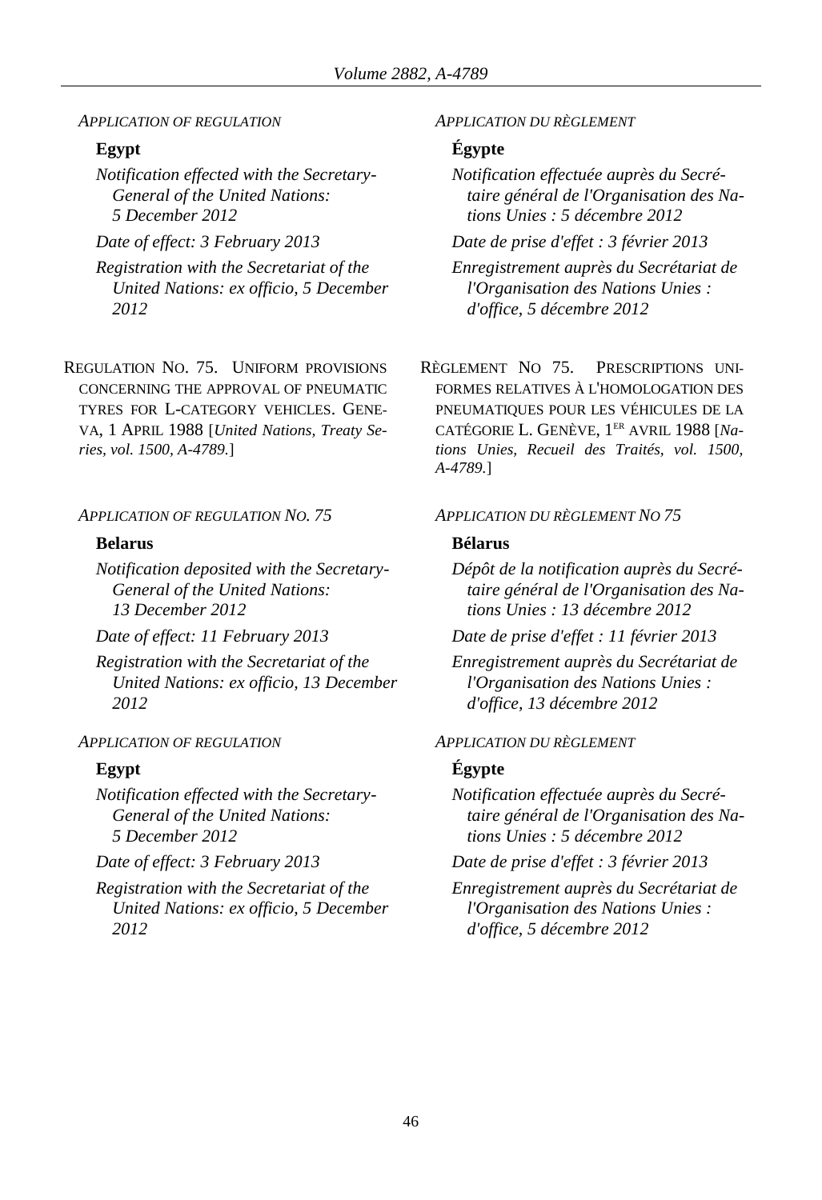*APPLICATION OF REGULATION*

**Egypt**

*Notification effected with the Secretary-General of the United Nations: 5 December 2012*

*Date of effect: 3 February 2013*

*Registration with the Secretariat of the United Nations: ex officio, 5 December 2012*

*APPLICATION DU RÈGLEMENT*

**Égypte**

*Notification effectuée auprès du Secrétaire général de l'Organisation des Nations Unies : 5 décembre 2012*

*Date de prise d'effet : 3 février 2013*

*Enregistrement auprès du Secrétariat de l'Organisation des Nations Unies : d'office, 5 décembre 2012*

REGULATION NO. 75. UNIFORM PROVISIONS CONCERNING THE APPROVAL OF PNEUMATIC TYRES FOR L-CATEGORY VEHICLES. GENEVA, 1 APRIL 1988 [*United Nations, Treaty Series, vol. 1500, A-4789.*]

RÈGLEMENT NO 75. PRESCRIPTIONS UNIFORMES RELATIVES À L'HOMOLOGATION DES PNEUMATIQUES POUR LES VÉHICULES DE LA CATÉGORIE L. GENÈVE, 1ER AVRIL 1988 [*Nations Unies, Recueil des Traités, vol. 1500, A-4789.*]

*APPLICATION OF REGULATION NO. 75*

**Belarus**

*Notification deposited with the Secretary-General of the United Nations: 13 December 2012*

*Date of effect: 11 February 2013*

*Registration with the Secretariat of the United Nations: ex officio, 13 December 2012*

*APPLICATION DU RÈGLEMENT NO 75*

**Bélarus**

*Dépôt de la notification auprès du Secrétaire général de l'Organisation des Nations Unies : 13 décembre 2012*

*Date de prise d'effet : 11 février 2013*

*Enregistrement auprès du Secrétariat de l'Organisation des Nations Unies : d'office, 13 décembre 2012*

*APPLICATION OF REGULATION*

**Egypt**

*Notification effected with the Secretary-General of the United Nations: 5 December 2012*

*Date of effect: 3 February 2013*

*Registration with the Secretariat of the United Nations: ex officio, 5 December 2012*

*APPLICATION DU RÈGLEMENT*

**Égypte**

*Notification effectuée auprès du Secrétaire général de l'Organisation des Nations Unies : 5 décembre 2012*

*Date de prise d'effet : 3 février 2013*

*Enregistrement auprès du Secrétariat de l'Organisation des Nations Unies : d'office, 5 décembre 2012*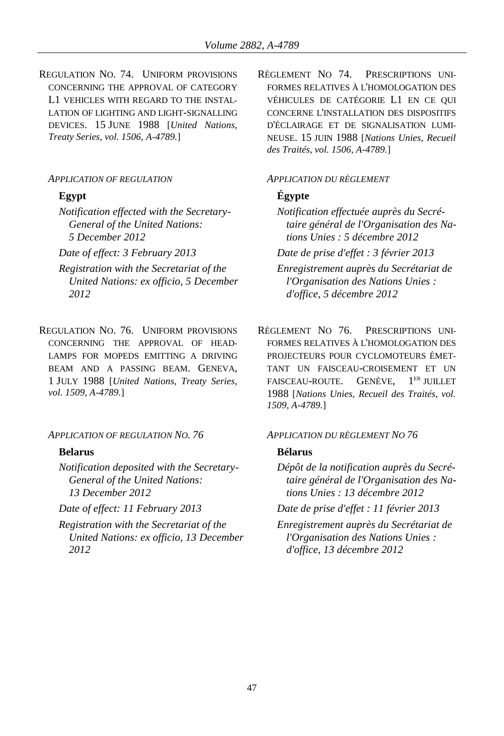REGULATION NO. 74. UNIFORM PROVISIONS CONCERNING THE APPROVAL OF CATEGORY L1 VEHICLES WITH REGARD TO THE INSTALLATION OF LIGHTING AND LIGHT-SIGNALLING DEVICES. 15 JUNE 1988 [*United Nations, Treaty Series, vol. 1506, A-4789.*]

*APPLICATION OF REGULATION*

**Egypt**

*Notification effected with the Secretary-General of the United Nations: 5 December 2012*

*Date of effect: 3 February 2013*

*Registration with the Secretariat of the United Nations: ex officio, 5 December 2012*

RÈGLEMENT NO 74. PRESCRIPTIONS UNIFORMES RELATIVES À L'HOMOLOGATION DES VÉHICULES DE CATÉGORIE L1 EN CE QUI CONCERNE L'INSTALLATION DES DISPOSITIFS D'ÉCLAIRAGE ET DE SIGNALISATION LUMINEUSE. 15 JUIN 1988 [*Nations Unies, Recueil des Traités, vol. 1506, A-4789.*]

*APPLICATION DU RÈGLEMENT*

**Égypte**

*Notification effectuée auprès du Secrétaire général de l'Organisation des Nations Unies : 5 décembre 2012*

*Date de prise d'effet : 3 février 2013*

*Enregistrement auprès du Secrétariat de l'Organisation des Nations Unies : d'office, 5 décembre 2012*

REGULATION NO. 76. UNIFORM PROVISIONS CONCERNING THE APPROVAL OF HEADLAMPS FOR MOPEDS EMITTING A DRIVING BEAM AND A PASSING BEAM. GENEVA, 1 JULY 1988 [*United Nations, Treaty Series, vol. 1509, A-4789.*]

*APPLICATION OF REGULATION NO. 76*

**Belarus**

*Notification deposited with the Secretary-General of the United Nations: 13 December 2012*

*Date of effect: 11 February 2013*

*Registration with the Secretariat of the United Nations: ex officio, 13 December 2012*

RÈGLEMENT NO 76. PRESCRIPTIONS UNIFORMES RELATIVES À L'HOMOLOGATION DES PROJECTEURS POUR CYCLOMOTEURS ÉMETTANT UN FAISCEAU-CROISEMENT ET UN FAISCEAU-ROUTE. GENÈVE, 1ER JUILLET 1988 [*Nations Unies, Recueil des Traités, vol. 1509, A-4789.*]

*APPLICATION DU RÈGLEMENT NO 76*

**Bélarus**

*Dépôt de la notification auprès du Secrétaire général de l'Organisation des Nations Unies : 13 décembre 2012*

*Date de prise d'effet : 11 février 2013*

*Enregistrement auprès du Secrétariat de l'Organisation des Nations Unies : d'office, 13 décembre 2012*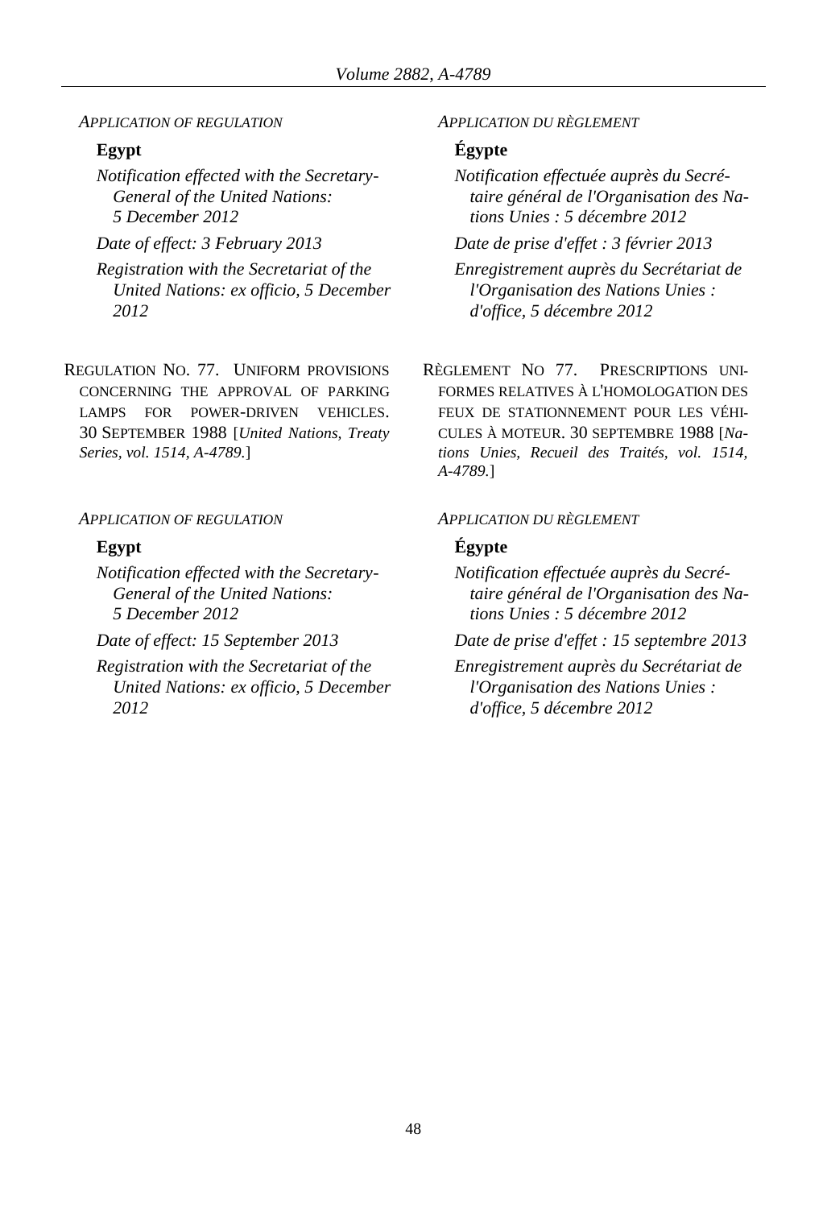*APPLICATION OF REGULATION*

**Egypt**

*Notification effected with the Secretary-General of the United Nations: 5 December 2012*

*Date of effect: 3 February 2013*

*Registration with the Secretariat of the United Nations: ex officio, 5 December 2012*

*APPLICATION DU RÈGLEMENT*

**Égypte**

*Notification effectuée auprès du Secrétaire général de l'Organisation des Nations Unies : 5 décembre 2012*

*Date de prise d'effet : 3 février 2013*

*Enregistrement auprès du Secrétariat de l'Organisation des Nations Unies : d'office, 5 décembre 2012*

REGULATION NO. 77. UNIFORM PROVISIONS CONCERNING THE APPROVAL OF PARKING LAMPS FOR POWER-DRIVEN VEHICLES. 30 SEPTEMBER 1988 [*United Nations, Treaty Series, vol. 1514, A-4789.*]

RÈGLEMENT NO 77. PRESCRIPTIONS UNIFORMES RELATIVES À L'HOMOLOGATION DES FEUX DE STATIONNEMENT POUR LES VÉHICULES À MOTEUR. 30 SEPTEMBRE 1988 [*Nations Unies, Recueil des Traités, vol. 1514, A-4789.*]

*APPLICATION OF REGULATION*

**Egypt**

*Notification effected with the Secretary-General of the United Nations: 5 December 2012*

*Date of effect: 15 September 2013*

*Registration with the Secretariat of the United Nations: ex officio, 5 December 2012*

*APPLICATION DU RÈGLEMENT*

**Égypte**

*Notification effectuée auprès du Secrétaire général de l'Organisation des Nations Unies : 5 décembre 2012*

*Date de prise d'effet : 15 septembre 2013*

*Enregistrement auprès du Secrétariat de l'Organisation des Nations Unies : d'office, 5 décembre 2012*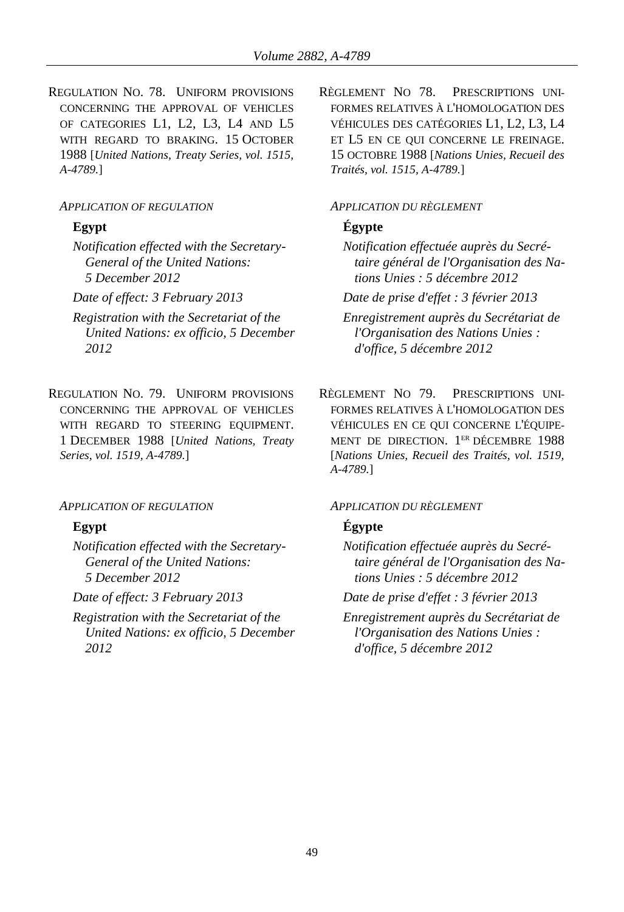REGULATION NO. 78. UNIFORM PROVISIONS CONCERNING THE APPROVAL OF VEHICLES OF CATEGORIES L1, L2, L3, L4 AND L5 WITH REGARD TO BRAKING. 15 OCTOBER 1988 [*United Nations, Treaty Series, vol. 1515, A-4789.*]

*APPLICATION OF REGULATION*

**Egypt**

*Notification effected with the Secretary-General of the United Nations: 5 December 2012*

*Date of effect: 3 February 2013*

*Registration with the Secretariat of the United Nations: ex officio, 5 December 2012*

RÈGLEMENT NO 78. PRESCRIPTIONS UNIFORMES RELATIVES À L'HOMOLOGATION DES VÉHICULES DES CATÉGORIES L1, L2, L3, L4 ET L5 EN CE QUI CONCERNE LE FREINAGE. 15 OCTOBRE 1988 [*Nations Unies, Recueil des Traités, vol. 1515, A-4789.*]

*APPLICATION DU RÈGLEMENT*

**Égypte**

*Notification effectuée auprès du Secrétaire général de l'Organisation des Nations Unies : 5 décembre 2012*

*Date de prise d'effet : 3 février 2013*

*Enregistrement auprès du Secrétariat de l'Organisation des Nations Unies : d'office, 5 décembre 2012*

REGULATION NO. 79. UNIFORM PROVISIONS CONCERNING THE APPROVAL OF VEHICLES WITH REGARD TO STEERING EQUIPMENT. 1 DECEMBER 1988 [*United Nations, Treaty Series, vol. 1519, A-4789.*]

*APPLICATION OF REGULATION*

**Egypt**

*Notification effected with the Secretary-General of the United Nations: 5 December 2012*

*Date of effect: 3 February 2013*

*Registration with the Secretariat of the United Nations: ex officio, 5 December 2012*

RÈGLEMENT NO 79. PRESCRIPTIONS UNIFORMES RELATIVES À L'HOMOLOGATION DES VÉHICULES EN CE QUI CONCERNE L'ÉQUIPEMENT DE DIRECTION. 1ER DÉCEMBRE 1988 [*Nations Unies, Recueil des Traités, vol. 1519, A-4789.*]

*APPLICATION DU RÈGLEMENT*

**Égypte**

*Notification effectuée auprès du Secrétaire général de l'Organisation des Nations Unies : 5 décembre 2012*

*Date de prise d'effet : 3 février 2013*

*Enregistrement auprès du Secrétariat de l'Organisation des Nations Unies : d'office, 5 décembre 2012*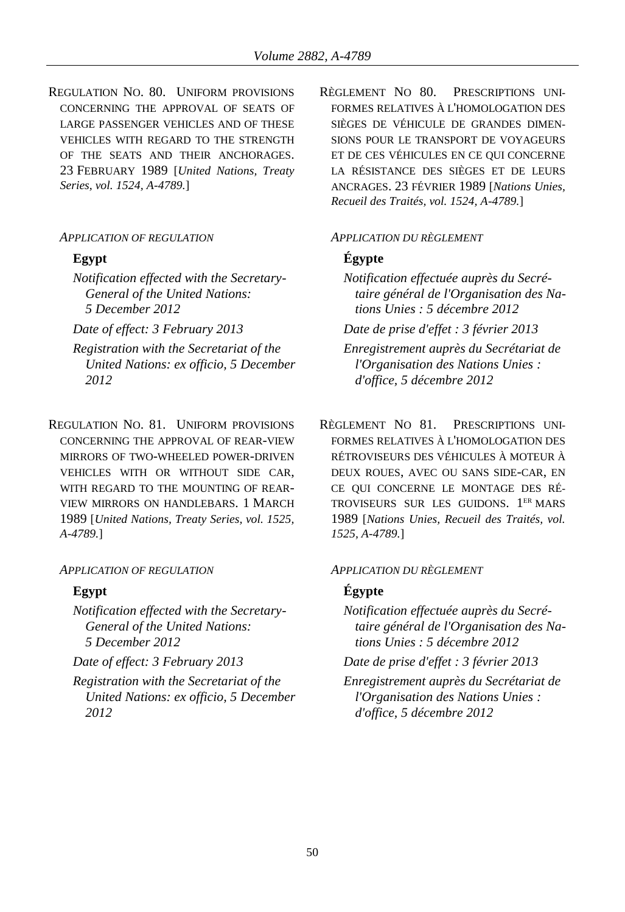REGULATION NO. 80. UNIFORM PROVISIONS CONCERNING THE APPROVAL OF SEATS OF LARGE PASSENGER VEHICLES AND OF THESE VEHICLES WITH REGARD TO THE STRENGTH OF THE SEATS AND THEIR ANCHORAGES. 23 FEBRUARY 1989 [*United Nations, Treaty Series, vol. 1524, A-4789.*]

*APPLICATION OF REGULATION*

**Egypt**

*Notification effected with the Secretary-General of the United Nations: 5 December 2012*

*Date of effect: 3 February 2013*

*Registration with the Secretariat of the United Nations: ex officio, 5 December 2012*

RÈGLEMENT NO 80. PRESCRIPTIONS UNIFORMES RELATIVES À L'HOMOLOGATION DES SIÈGES DE VÉHICULE DE GRANDES DIMENSIONS POUR LE TRANSPORT DE VOYAGEURS ET DE CES VÉHICULES EN CE QUI CONCERNE LA RÉSISTANCE DES SIÈGES ET DE LEURS ANCRAGES. 23 FÉVRIER 1989 [*Nations Unies, Recueil des Traités, vol. 1524, A-4789.*]

*APPLICATION DU RÈGLEMENT*

**Égypte**

*Notification effectuée auprès du Secrétaire général de l'Organisation des Nations Unies : 5 décembre 2012*

*Date de prise d'effet : 3 février 2013*

*Enregistrement auprès du Secrétariat de l'Organisation des Nations Unies : d'office, 5 décembre 2012*

REGULATION NO. 81. UNIFORM PROVISIONS CONCERNING THE APPROVAL OF REAR-VIEW MIRRORS OF TWO-WHEELED POWER-DRIVEN VEHICLES WITH OR WITHOUT SIDE CAR, WITH REGARD TO THE MOUNTING OF REAR-VIEW MIRRORS ON HANDLEBARS. 1 MARCH 1989 [*United Nations, Treaty Series, vol. 1525, A-4789.*]

*APPLICATION OF REGULATION*

**Egypt**

*Notification effected with the Secretary-General of the United Nations: 5 December 2012*

*Date of effect: 3 February 2013*

*Registration with the Secretariat of the United Nations: ex officio, 5 December 2012*

RÈGLEMENT NO 81. PRESCRIPTIONS UNIFORMES RELATIVES À L'HOMOLOGATION DES RÉTROVISEURS DES VÉHICULES À MOTEUR À DEUX ROUES, AVEC OU SANS SIDE-CAR, EN CE QUI CONCERNE LE MONTAGE DES RÉTROVISEURS SUR LES GUIDONS. 1ER MARS 1989 [*Nations Unies, Recueil des Traités, vol. 1525, A-4789.*]

*APPLICATION DU RÈGLEMENT*

**Égypte**

*Notification effectuée auprès du Secrétaire général de l'Organisation des Nations Unies : 5 décembre 2012*

*Date de prise d'effet : 3 février 2013*

*Enregistrement auprès du Secrétariat de l'Organisation des Nations Unies : d'office, 5 décembre 2012*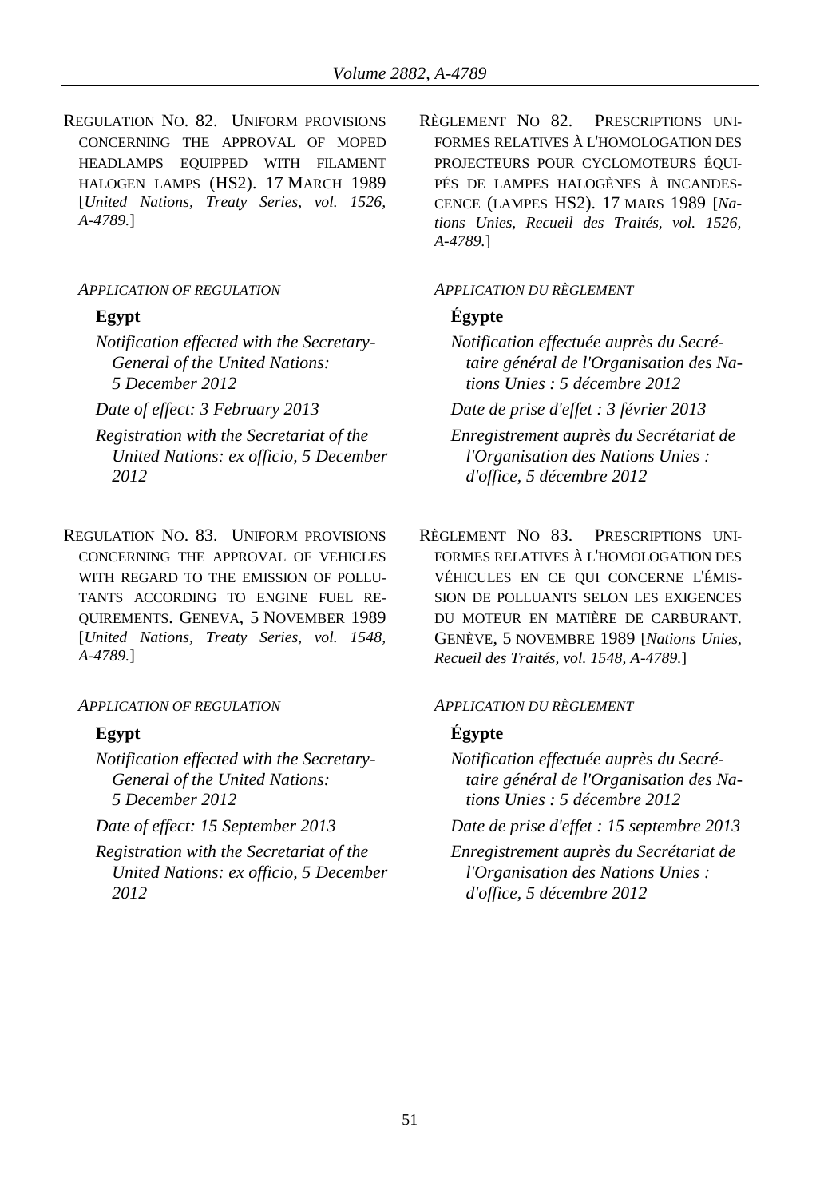REGULATION NO. 82. UNIFORM PROVISIONS CONCERNING THE APPROVAL OF MOPED HEADLAMPS EQUIPPED WITH FILAMENT HALOGEN LAMPS (HS2). 17 MARCH 1989 [*United Nations, Treaty Series, vol. 1526, A-4789.*]

*APPLICATION OF REGULATION*

**Egypt**

*Notification effected with the Secretary-General of the United Nations: 5 December 2012*

*Date of effect: 3 February 2013*

*Registration with the Secretariat of the United Nations: ex officio, 5 December 2012*

RÈGLEMENT NO 82. PRESCRIPTIONS UNIFORMES RELATIVES À L'HOMOLOGATION DES PROJECTEURS POUR CYCLOMOTEURS ÉQUIPÉS DE LAMPES HALOGÈNES À INCANDESCENCE (LAMPES HS2). 17 MARS 1989 [*Nations Unies, Recueil des Traités, vol. 1526, A-4789.*]

*APPLICATION DU RÈGLEMENT*

**Égypte**

*Notification effectuée auprès du Secrétaire général de l'Organisation des Nations Unies : 5 décembre 2012*

*Date de prise d'effet : 3 février 2013*

*Enregistrement auprès du Secrétariat de l'Organisation des Nations Unies : d'office, 5 décembre 2012*

REGULATION NO. 83. UNIFORM PROVISIONS CONCERNING THE APPROVAL OF VEHICLES WITH REGARD TO THE EMISSION OF POLLUTANTS ACCORDING TO ENGINE FUEL REQUIREMENTS. GENEVA, 5 NOVEMBER 1989 [*United Nations, Treaty Series, vol. 1548, A-4789.*]

*APPLICATION OF REGULATION*

**Egypt**

*Notification effected with the Secretary-General of the United Nations: 5 December 2012*

*Date of effect: 15 September 2013*

*Registration with the Secretariat of the United Nations: ex officio, 5 December 2012*

RÈGLEMENT NO 83. PRESCRIPTIONS UNIFORMES RELATIVES À L'HOMOLOGATION DES VÉHICULES EN CE QUI CONCERNE L'ÉMISSION DE POLLUANTS SELON LES EXIGENCES DU MOTEUR EN MATIÈRE DE CARBURANT. GENÈVE, 5 NOVEMBRE 1989 [*Nations Unies, Recueil des Traités, vol. 1548, A-4789.*]

*APPLICATION DU RÈGLEMENT*

**Égypte**

*Notification effectuée auprès du Secrétaire général de l'Organisation des Nations Unies : 5 décembre 2012*

*Date de prise d'effet : 15 septembre 2013*

*Enregistrement auprès du Secrétariat de l'Organisation des Nations Unies : d'office, 5 décembre 2012*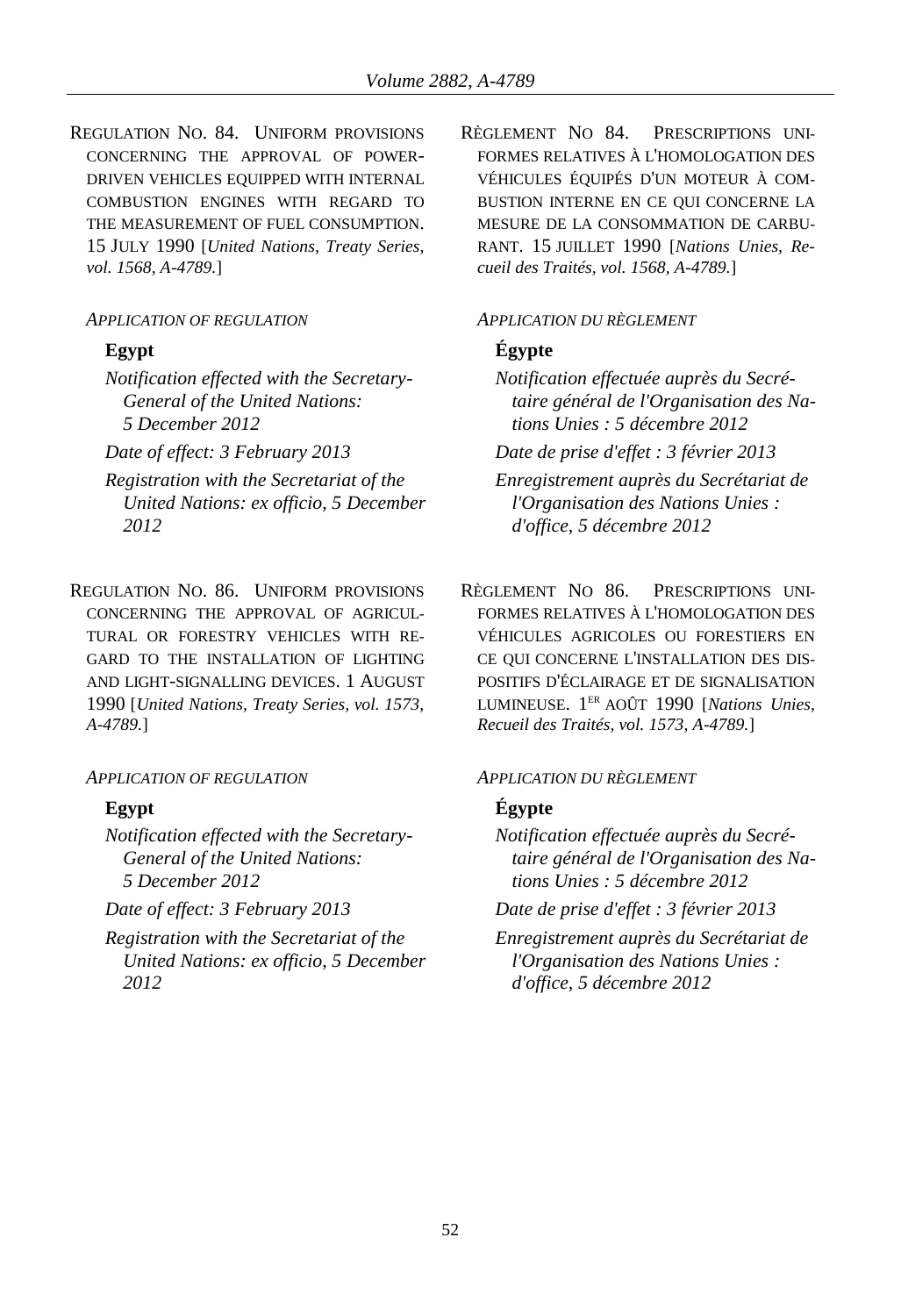REGULATION NO. 84. UNIFORM PROVISIONS CONCERNING THE APPROVAL OF POWER-DRIVEN VEHICLES EQUIPPED WITH INTERNAL COMBUSTION ENGINES WITH REGARD TO THE MEASUREMENT OF FUEL CONSUMPTION. 15 JULY 1990 [*United Nations, Treaty Series, vol. 1568, A-4789.*]

*APPLICATION OF REGULATION*

**Egypt**

*Notification effected with the Secretary-General of the United Nations: 5 December 2012*

*Date of effect: 3 February 2013*

*Registration with the Secretariat of the United Nations: ex officio, 5 December 2012*

RÈGLEMENT NO 84. PRESCRIPTIONS UNIFORMES RELATIVES À L'HOMOLOGATION DES VÉHICULES ÉQUIPÉS D'UN MOTEUR À COMBUSTION INTERNE EN CE QUI CONCERNE LA MESURE DE LA CONSOMMATION DE CARBURANT. 15 JUILLET 1990 [*Nations Unies, Recueil des Traités, vol. 1568, A-4789.*]

*APPLICATION DU RÈGLEMENT*

**Égypte**

*Notification effectuée auprès du Secrétaire général de l'Organisation des Nations Unies : 5 décembre 2012*

*Date de prise d'effet : 3 février 2013*

*Enregistrement auprès du Secrétariat de l'Organisation des Nations Unies : d'office, 5 décembre 2012*

REGULATION NO. 86. UNIFORM PROVISIONS CONCERNING THE APPROVAL OF AGRICULTURAL OR FORESTRY VEHICLES WITH REGARD TO THE INSTALLATION OF LIGHTING AND LIGHT-SIGNALLING DEVICES. 1 AUGUST 1990 [*United Nations, Treaty Series, vol. 1573, A-4789.*]

*APPLICATION OF REGULATION*

**Egypt**

*Notification effected with the Secretary-General of the United Nations: 5 December 2012*

*Date of effect: 3 February 2013*

*Registration with the Secretariat of the United Nations: ex officio, 5 December 2012*

RÈGLEMENT NO 86. PRESCRIPTIONS UNIFORMES RELATIVES À L'HOMOLOGATION DES VÉHICULES AGRICOLES OU FORESTIERS EN CE QUI CONCERNE L'INSTALLATION DES DISPOSITIFS D'ÉCLAIRAGE ET DE SIGNALISATION LUMINEUSE. 1ER AOÛT 1990 [*Nations Unies, Recueil des Traités, vol. 1573, A-4789.*]

*APPLICATION DU RÈGLEMENT*

**Égypte**

*Notification effectuée auprès du Secrétaire général de l'Organisation des Nations Unies : 5 décembre 2012*

*Date de prise d'effet : 3 février 2013*

*Enregistrement auprès du Secrétariat de l'Organisation des Nations Unies : d'office, 5 décembre 2012*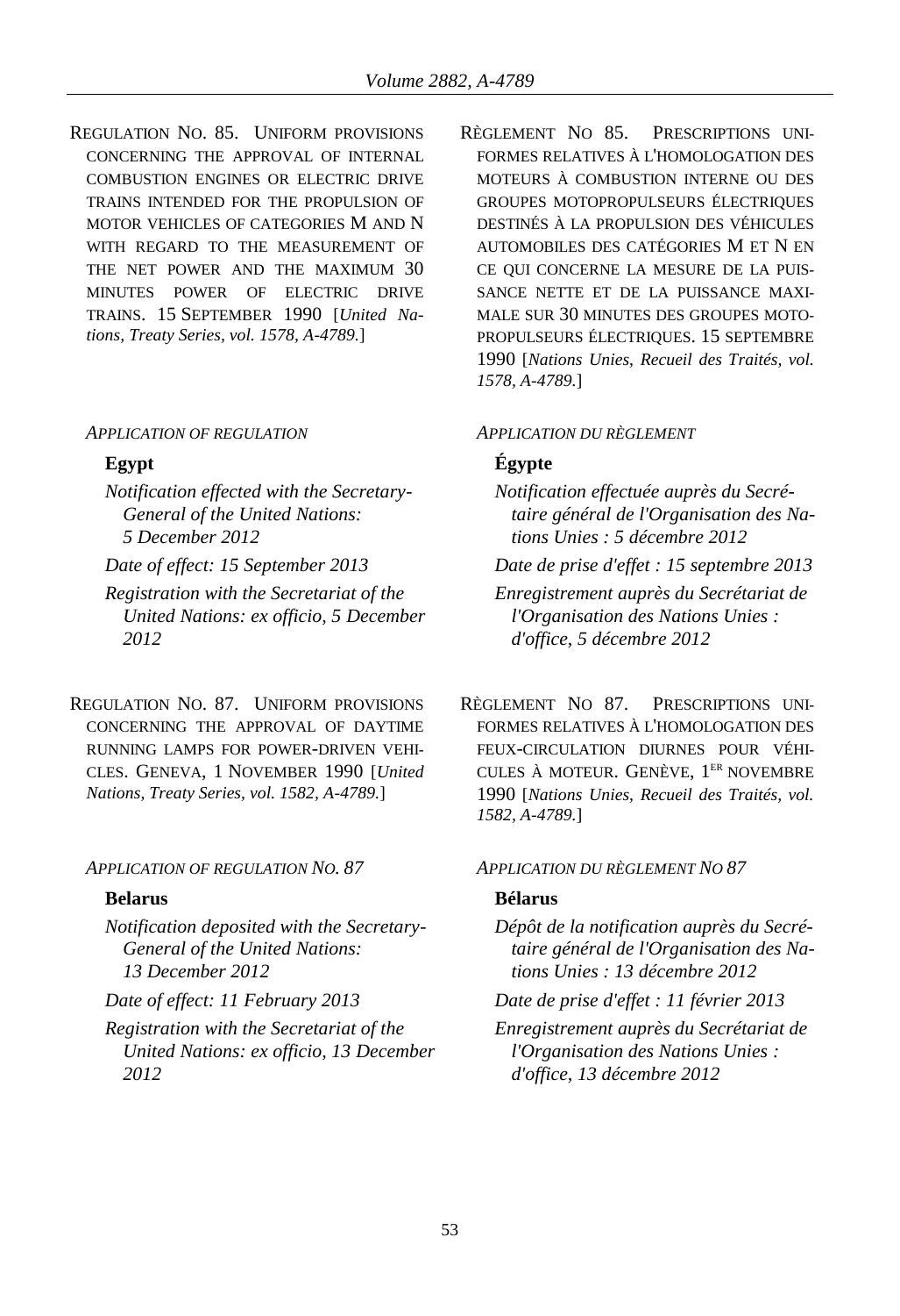REGULATION NO. 85. UNIFORM PROVISIONS CONCERNING THE APPROVAL OF INTERNAL COMBUSTION ENGINES OR ELECTRIC DRIVE TRAINS INTENDED FOR THE PROPULSION OF MOTOR VEHICLES OF CATEGORIES M AND N WITH REGARD TO THE MEASUREMENT OF THE NET POWER AND THE MAXIMUM 30 MINUTES POWER OF ELECTRIC DRIVE TRAINS. 15 SEPTEMBER 1990 [*United Nations, Treaty Series, vol. 1578, A-4789.*]

*APPLICATION OF REGULATION*

**Egypt**

*Notification effected with the Secretary-General of the United Nations: 5 December 2012*

*Date of effect: 15 September 2013*

*Registration with the Secretariat of the United Nations: ex officio, 5 December 2012*

RÈGLEMENT NO 85. PRESCRIPTIONS UNIFORMES RELATIVES À L'HOMOLOGATION DES MOTEURS À COMBUSTION INTERNE OU DES GROUPES MOTOPROPULSEURS ÉLECTRIQUES DESTINÉS À LA PROPULSION DES VÉHICULES AUTOMOBILES DES CATÉGORIES M ET N EN CE QUI CONCERNE LA MESURE DE LA PUISSANCE NETTE ET DE LA PUISSANCE MAXIMALE SUR 30 MINUTES DES GROUPES MOTOPROPULSEURS ÉLECTRIQUES. 15 SEPTEMBRE 1990 [*Nations Unies, Recueil des Traités, vol. 1578, A-4789.*]

*APPLICATION DU RÈGLEMENT*

**Égypte**

*Notification effectuée auprès du Secrétaire général de l'Organisation des Nations Unies : 5 décembre 2012*

*Date de prise d'effet : 15 septembre 2013*

*Enregistrement auprès du Secrétariat de l'Organisation des Nations Unies : d'office, 5 décembre 2012*

REGULATION NO. 87. UNIFORM PROVISIONS CONCERNING THE APPROVAL OF DAYTIME RUNNING LAMPS FOR POWER-DRIVEN VEHICLES. GENEVA, 1 NOVEMBER 1990 [*United Nations, Treaty Series, vol. 1582, A-4789.*]

*APPLICATION OF REGULATION NO. 87*

**Belarus**

*Notification deposited with the Secretary-General of the United Nations: 13 December 2012*

*Date of effect: 11 February 2013*

*Registration with the Secretariat of the United Nations: ex officio, 13 December 2012*

RÈGLEMENT NO 87. PRESCRIPTIONS UNIFORMES RELATIVES À L'HOMOLOGATION DES FEUX-CIRCULATION DIURNES POUR VÉHICULES À MOTEUR. GENÈVE, 1ER NOVEMBRE 1990 [*Nations Unies, Recueil des Traités, vol. 1582, A-4789.*]

*APPLICATION DU RÈGLEMENT NO 87*

**Bélarus**

*Dépôt de la notification auprès du Secrétaire général de l'Organisation des Nations Unies : 13 décembre 2012*

*Date de prise d'effet : 11 février 2013*

*Enregistrement auprès du Secrétariat de l'Organisation des Nations Unies : d'office, 13 décembre 2012*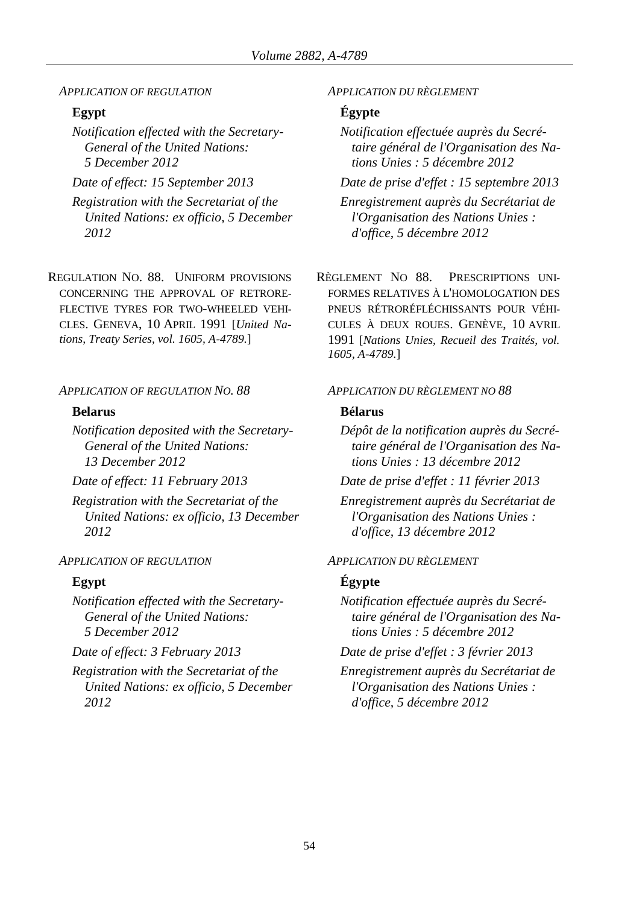*APPLICATION OF REGULATION*

**Egypt**

*Notification effected with the Secretary-General of the United Nations: 5 December 2012*

*Date of effect: 15 September 2013*

*Registration with the Secretariat of the United Nations: ex officio, 5 December 2012*

*APPLICATION DU RÈGLEMENT*

**Égypte**

*Notification effectuée auprès du Secrétaire général de l'Organisation des Nations Unies : 5 décembre 2012*

*Date de prise d'effet : 15 septembre 2013*

*Enregistrement auprès du Secrétariat de l'Organisation des Nations Unies : d'office, 5 décembre 2012*

REGULATION NO. 88. UNIFORM PROVISIONS CONCERNING THE APPROVAL OF RETROREFLECTIVE TYRES FOR TWO-WHEELED VEHICLES. GENEVA, 10 APRIL 1991 [*United Nations, Treaty Series, vol. 1605, A-4789.*]

RÈGLEMENT NO 88. PRESCRIPTIONS UNIFORMES RELATIVES À L'HOMOLOGATION DES PNEUS RÉTRORÉFLÉCHISSANTS POUR VÉHICULES À DEUX ROUES. GENÈVE, 10 AVRIL 1991 [*Nations Unies, Recueil des Traités, vol. 1605, A-4789.*]

*APPLICATION OF REGULATION NO. 88*

**Belarus**

*Notification deposited with the Secretary-General of the United Nations: 13 December 2012*

*Date of effect: 11 February 2013*

*Registration with the Secretariat of the United Nations: ex officio, 13 December 2012*

*APPLICATION DU RÈGLEMENT NO 88*

**Bélarus**

*Dépôt de la notification auprès du Secrétaire général de l'Organisation des Nations Unies : 13 décembre 2012*

*Date de prise d'effet : 11 février 2013*

*Enregistrement auprès du Secrétariat de l'Organisation des Nations Unies : d'office, 13 décembre 2012*

*APPLICATION OF REGULATION*

**Egypt**

*Notification effected with the Secretary-General of the United Nations: 5 December 2012*

*Date of effect: 3 February 2013*

*Registration with the Secretariat of the United Nations: ex officio, 5 December 2012*

*APPLICATION DU RÈGLEMENT*

**Égypte**

*Notification effectuée auprès du Secrétaire général de l'Organisation des Nations Unies : 5 décembre 2012*

*Date de prise d'effet : 3 février 2013*

*Enregistrement auprès du Secrétariat de l'Organisation des Nations Unies : d'office, 5 décembre 2012*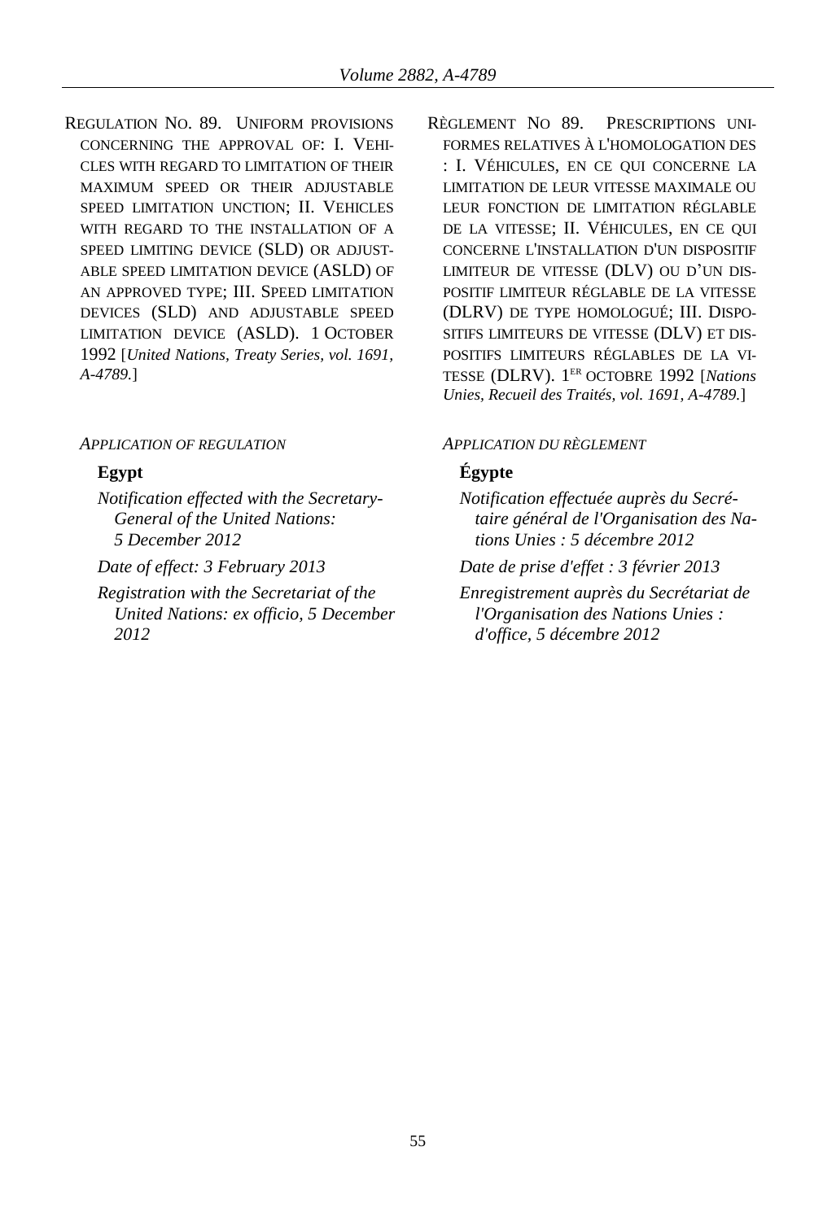REGULATION NO. 89. UNIFORM PROVISIONS CONCERNING THE APPROVAL OF: I. VEHICLES WITH REGARD TO LIMITATION OF THEIR MAXIMUM SPEED OR THEIR ADJUSTABLE SPEED LIMITATION UNCTION; II. VEHICLES WITH REGARD TO THE INSTALLATION OF A SPEED LIMITING DEVICE (SLD) OR ADJUSTABLE SPEED LIMITATION DEVICE (ASLD) OF AN APPROVED TYPE; III. SPEED LIMITATION DEVICES (SLD) AND ADJUSTABLE SPEED LIMITATION DEVICE (ASLD). 1 OCTOBER 1992 [*United Nations, Treaty Series, vol. 1691, A-4789.*]

*APPLICATION OF REGULATION*

**Egypt**

*Notification effected with the Secretary-General of the United Nations: 5 December 2012*

*Date of effect: 3 February 2013*

*Registration with the Secretariat of the United Nations: ex officio, 5 December 2012*

RÈGLEMENT NO 89. PRESCRIPTIONS UNIFORMES RELATIVES À L'HOMOLOGATION DES : I. VÉHICULES, EN CE QUI CONCERNE LA LIMITATION DE LEUR VITESSE MAXIMALE OU LEUR FONCTION DE LIMITATION RÉGLABLE DE LA VITESSE; II. VÉHICULES, EN CE QUI CONCERNE L'INSTALLATION D'UN DISPOSITIF LIMITEUR DE VITESSE (DLV) OU D'UN DISPOSITIF LIMITEUR RÉGLABLE DE LA VITESSE (DLRV) DE TYPE HOMOLOGUÉ; III. DISPOSITIFS LIMITEURS DE VITESSE (DLV) ET DISPOSITIFS LIMITEURS RÉGLABLES DE LA VITESSE (DLRV). 1ER OCTOBRE 1992 [*Nations Unies, Recueil des Traités, vol. 1691, A-4789.*]

*APPLICATION DU RÈGLEMENT*

**Égypte**

*Notification effectuée auprès du Secrétaire général de l'Organisation des Nations Unies : 5 décembre 2012*

*Date de prise d'effet : 3 février 2013*

*Enregistrement auprès du Secrétariat de l'Organisation des Nations Unies : d'office, 5 décembre 2012*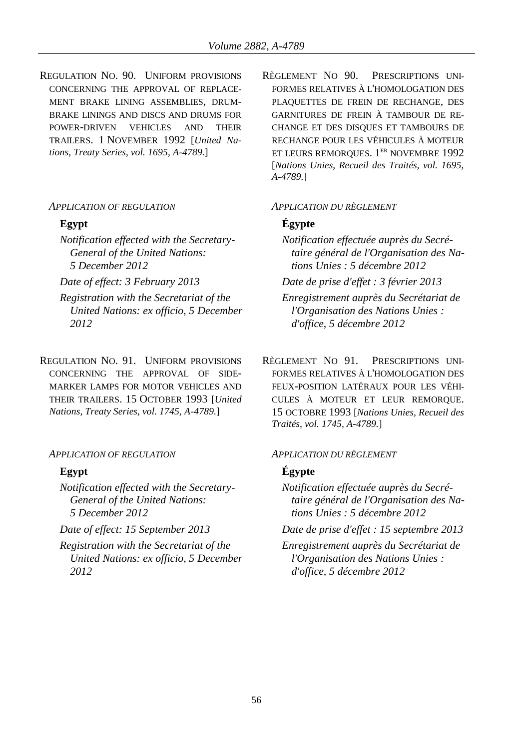REGULATION NO. 90. UNIFORM PROVISIONS CONCERNING THE APPROVAL OF REPLACEMENT BRAKE LINING ASSEMBLIES, DRUM-BRAKE LININGS AND DISCS AND DRUMS FOR POWER-DRIVEN VEHICLES AND THEIR TRAILERS. 1 NOVEMBER 1992 [*United Nations, Treaty Series, vol. 1695, A-4789.*]

*APPLICATION OF REGULATION*

**Egypt**

*Notification effected with the Secretary-General of the United Nations: 5 December 2012*

*Date of effect: 3 February 2013*

*Registration with the Secretariat of the United Nations: ex officio, 5 December 2012*

RÈGLEMENT NO 90. PRESCRIPTIONS UNIFORMES RELATIVES À L'HOMOLOGATION DES PLAQUETTES DE FREIN DE RECHANGE, DES GARNITURES DE FREIN À TAMBOUR DE RECHANGE ET DES DISQUES ET TAMBOURS DE RECHANGE POUR LES VÉHICULES À MOTEUR ET LEURS REMORQUES. 1ER NOVEMBRE 1992 [*Nations Unies, Recueil des Traités, vol. 1695, A-4789.*]

*APPLICATION DU RÈGLEMENT*

**Égypte**

*Notification effectuée auprès du Secrétaire général de l'Organisation des Nations Unies : 5 décembre 2012*

*Date de prise d'effet : 3 février 2013*

*Enregistrement auprès du Secrétariat de l'Organisation des Nations Unies : d'office, 5 décembre 2012*

REGULATION NO. 91. UNIFORM PROVISIONS CONCERNING THE APPROVAL OF SIDE-MARKER LAMPS FOR MOTOR VEHICLES AND THEIR TRAILERS. 15 OCTOBER 1993 [*United Nations, Treaty Series, vol. 1745, A-4789.*]

*APPLICATION OF REGULATION*

**Egypt**

*Notification effected with the Secretary-General of the United Nations: 5 December 2012*

*Date of effect: 15 September 2013*

*Registration with the Secretariat of the United Nations: ex officio, 5 December 2012*

RÈGLEMENT NO 91. PRESCRIPTIONS UNIFORMES RELATIVES À L'HOMOLOGATION DES FEUX-POSITION LATÉRAUX POUR LES VÉHICULES À MOTEUR ET LEUR REMORQUE. 15 OCTOBRE 1993 [*Nations Unies, Recueil des Traités, vol. 1745, A-4789.*]

*APPLICATION DU RÈGLEMENT*

**Égypte**

*Notification effectuée auprès du Secrétaire général de l'Organisation des Nations Unies : 5 décembre 2012*

*Date de prise d'effet : 15 septembre 2013*

*Enregistrement auprès du Secrétariat de l'Organisation des Nations Unies : d'office, 5 décembre 2012*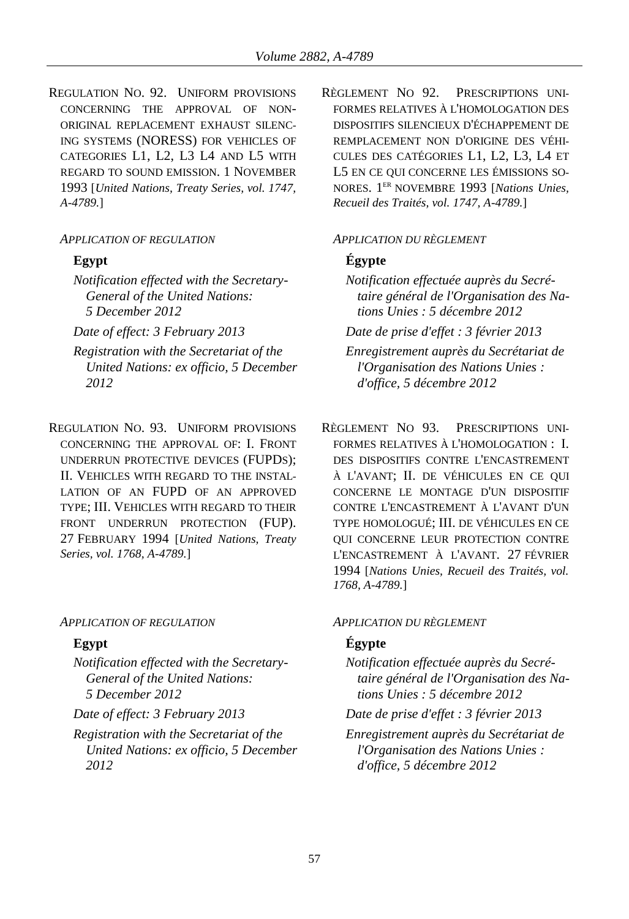REGULATION NO. 92. UNIFORM PROVISIONS CONCERNING THE APPROVAL OF NON-ORIGINAL REPLACEMENT EXHAUST SILENCING SYSTEMS (NORESS) FOR VEHICLES OF CATEGORIES L1, L2, L3 L4 AND L5 WITH REGARD TO SOUND EMISSION. 1 NOVEMBER 1993 [*United Nations, Treaty Series, vol. 1747, A-4789.*]

*APPLICATION OF REGULATION*

**Egypt**

*Notification effected with the Secretary-General of the United Nations: 5 December 2012*

*Date of effect: 3 February 2013*

*Registration with the Secretariat of the United Nations: ex officio, 5 December 2012*

RÈGLEMENT NO 92. PRESCRIPTIONS UNIFORMES RELATIVES À L'HOMOLOGATION DES DISPOSITIFS SILENCIEUX D'ÉCHAPPEMENT DE REMPLACEMENT NON D'ORIGINE DES VÉHICULES DES CATÉGORIES L1, L2, L3, L4 ET L5 EN CE QUI CONCERNE LES ÉMISSIONS SONORES. 1ER NOVEMBRE 1993 [*Nations Unies, Recueil des Traités, vol. 1747, A-4789.*]

*APPLICATION DU RÈGLEMENT*

**Égypte**

*Notification effectuée auprès du Secrétaire général de l'Organisation des Nations Unies : 5 décembre 2012*

*Date de prise d'effet : 3 février 2013*

*Enregistrement auprès du Secrétariat de l'Organisation des Nations Unies : d'office, 5 décembre 2012*

REGULATION NO. 93. UNIFORM PROVISIONS CONCERNING THE APPROVAL OF: I. FRONT UNDERRUN PROTECTIVE DEVICES (FUPDS); II. VEHICLES WITH REGARD TO THE INSTALLATION OF AN FUPD OF AN APPROVED TYPE; III. VEHICLES WITH REGARD TO THEIR FRONT UNDERRUN PROTECTION (FUP). 27 FEBRUARY 1994 [*United Nations, Treaty Series, vol. 1768, A-4789.*]

*APPLICATION OF REGULATION*

**Egypt**

*Notification effected with the Secretary-General of the United Nations: 5 December 2012*

*Date of effect: 3 February 2013*

*Registration with the Secretariat of the United Nations: ex officio, 5 December 2012*

RÈGLEMENT NO 93. PRESCRIPTIONS UNIFORMES RELATIVES À L'HOMOLOGATION : I. DES DISPOSITIFS CONTRE L'ENCASTREMENT À L'AVANT; II. DE VÉHICULES EN CE QUI CONCERNE LE MONTAGE D'UN DISPOSITIF CONTRE L'ENCASTREMENT À L'AVANT D'UN TYPE HOMOLOGUÉ; III. DE VÉHICULES EN CE QUI CONCERNE LEUR PROTECTION CONTRE L'ENCASTREMENT À L'AVANT. 27 FÉVRIER 1994 [*Nations Unies, Recueil des Traités, vol. 1768, A-4789.*]

*APPLICATION DU RÈGLEMENT*

**Égypte**

*Notification effectuée auprès du Secrétaire général de l'Organisation des Nations Unies : 5 décembre 2012*

*Date de prise d'effet : 3 février 2013*

*Enregistrement auprès du Secrétariat de l'Organisation des Nations Unies : d'office, 5 décembre 2012*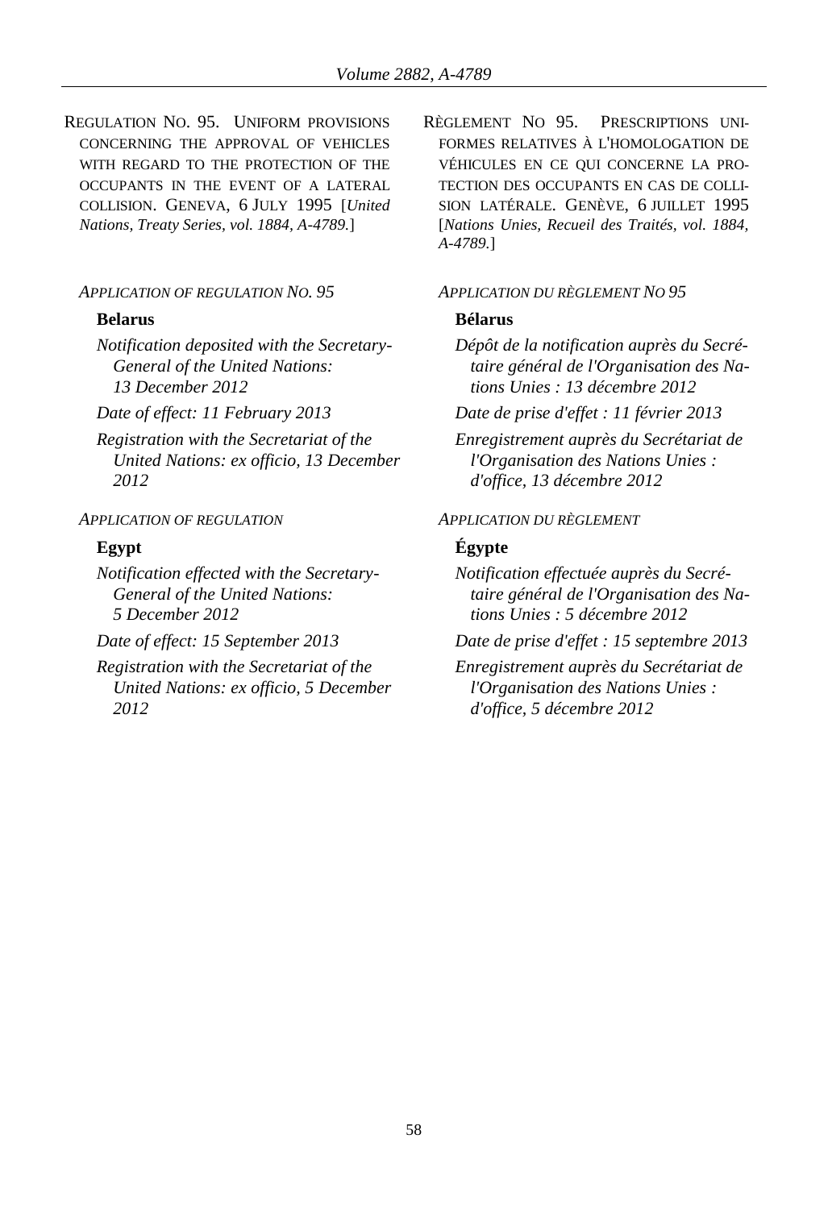REGULATION NO. 95. UNIFORM PROVISIONS CONCERNING THE APPROVAL OF VEHICLES WITH REGARD TO THE PROTECTION OF THE OCCUPANTS IN THE EVENT OF A LATERAL COLLISION. GENEVA, 6 JULY 1995 [*United Nations, Treaty Series, vol. 1884, A-4789.*]

*APPLICATION OF REGULATION NO. 95*

**Belarus**

*Notification deposited with the Secretary-General of the United Nations: 13 December 2012*

*Date of effect: 11 February 2013*

*Registration with the Secretariat of the United Nations: ex officio, 13 December 2012*

*APPLICATION OF REGULATION*

**Egypt**

*Notification effected with the Secretary-General of the United Nations: 5 December 2012*

*Date of effect: 15 September 2013*

*Registration with the Secretariat of the United Nations: ex officio, 5 December 2012*

RÈGLEMENT NO 95. PRESCRIPTIONS UNIFORMES RELATIVES À L'HOMOLOGATION DE VÉHICULES EN CE QUI CONCERNE LA PROTECTION DES OCCUPANTS EN CAS DE COLLISION LATÉRALE. GENÈVE, 6 JUILLET 1995 [*Nations Unies, Recueil des Traités, vol. 1884, A-4789.*]

*APPLICATION DU RÈGLEMENT NO 95*

**Bélarus**

*Dépôt de la notification auprès du Secrétaire général de l'Organisation des Nations Unies : 13 décembre 2012*

*Date de prise d'effet : 11 février 2013*

*Enregistrement auprès du Secrétariat de l'Organisation des Nations Unies : d'office, 13 décembre 2012*

*APPLICATION DU RÈGLEMENT*

**Égypte**

*Notification effectuée auprès du Secrétaire général de l'Organisation des Nations Unies : 5 décembre 2012*

*Date de prise d'effet : 15 septembre 2013*

*Enregistrement auprès du Secrétariat de l'Organisation des Nations Unies : d'office, 5 décembre 2012*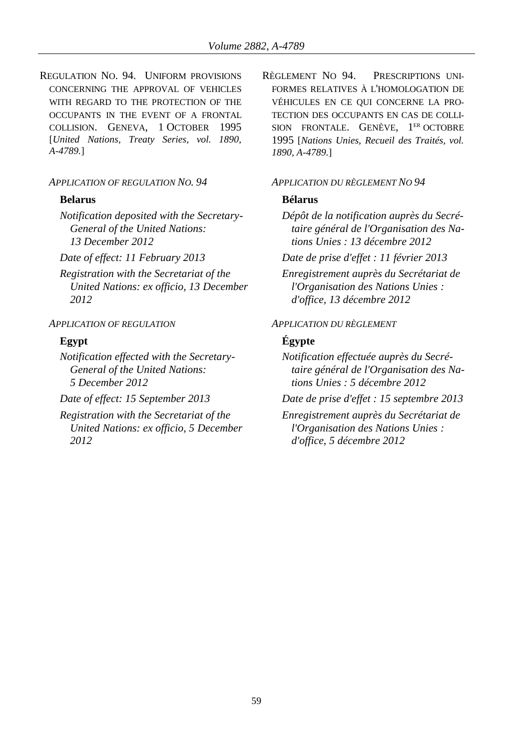REGULATION NO. 94. UNIFORM PROVISIONS CONCERNING THE APPROVAL OF VEHICLES WITH REGARD TO THE PROTECTION OF THE OCCUPANTS IN THE EVENT OF A FRONTAL COLLISION. GENEVA, 1 OCTOBER 1995 [*United Nations, Treaty Series, vol. 1890, A-4789.*]

*APPLICATION OF REGULATION NO. 94*

**Belarus**

*Notification deposited with the Secretary-General of the United Nations: 13 December 2012*

*Date of effect: 11 February 2013*

*Registration with the Secretariat of the United Nations: ex officio, 13 December 2012*

*APPLICATION OF REGULATION*

**Egypt**

*Notification effected with the Secretary-General of the United Nations: 5 December 2012*

*Date of effect: 15 September 2013*

*Registration with the Secretariat of the United Nations: ex officio, 5 December 2012*

RÈGLEMENT NO 94. PRESCRIPTIONS UNIFORMES RELATIVES À L'HOMOLOGATION DE VÉHICULES EN CE QUI CONCERNE LA PROTECTION DES OCCUPANTS EN CAS DE COLLISION FRONTALE. GENÈVE, 1ER OCTOBRE 1995 [*Nations Unies, Recueil des Traités, vol. 1890, A-4789.*]

*APPLICATION DU RÈGLEMENT NO 94*

**Bélarus**

*Dépôt de la notification auprès du Secrétaire général de l'Organisation des Nations Unies : 13 décembre 2012*

*Date de prise d'effet : 11 février 2013*

*Enregistrement auprès du Secrétariat de l'Organisation des Nations Unies : d'office, 13 décembre 2012*

*APPLICATION DU RÈGLEMENT*

**Égypte**

*Notification effectuée auprès du Secrétaire général de l'Organisation des Nations Unies : 5 décembre 2012*

*Date de prise d'effet : 15 septembre 2013*

*Enregistrement auprès du Secrétariat de l'Organisation des Nations Unies : d'office, 5 décembre 2012*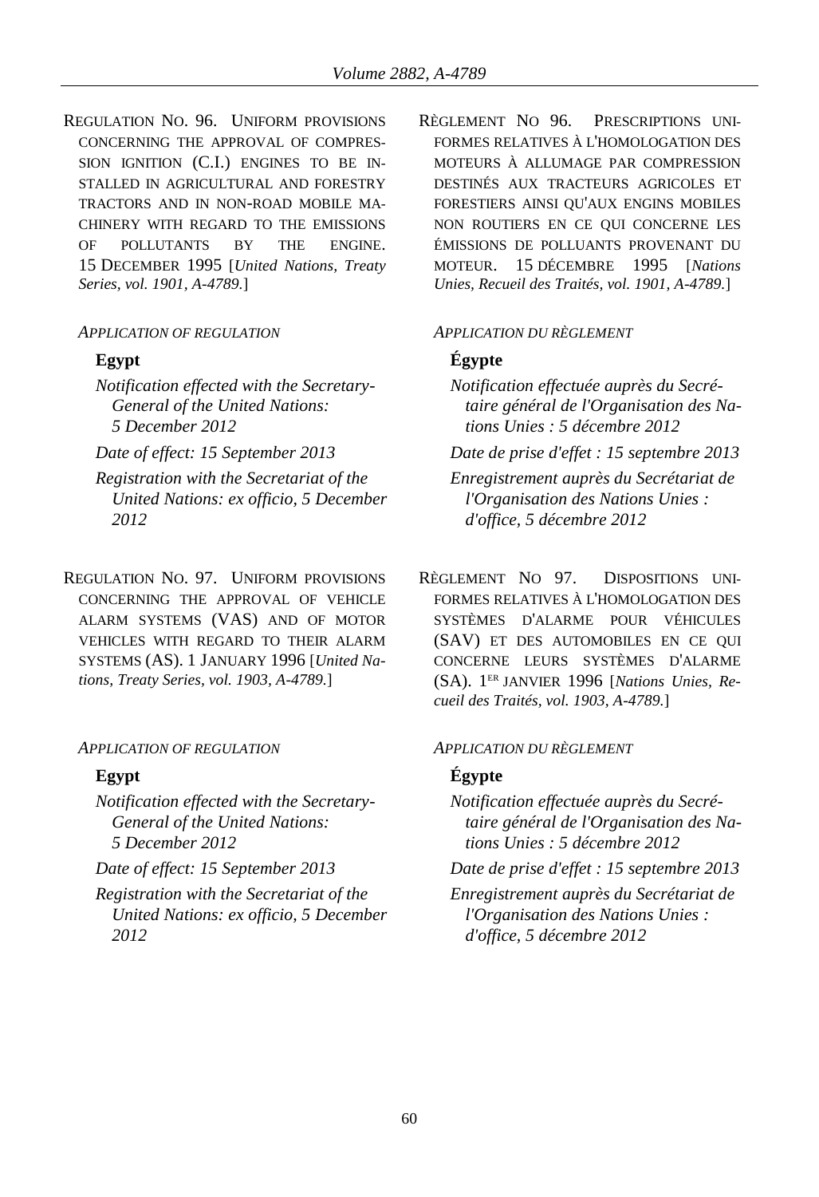REGULATION NO. 96. UNIFORM PROVISIONS CONCERNING THE APPROVAL OF COMPRESSION IGNITION (C.I.) ENGINES TO BE INSTALLED IN AGRICULTURAL AND FORESTRY TRACTORS AND IN NON-ROAD MOBILE MACHINERY WITH REGARD TO THE EMISSIONS OF POLLUTANTS BY THE ENGINE. 15 DECEMBER 1995 [*United Nations, Treaty Series, vol. 1901, A-4789.*]

*APPLICATION OF REGULATION*

**Egypt**

*Notification effected with the Secretary-General of the United Nations: 5 December 2012*

*Date of effect: 15 September 2013*

*Registration with the Secretariat of the United Nations: ex officio, 5 December 2012*

RÈGLEMENT NO 96. PRESCRIPTIONS UNIFORMES RELATIVES À L'HOMOLOGATION DES MOTEURS À ALLUMAGE PAR COMPRESSION DESTINÉS AUX TRACTEURS AGRICOLES ET FORESTIERS AINSI QU'AUX ENGINS MOBILES NON ROUTIERS EN CE QUI CONCERNE LES ÉMISSIONS DE POLLUANTS PROVENANT DU MOTEUR. 15 DÉCEMBRE 1995 [*Nations Unies, Recueil des Traités, vol. 1901, A-4789.*]

*APPLICATION DU RÈGLEMENT*

**Égypte**

*Notification effectuée auprès du Secrétaire général de l'Organisation des Nations Unies : 5 décembre 2012*

*Date de prise d'effet : 15 septembre 2013*

*Enregistrement auprès du Secrétariat de l'Organisation des Nations Unies : d'office, 5 décembre 2012*

REGULATION NO. 97. UNIFORM PROVISIONS CONCERNING THE APPROVAL OF VEHICLE ALARM SYSTEMS (VAS) AND OF MOTOR VEHICLES WITH REGARD TO THEIR ALARM SYSTEMS (AS). 1 JANUARY 1996 [*United Nations, Treaty Series, vol. 1903, A-4789.*]

*APPLICATION OF REGULATION*

**Egypt**

*Notification effected with the Secretary-General of the United Nations: 5 December 2012*

*Date of effect: 15 September 2013*

*Registration with the Secretariat of the United Nations: ex officio, 5 December 2012*

RÈGLEMENT NO 97. DISPOSITIONS UNIFORMES RELATIVES À L'HOMOLOGATION DES SYSTÈMES D'ALARME POUR VÉHICULES (SAV) ET DES AUTOMOBILES EN CE QUI CONCERNE LEURS SYSTÈMES D'ALARME (SA). 1ER JANVIER 1996 [*Nations Unies, Recueil des Traités, vol. 1903, A-4789.*]

*APPLICATION DU RÈGLEMENT*

**Égypte**

*Notification effectuée auprès du Secrétaire général de l'Organisation des Nations Unies : 5 décembre 2012*

*Date de prise d'effet : 15 septembre 2013*

*Enregistrement auprès du Secrétariat de l'Organisation des Nations Unies : d'office, 5 décembre 2012*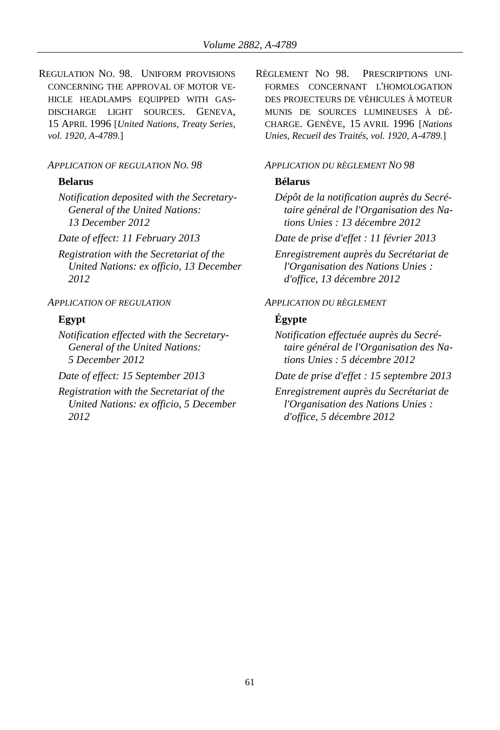REGULATION NO. 98. UNIFORM PROVISIONS CONCERNING THE APPROVAL OF MOTOR VEHICLE HEADLAMPS EQUIPPED WITH GAS-DISCHARGE LIGHT SOURCES. GENEVA, 15 APRIL 1996 [*United Nations, Treaty Series, vol. 1920, A-4789.*]

*APPLICATION OF REGULATION NO. 98*

**Belarus**

*Notification deposited with the Secretary-General of the United Nations: 13 December 2012*

*Date of effect: 11 February 2013*

*Registration with the Secretariat of the United Nations: ex officio, 13 December 2012*

*APPLICATION OF REGULATION*

**Egypt**

*Notification effected with the Secretary-General of the United Nations: 5 December 2012*

*Date of effect: 15 September 2013*

*Registration with the Secretariat of the United Nations: ex officio, 5 December 2012*

RÈGLEMENT NO 98. PRESCRIPTIONS UNIFORMES CONCERNANT L'HOMOLOGATION DES PROJECTEURS DE VÉHICULES À MOTEUR MUNIS DE SOURCES LUMINEUSES À DÉCHARGE. GENÈVE, 15 AVRIL 1996 [*Nations Unies, Recueil des Traités, vol. 1920, A-4789.*]

*APPLICATION DU RÈGLEMENT NO 98*

**Bélarus**

*Dépôt de la notification auprès du Secrétaire général de l'Organisation des Nations Unies : 13 décembre 2012*

*Date de prise d'effet : 11 février 2013*

*Enregistrement auprès du Secrétariat de l'Organisation des Nations Unies : d'office, 13 décembre 2012*

*APPLICATION DU RÈGLEMENT*

**Égypte**

*Notification effectuée auprès du Secrétaire général de l'Organisation des Nations Unies : 5 décembre 2012*

*Date de prise d'effet : 15 septembre 2013*

*Enregistrement auprès du Secrétariat de l'Organisation des Nations Unies : d'office, 5 décembre 2012*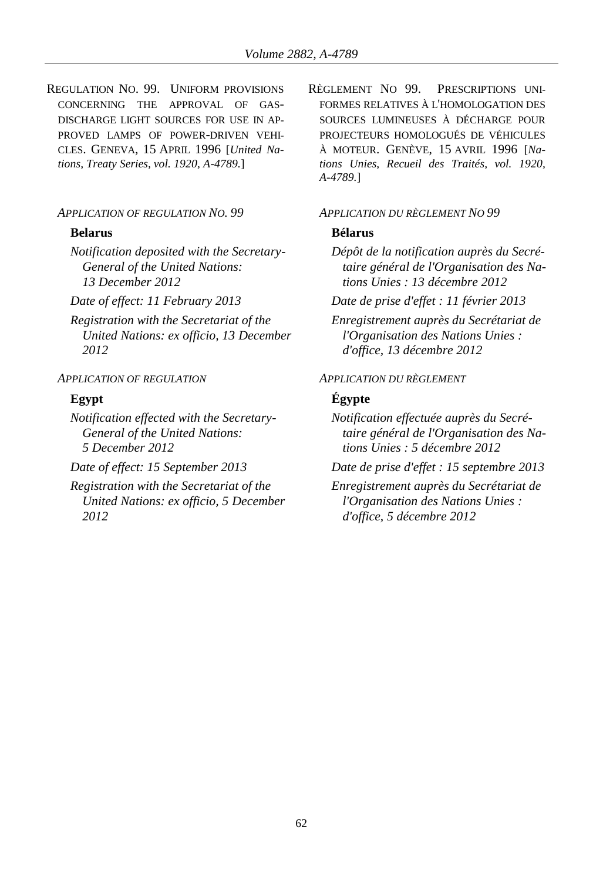REGULATION NO. 99. UNIFORM PROVISIONS CONCERNING THE APPROVAL OF GAS-DISCHARGE LIGHT SOURCES FOR USE IN APPROVED LAMPS OF POWER-DRIVEN VEHICLES. GENEVA, 15 APRIL 1996 [*United Nations, Treaty Series, vol. 1920, A-4789.*]

*APPLICATION OF REGULATION NO. 99*

**Belarus**

*Notification deposited with the Secretary-General of the United Nations: 13 December 2012*

*Date of effect: 11 February 2013*

*Registration with the Secretariat of the United Nations: ex officio, 13 December 2012*

*APPLICATION OF REGULATION*

**Egypt**

*Notification effected with the Secretary-General of the United Nations: 5 December 2012*

*Date of effect: 15 September 2013*

*Registration with the Secretariat of the United Nations: ex officio, 5 December 2012*

RÈGLEMENT NO 99. PRESCRIPTIONS UNIFORMES RELATIVES À L'HOMOLOGATION DES SOURCES LUMINEUSES À DÉCHARGE POUR PROJECTEURS HOMOLOGUÉS DE VÉHICULES À MOTEUR. GENÈVE, 15 AVRIL 1996 [*Nations Unies, Recueil des Traités, vol. 1920, A-4789.*]

*APPLICATION DU RÈGLEMENT NO 99*

**Bélarus**

*Dépôt de la notification auprès du Secrétaire général de l'Organisation des Nations Unies : 13 décembre 2012*

*Date de prise d'effet : 11 février 2013*

*Enregistrement auprès du Secrétariat de l'Organisation des Nations Unies : d'office, 13 décembre 2012*

*APPLICATION DU RÈGLEMENT*

**Égypte**

*Notification effectuée auprès du Secrétaire général de l'Organisation des Nations Unies : 5 décembre 2012*

*Date de prise d'effet : 15 septembre 2013*

*Enregistrement auprès du Secrétariat de l'Organisation des Nations Unies : d'office, 5 décembre 2012*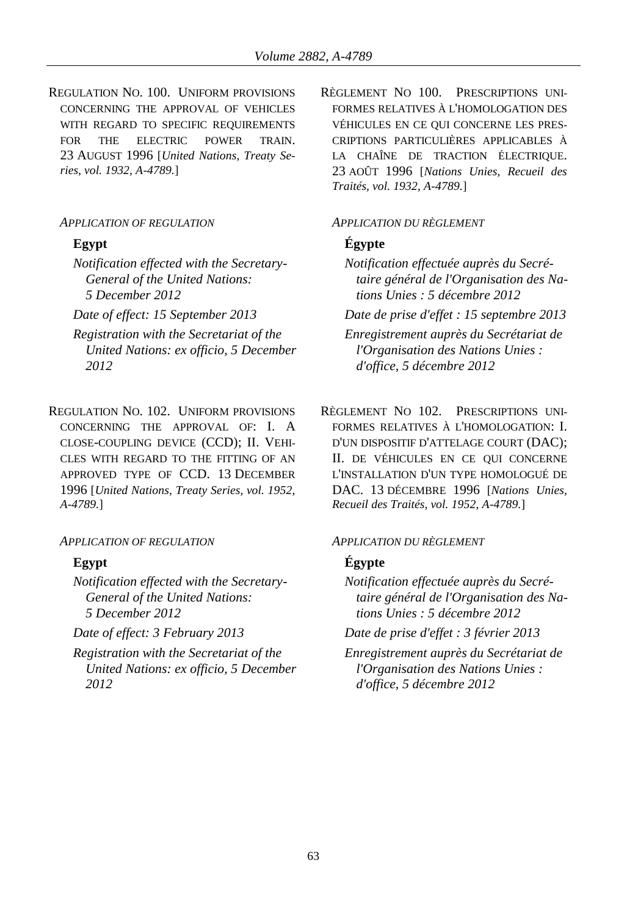REGULATION NO. 100. UNIFORM PROVISIONS CONCERNING THE APPROVAL OF VEHICLES WITH REGARD TO SPECIFIC REQUIREMENTS FOR THE ELECTRIC POWER TRAIN. 23 AUGUST 1996 [*United Nations, Treaty Series, vol. 1932, A-4789.*]

*APPLICATION OF REGULATION*

**Egypt**

*Notification effected with the Secretary-General of the United Nations: 5 December 2012*

*Date of effect: 15 September 2013*

*Registration with the Secretariat of the United Nations: ex officio, 5 December 2012*

RÈGLEMENT NO 100. PRESCRIPTIONS UNIFORMES RELATIVES À L'HOMOLOGATION DES VÉHICULES EN CE QUI CONCERNE LES PRESCRIPTIONS PARTICULIÈRES APPLICABLES À LA CHAÎNE DE TRACTION ÉLECTRIQUE. 23 AOÛT 1996 [*Nations Unies, Recueil des Traités, vol. 1932, A-4789.*]

*APPLICATION DU RÈGLEMENT*

**Égypte**

*Notification effectuée auprès du Secrétaire général de l'Organisation des Nations Unies : 5 décembre 2012*

*Date de prise d'effet : 15 septembre 2013*

*Enregistrement auprès du Secrétariat de l'Organisation des Nations Unies : d'office, 5 décembre 2012*

REGULATION NO. 102. UNIFORM PROVISIONS CONCERNING THE APPROVAL OF: I. A CLOSE-COUPLING DEVICE (CCD); II. VEHICLES WITH REGARD TO THE FITTING OF AN APPROVED TYPE OF CCD. 13 DECEMBER 1996 [*United Nations, Treaty Series, vol. 1952, A-4789.*]

*APPLICATION OF REGULATION*

**Egypt**

*Notification effected with the Secretary-General of the United Nations: 5 December 2012*

*Date of effect: 3 February 2013*

*Registration with the Secretariat of the United Nations: ex officio, 5 December 2012*

RÈGLEMENT NO 102. PRESCRIPTIONS UNIFORMES RELATIVES À L'HOMOLOGATION: I. D'UN DISPOSITIF D'ATTELAGE COURT (DAC); II. DE VÉHICULES EN CE QUI CONCERNE L'INSTALLATION D'UN TYPE HOMOLOGUÉ DE DAC. 13 DÉCEMBRE 1996 [*Nations Unies, Recueil des Traités, vol. 1952, A-4789.*]

*APPLICATION DU RÈGLEMENT*

**Égypte**

*Notification effectuée auprès du Secrétaire général de l'Organisation des Nations Unies : 5 décembre 2012*

*Date de prise d'effet : 3 février 2013*

*Enregistrement auprès du Secrétariat de l'Organisation des Nations Unies : d'office, 5 décembre 2012*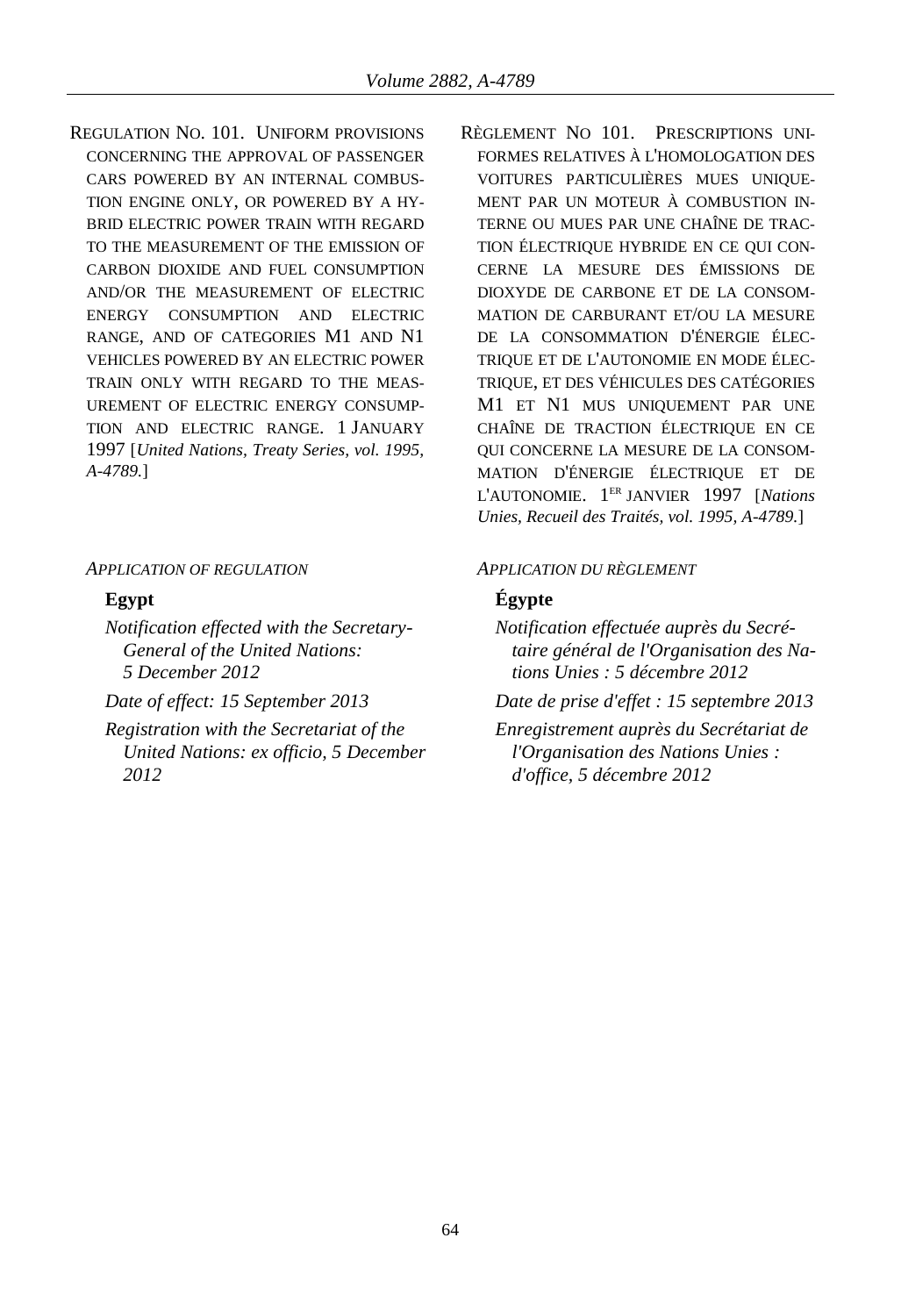REGULATION NO. 101. UNIFORM PROVISIONS CONCERNING THE APPROVAL OF PASSENGER CARS POWERED BY AN INTERNAL COMBUSTION ENGINE ONLY, OR POWERED BY A HYBRID ELECTRIC POWER TRAIN WITH REGARD TO THE MEASUREMENT OF THE EMISSION OF CARBON DIOXIDE AND FUEL CONSUMPTION AND/OR THE MEASUREMENT OF ELECTRIC ENERGY CONSUMPTION AND ELECTRIC RANGE, AND OF CATEGORIES M1 AND N1 VEHICLES POWERED BY AN ELECTRIC POWER TRAIN ONLY WITH REGARD TO THE MEASUREMENT OF ELECTRIC ENERGY CONSUMPTION AND ELECTRIC RANGE. 1 JANUARY 1997 [*United Nations, Treaty Series, vol. 1995, A-4789.*]

*APPLICATION OF REGULATION*

**Egypt**

*Notification effected with the Secretary-General of the United Nations: 5 December 2012*

*Date of effect: 15 September 2013*

*Registration with the Secretariat of the United Nations: ex officio, 5 December 2012*

RÈGLEMENT NO 101. PRESCRIPTIONS UNIFORMES RELATIVES À L'HOMOLOGATION DES VOITURES PARTICULIÈRES MUES UNIQUEMENT PAR UN MOTEUR À COMBUSTION INTERNE OU MUES PAR UNE CHAÎNE DE TRACTION ÉLECTRIQUE HYBRIDE EN CE QUI CONCERNE LA MESURE DES ÉMISSIONS DE DIOXYDE DE CARBONE ET DE LA CONSOMMATION DE CARBURANT ET/OU LA MESURE DE LA CONSOMMATION D'ÉNERGIE ÉLECTRIQUE ET DE L'AUTONOMIE EN MODE ÉLECTRIQUE, ET DES VÉHICULES DES CATÉGORIES M1 ET N1 MUS UNIQUEMENT PAR UNE CHAÎNE DE TRACTION ÉLECTRIQUE EN CE QUI CONCERNE LA MESURE DE LA CONSOMMATION D'ÉNERGIE ÉLECTRIQUE ET DE L'AUTONOMIE. 1ER JANVIER 1997 [*Nations Unies, Recueil des Traités, vol. 1995, A-4789.*]

*APPLICATION DU RÈGLEMENT*

**Égypte**

*Notification effectuée auprès du Secrétaire général de l'Organisation des Nations Unies : 5 décembre 2012*

*Date de prise d'effet : 15 septembre 2013*

*Enregistrement auprès du Secrétariat de l'Organisation des Nations Unies : d'office, 5 décembre 2012*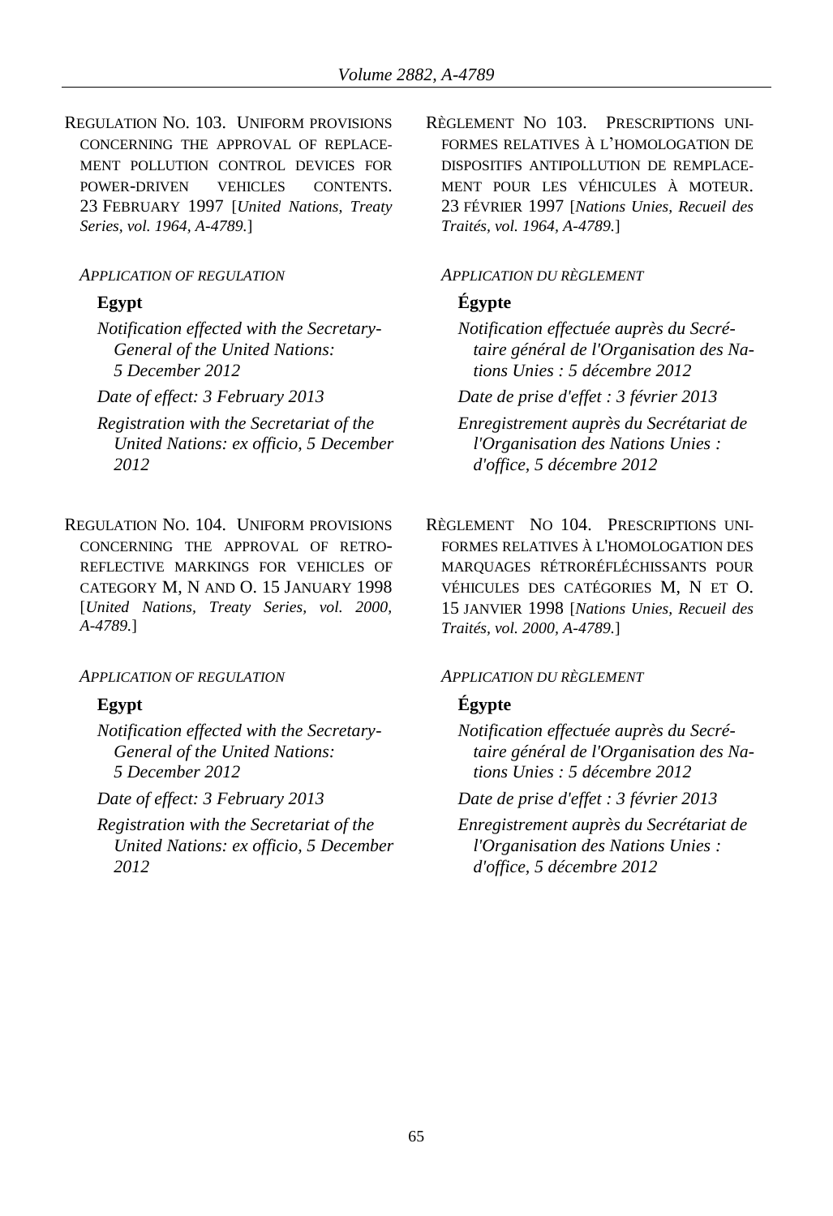REGULATION NO. 103. UNIFORM PROVISIONS CONCERNING THE APPROVAL OF REPLACEMENT POLLUTION CONTROL DEVICES FOR POWER-DRIVEN VEHICLES CONTENTS. 23 FEBRUARY 1997 [*United Nations, Treaty Series, vol. 1964, A-4789.*]

*APPLICATION OF REGULATION*

**Egypt**

*Notification effected with the Secretary-General of the United Nations: 5 December 2012*

*Date of effect: 3 February 2013*

*Registration with the Secretariat of the United Nations: ex officio, 5 December 2012*

RÈGLEMENT NO 103. PRESCRIPTIONS UNIFORMES RELATIVES À L'HOMOLOGATION DE DISPOSITIFS ANTIPOLLUTION DE REMPLACEMENT POUR LES VÉHICULES À MOTEUR. 23 FÉVRIER 1997 [*Nations Unies, Recueil des Traités, vol. 1964, A-4789.*]

*APPLICATION DU RÈGLEMENT*

**Égypte**

*Notification effectuée auprès du Secrétaire général de l'Organisation des Nations Unies : 5 décembre 2012*

*Date de prise d'effet : 3 février 2013*

*Enregistrement auprès du Secrétariat de l'Organisation des Nations Unies : d'office, 5 décembre 2012*

REGULATION NO. 104. UNIFORM PROVISIONS CONCERNING THE APPROVAL OF RETRO-REFLECTIVE MARKINGS FOR VEHICLES OF CATEGORY M, N AND O. 15 JANUARY 1998 [*United Nations, Treaty Series, vol. 2000, A-4789.*]

*APPLICATION OF REGULATION*

**Egypt**

*Notification effected with the Secretary-General of the United Nations: 5 December 2012*

*Date of effect: 3 February 2013*

*Registration with the Secretariat of the United Nations: ex officio, 5 December 2012*

RÈGLEMENT NO 104. PRESCRIPTIONS UNIFORMES RELATIVES À L'HOMOLOGATION DES MARQUAGES RÉTRORÉFLÉCHISSANTS POUR VÉHICULES DES CATÉGORIES M, N ET O. 15 JANVIER 1998 [*Nations Unies, Recueil des Traités, vol. 2000, A-4789.*]

*APPLICATION DU RÈGLEMENT*

**Égypte**

*Notification effectuée auprès du Secrétaire général de l'Organisation des Nations Unies : 5 décembre 2012*

*Date de prise d'effet : 3 février 2013*

*Enregistrement auprès du Secrétariat de l'Organisation des Nations Unies : d'office, 5 décembre 2012*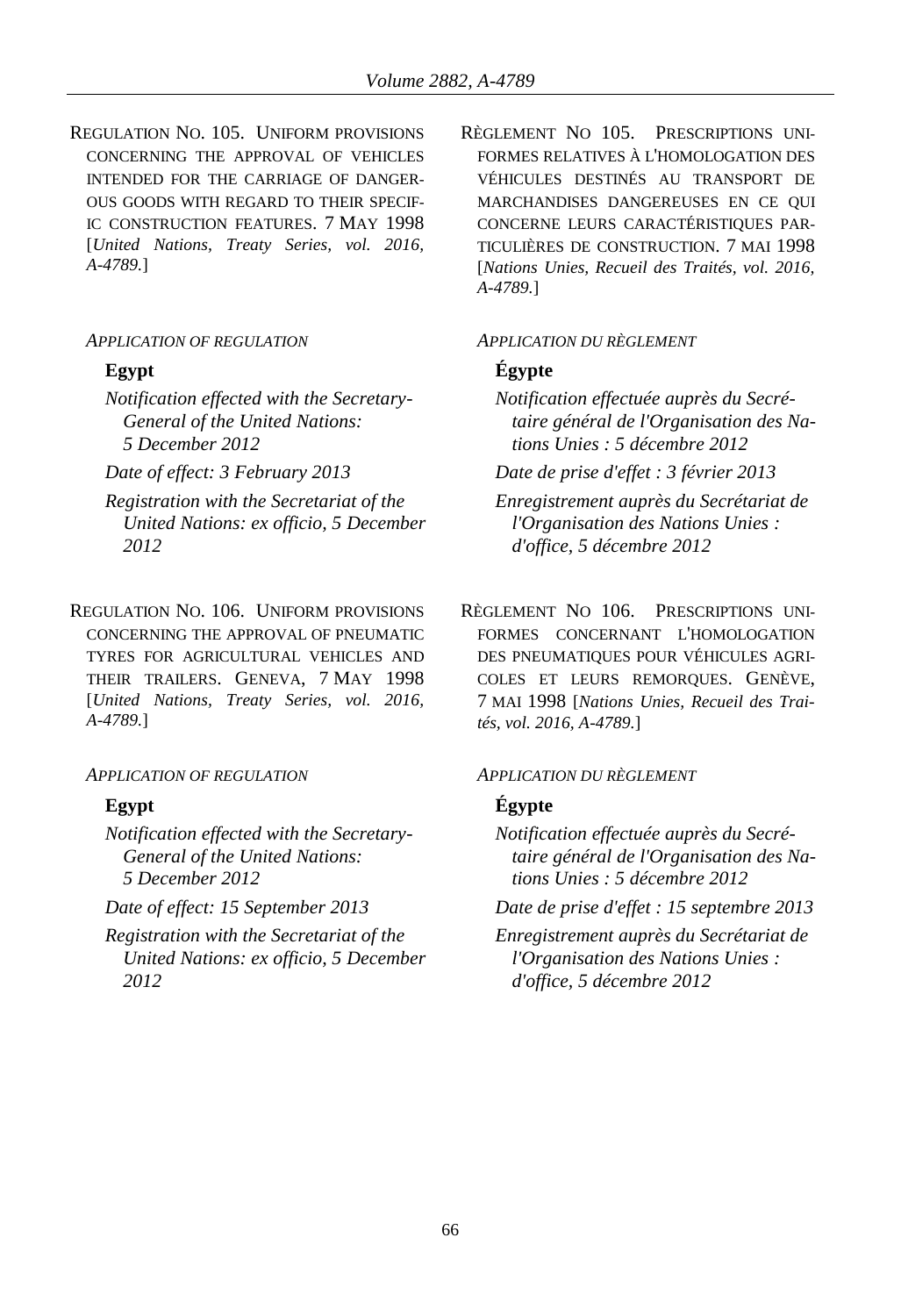REGULATION NO. 105. UNIFORM PROVISIONS CONCERNING THE APPROVAL OF VEHICLES INTENDED FOR THE CARRIAGE OF DANGEROUS GOODS WITH REGARD TO THEIR SPECIFIC CONSTRUCTION FEATURES. 7 MAY 1998 [*United Nations, Treaty Series, vol. 2016, A-4789.*]

*APPLICATION OF REGULATION*

**Egypt**

*Notification effected with the Secretary-General of the United Nations: 5 December 2012*

*Date of effect: 3 February 2013*

*Registration with the Secretariat of the United Nations: ex officio, 5 December 2012*

RÈGLEMENT NO 105. PRESCRIPTIONS UNIFORMES RELATIVES À L'HOMOLOGATION DES VÉHICULES DESTINÉS AU TRANSPORT DE MARCHANDISES DANGEREUSES EN CE QUI CONCERNE LEURS CARACTÉRISTIQUES PARTICULIÈRES DE CONSTRUCTION. 7 MAI 1998 [*Nations Unies, Recueil des Traités, vol. 2016, A-4789.*]

*APPLICATION DU RÈGLEMENT*

**Égypte**

*Notification effectuée auprès du Secrétaire général de l'Organisation des Nations Unies : 5 décembre 2012*

*Date de prise d'effet : 3 février 2013*

*Enregistrement auprès du Secrétariat de l'Organisation des Nations Unies : d'office, 5 décembre 2012*

REGULATION NO. 106. UNIFORM PROVISIONS CONCERNING THE APPROVAL OF PNEUMATIC TYRES FOR AGRICULTURAL VEHICLES AND THEIR TRAILERS. GENEVA, 7 MAY 1998 [*United Nations, Treaty Series, vol. 2016, A-4789.*]

*APPLICATION OF REGULATION*

**Egypt**

*Notification effected with the Secretary-General of the United Nations: 5 December 2012*

*Date of effect: 15 September 2013*

*Registration with the Secretariat of the United Nations: ex officio, 5 December 2012*

RÈGLEMENT NO 106. PRESCRIPTIONS UNIFORMES CONCERNANT L'HOMOLOGATION DES PNEUMATIQUES POUR VÉHICULES AGRICOLES ET LEURS REMORQUES. GENÈVE, 7 MAI 1998 [*Nations Unies, Recueil des Traités, vol. 2016, A-4789.*]

*APPLICATION DU RÈGLEMENT*

**Égypte**

*Notification effectuée auprès du Secrétaire général de l'Organisation des Nations Unies : 5 décembre 2012*

*Date de prise d'effet : 15 septembre 2013*

*Enregistrement auprès du Secrétariat de l'Organisation des Nations Unies : d'office, 5 décembre 2012*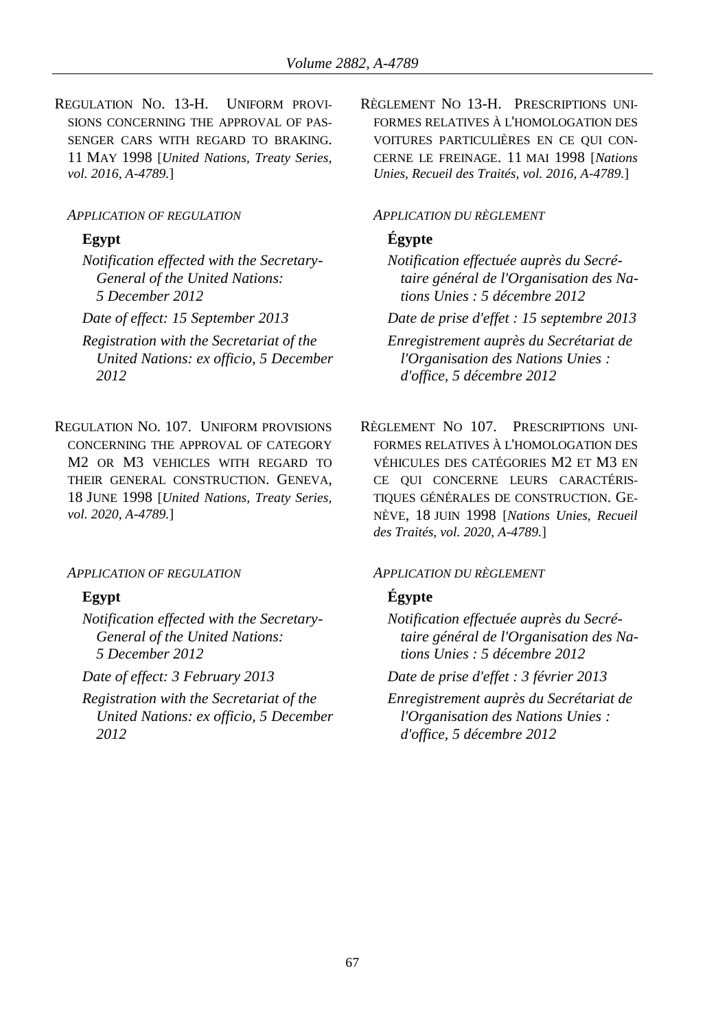REGULATION NO. 13-H. UNIFORM PROVISIONS CONCERNING THE APPROVAL OF PASSENGER CARS WITH REGARD TO BRAKING. 11 MAY 1998 [*United Nations, Treaty Series, vol. 2016, A-4789.*]

*APPLICATION OF REGULATION*

**Egypt**

*Notification effected with the Secretary-General of the United Nations: 5 December 2012*

*Date of effect: 15 September 2013*

*Registration with the Secretariat of the United Nations: ex officio, 5 December 2012*

RÈGLEMENT NO 13-H. PRESCRIPTIONS UNIFORMES RELATIVES À L'HOMOLOGATION DES VOITURES PARTICULIÈRES EN CE QUI CONCERNE LE FREINAGE. 11 MAI 1998 [*Nations Unies, Recueil des Traités, vol. 2016, A-4789.*]

*APPLICATION DU RÈGLEMENT*

**Égypte**

*Notification effectuée auprès du Secrétaire général de l'Organisation des Nations Unies : 5 décembre 2012*

*Date de prise d'effet : 15 septembre 2013*

*Enregistrement auprès du Secrétariat de l'Organisation des Nations Unies : d'office, 5 décembre 2012*

REGULATION NO. 107. UNIFORM PROVISIONS CONCERNING THE APPROVAL OF CATEGORY M2 OR M3 VEHICLES WITH REGARD TO THEIR GENERAL CONSTRUCTION. GENEVA, 18 JUNE 1998 [*United Nations, Treaty Series, vol. 2020, A-4789.*]

*APPLICATION OF REGULATION*

**Egypt**

*Notification effected with the Secretary-General of the United Nations: 5 December 2012*

*Date of effect: 3 February 2013*

*Registration with the Secretariat of the United Nations: ex officio, 5 December 2012*

RÈGLEMENT NO 107. PRESCRIPTIONS UNIFORMES RELATIVES À L'HOMOLOGATION DES VÉHICULES DES CATÉGORIES M2 ET M3 EN CE QUI CONCERNE LEURS CARACTÉRISTIQUES GÉNÉRALES DE CONSTRUCTION. GENÈVE, 18 JUIN 1998 [*Nations Unies, Recueil des Traités, vol. 2020, A-4789.*]

*APPLICATION DU RÈGLEMENT*

**Égypte**

*Notification effectuée auprès du Secrétaire général de l'Organisation des Nations Unies : 5 décembre 2012*

*Date de prise d'effet : 3 février 2013*

*Enregistrement auprès du Secrétariat de l'Organisation des Nations Unies : d'office, 5 décembre 2012*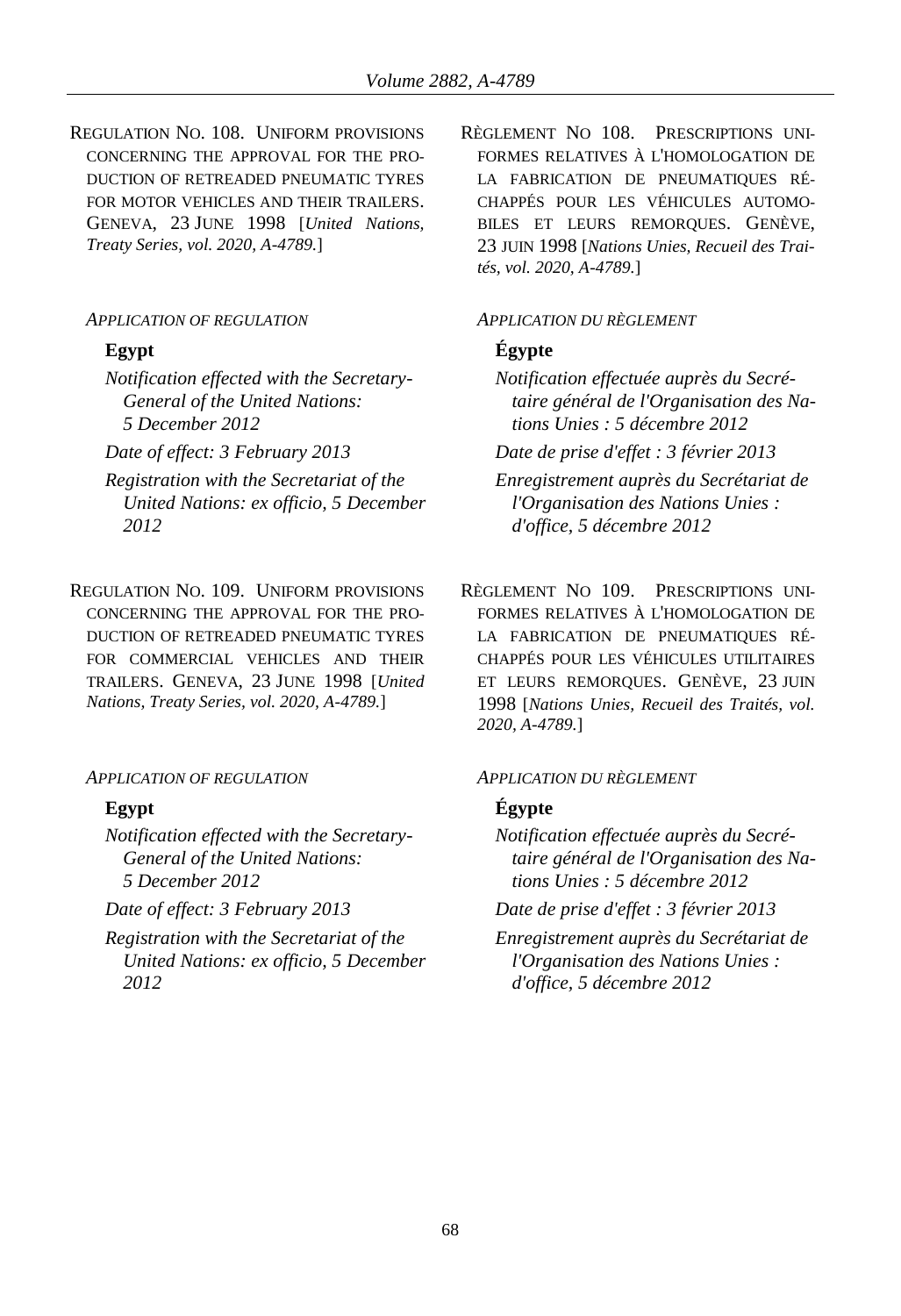REGULATION NO. 108. UNIFORM PROVISIONS CONCERNING THE APPROVAL FOR THE PRODUCTION OF RETREADED PNEUMATIC TYRES FOR MOTOR VEHICLES AND THEIR TRAILERS. GENEVA, 23 JUNE 1998 [*United Nations, Treaty Series, vol. 2020, A-4789.*]

*APPLICATION OF REGULATION*

**Egypt**

*Notification effected with the Secretary-General of the United Nations: 5 December 2012*

*Date of effect: 3 February 2013*

*Registration with the Secretariat of the United Nations: ex officio, 5 December 2012*

RÈGLEMENT NO 108. PRESCRIPTIONS UNIFORMES RELATIVES À L'HOMOLOGATION DE LA FABRICATION DE PNEUMATIQUES RÉCHAPPÉS POUR LES VÉHICULES AUTOMOBILES ET LEURS REMORQUES. GENÈVE, 23 JUIN 1998 [*Nations Unies, Recueil des Traités, vol. 2020, A-4789.*]

*APPLICATION DU RÈGLEMENT*

**Égypte**

*Notification effectuée auprès du Secrétaire général de l'Organisation des Nations Unies : 5 décembre 2012*

*Date de prise d'effet : 3 février 2013*

*Enregistrement auprès du Secrétariat de l'Organisation des Nations Unies : d'office, 5 décembre 2012*

REGULATION NO. 109. UNIFORM PROVISIONS CONCERNING THE APPROVAL FOR THE PRODUCTION OF RETREADED PNEUMATIC TYRES FOR COMMERCIAL VEHICLES AND THEIR TRAILERS. GENEVA, 23 JUNE 1998 [*United Nations, Treaty Series, vol. 2020, A-4789.*]

*APPLICATION OF REGULATION*

**Egypt**

*Notification effected with the Secretary-General of the United Nations: 5 December 2012*

*Date of effect: 3 February 2013*

*Registration with the Secretariat of the United Nations: ex officio, 5 December 2012*

RÈGLEMENT NO 109. PRESCRIPTIONS UNIFORMES RELATIVES À L'HOMOLOGATION DE LA FABRICATION DE PNEUMATIQUES RÉCHAPPÉS POUR LES VÉHICULES UTILITAIRES ET LEURS REMORQUES. GENÈVE, 23 JUIN 1998 [*Nations Unies, Recueil des Traités, vol. 2020, A-4789.*]

*APPLICATION DU RÈGLEMENT*

**Égypte**

*Notification effectuée auprès du Secrétaire général de l'Organisation des Nations Unies : 5 décembre 2012*

*Date de prise d'effet : 3 février 2013*

*Enregistrement auprès du Secrétariat de l'Organisation des Nations Unies : d'office, 5 décembre 2012*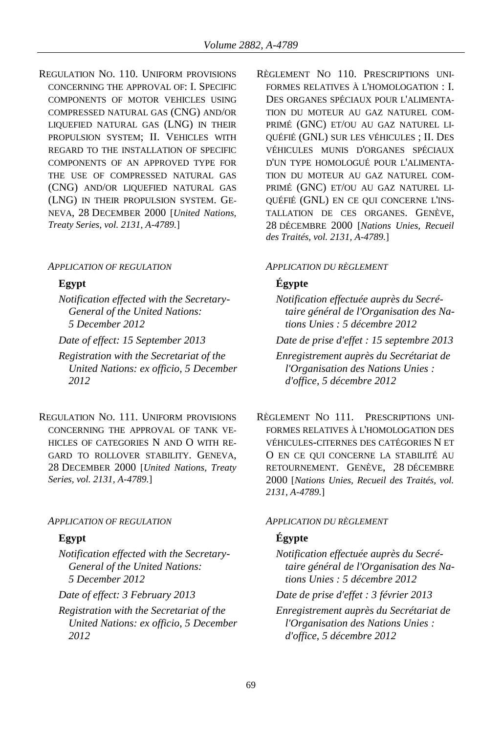REGULATION NO. 110. UNIFORM PROVISIONS CONCERNING THE APPROVAL OF: I. SPECIFIC COMPONENTS OF MOTOR VEHICLES USING COMPRESSED NATURAL GAS (CNG) AND/OR LIQUEFIED NATURAL GAS (LNG) IN THEIR PROPULSION SYSTEM; II. VEHICLES WITH REGARD TO THE INSTALLATION OF SPECIFIC COMPONENTS OF AN APPROVED TYPE FOR THE USE OF COMPRESSED NATURAL GAS (CNG) AND/OR LIQUEFIED NATURAL GAS (LNG) IN THEIR PROPULSION SYSTEM. GENEVA, 28 DECEMBER 2000 [*United Nations, Treaty Series, vol. 2131, A-4789.*]

*APPLICATION OF REGULATION*

**Egypt**

*Notification effected with the Secretary-General of the United Nations: 5 December 2012*

*Date of effect: 15 September 2013*

*Registration with the Secretariat of the United Nations: ex officio, 5 December 2012*

RÈGLEMENT NO 110. PRESCRIPTIONS UNIFORMES RELATIVES À L'HOMOLOGATION : I. DES ORGANES SPÉCIAUX POUR L'ALIMENTATION DU MOTEUR AU GAZ NATUREL COMPRIMÉ (GNC) ET/OU AU GAZ NATUREL LIQUÉFIÉ (GNL) SUR LES VÉHICULES ; II. DES VÉHICULES MUNIS D'ORGANES SPÉCIAUX D'UN TYPE HOMOLOGUÉ POUR L'ALIMENTATION DU MOTEUR AU GAZ NATUREL COMPRIMÉ (GNC) ET/OU AU GAZ NATUREL LIQUÉFIÉ (GNL) EN CE QUI CONCERNE L'INSTALLATION DE CES ORGANES. GENÈVE, 28 DÉCEMBRE 2000 [*Nations Unies, Recueil des Traités, vol. 2131, A-4789.*]

*APPLICATION DU RÈGLEMENT*

**Égypte**

*Notification effectuée auprès du Secrétaire général de l'Organisation des Nations Unies : 5 décembre 2012*

*Date de prise d'effet : 15 septembre 2013*

*Enregistrement auprès du Secrétariat de l'Organisation des Nations Unies : d'office, 5 décembre 2012*

REGULATION NO. 111. UNIFORM PROVISIONS CONCERNING THE APPROVAL OF TANK VEHICLES OF CATEGORIES N AND O WITH REGARD TO ROLLOVER STABILITY. GENEVA, 28 DECEMBER 2000 [*United Nations, Treaty Series, vol. 2131, A-4789.*]

*APPLICATION OF REGULATION*

**Egypt**

*Notification effected with the Secretary-General of the United Nations: 5 December 2012*

*Date of effect: 3 February 2013*

*Registration with the Secretariat of the United Nations: ex officio, 5 December 2012*

RÈGLEMENT NO 111. PRESCRIPTIONS UNIFORMES RELATIVES À L'HOMOLOGATION DES VÉHICULES-CITERNES DES CATÉGORIES N ET O EN CE QUI CONCERNE LA STABILITÉ AU RETOURNEMENT. GENÈVE, 28 DÉCEMBRE 2000 [*Nations Unies, Recueil des Traités, vol. 2131, A-4789.*]

*APPLICATION DU RÈGLEMENT*

**Égypte**

*Notification effectuée auprès du Secrétaire général de l'Organisation des Nations Unies : 5 décembre 2012*

*Date de prise d'effet : 3 février 2013*

*Enregistrement auprès du Secrétariat de l'Organisation des Nations Unies : d'office, 5 décembre 2012*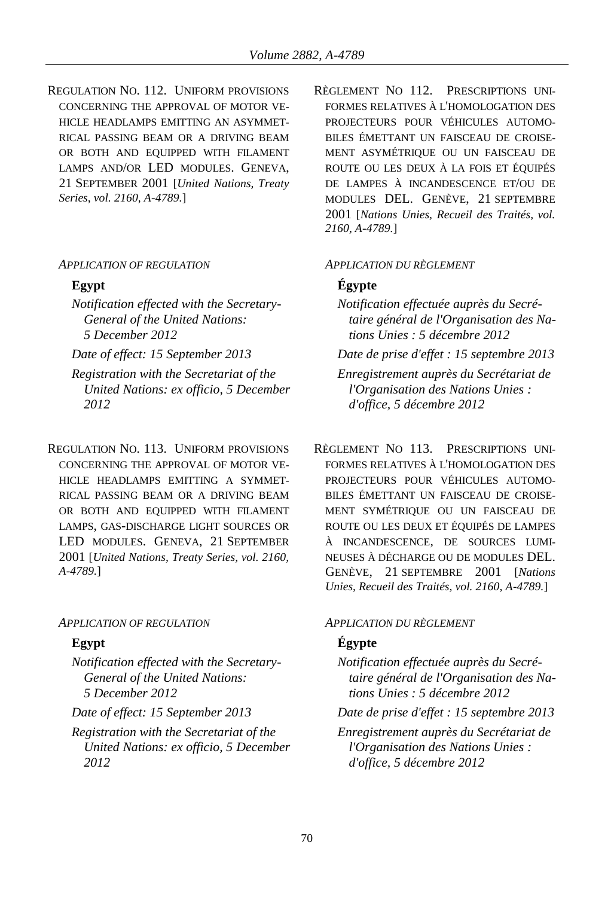REGULATION NO. 112. UNIFORM PROVISIONS CONCERNING THE APPROVAL OF MOTOR VEHICLE HEADLAMPS EMITTING AN ASYMMETRICAL PASSING BEAM OR A DRIVING BEAM OR BOTH AND EQUIPPED WITH FILAMENT LAMPS AND/OR LED MODULES. GENEVA, 21 SEPTEMBER 2001 [*United Nations, Treaty Series, vol. 2160, A-4789.*]

*APPLICATION OF REGULATION*

**Egypt**

*Notification effected with the Secretary-General of the United Nations: 5 December 2012*

*Date of effect: 15 September 2013*

*Registration with the Secretariat of the United Nations: ex officio, 5 December 2012*

RÈGLEMENT NO 112. PRESCRIPTIONS UNIFORMES RELATIVES À L'HOMOLOGATION DES PROJECTEURS POUR VÉHICULES AUTOMOBILES ÉMETTANT UN FAISCEAU DE CROISEMENT ASYMÉTRIQUE OU UN FAISCEAU DE ROUTE OU LES DEUX À LA FOIS ET ÉQUIPÉS DE LAMPES À INCANDESCENCE ET/OU DE MODULES DEL. GENÈVE, 21 SEPTEMBRE 2001 [*Nations Unies, Recueil des Traités, vol. 2160, A-4789.*]

*APPLICATION DU RÈGLEMENT*

**Égypte**

*Notification effectuée auprès du Secrétaire général de l'Organisation des Nations Unies : 5 décembre 2012*

*Date de prise d'effet : 15 septembre 2013*

*Enregistrement auprès du Secrétariat de l'Organisation des Nations Unies : d'office, 5 décembre 2012*

REGULATION NO. 113. UNIFORM PROVISIONS CONCERNING THE APPROVAL OF MOTOR VEHICLE HEADLAMPS EMITTING A SYMMETRICAL PASSING BEAM OR A DRIVING BEAM OR BOTH AND EQUIPPED WITH FILAMENT LAMPS, GAS-DISCHARGE LIGHT SOURCES OR LED MODULES. GENEVA, 21 SEPTEMBER 2001 [*United Nations, Treaty Series, vol. 2160, A-4789.*]

*APPLICATION OF REGULATION*

**Egypt**

*Notification effected with the Secretary-General of the United Nations: 5 December 2012*

*Date of effect: 15 September 2013*

*Registration with the Secretariat of the United Nations: ex officio, 5 December 2012*

RÈGLEMENT NO 113. PRESCRIPTIONS UNIFORMES RELATIVES À L'HOMOLOGATION DES PROJECTEURS POUR VÉHICULES AUTOMOBILES ÉMETTANT UN FAISCEAU DE CROISEMENT SYMÉTRIQUE OU UN FAISCEAU DE ROUTE OU LES DEUX ET ÉQUIPÉS DE LAMPES À INCANDESCENCE, DE SOURCES LUMINEUSES À DÉCHARGE OU DE MODULES DEL. GENÈVE, 21 SEPTEMBRE 2001 [*Nations Unies, Recueil des Traités, vol. 2160, A-4789.*]

*APPLICATION DU RÈGLEMENT*

**Égypte**

*Notification effectuée auprès du Secrétaire général de l'Organisation des Nations Unies : 5 décembre 2012*

*Date de prise d'effet : 15 septembre 2013*

*Enregistrement auprès du Secrétariat de l'Organisation des Nations Unies : d'office, 5 décembre 2012*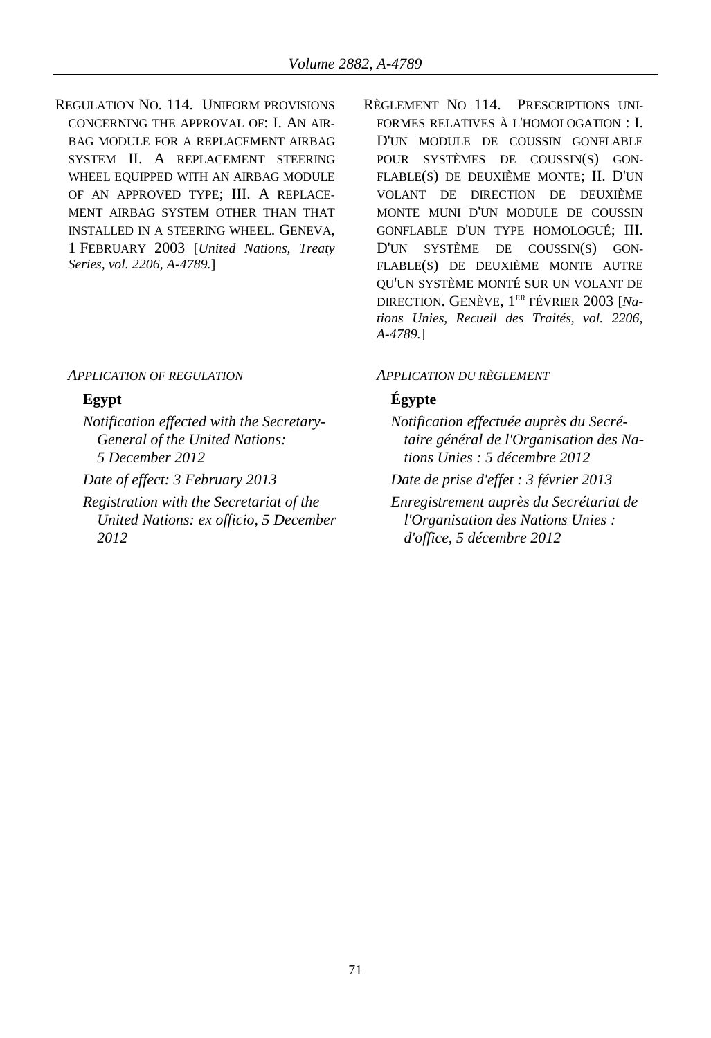REGULATION NO. 114. UNIFORM PROVISIONS CONCERNING THE APPROVAL OF: I. AN AIRBAG MODULE FOR A REPLACEMENT AIRBAG SYSTEM II. A REPLACEMENT STEERING WHEEL EQUIPPED WITH AN AIRBAG MODULE OF AN APPROVED TYPE; III. A REPLACEMENT AIRBAG SYSTEM OTHER THAN THAT INSTALLED IN A STEERING WHEEL. GENEVA, 1 FEBRUARY 2003 [*United Nations, Treaty Series, vol. 2206, A-4789.*]

*APPLICATION OF REGULATION*

**Egypt**

*Notification effected with the Secretary-General of the United Nations: 5 December 2012*

*Date of effect: 3 February 2013*

*Registration with the Secretariat of the United Nations: ex officio, 5 December 2012*

RÈGLEMENT NO 114. PRESCRIPTIONS UNIFORMES RELATIVES À L'HOMOLOGATION : I. D'UN MODULE DE COUSSIN GONFLABLE POUR SYSTÈMES DE COUSSIN(S) GONFLABLE(S) DE DEUXIÈME MONTE; II. D'UN VOLANT DE DIRECTION DE DEUXIÈME MONTE MUNI D'UN MODULE DE COUSSIN GONFLABLE D'UN TYPE HOMOLOGUÉ; III. D'UN SYSTÈME DE COUSSIN(S) GONFLABLE(S) DE DEUXIÈME MONTE AUTRE QU'UN SYSTÈME MONTÉ SUR UN VOLANT DE DIRECTION. GENÈVE, 1ER FÉVRIER 2003 [*Nations Unies, Recueil des Traités, vol. 2206, A-4789.*]

*APPLICATION DU RÈGLEMENT*

**Égypte**

*Notification effectuée auprès du Secrétaire général de l'Organisation des Nations Unies : 5 décembre 2012*

*Date de prise d'effet : 3 février 2013*

*Enregistrement auprès du Secrétariat de l'Organisation des Nations Unies : d'office, 5 décembre 2012*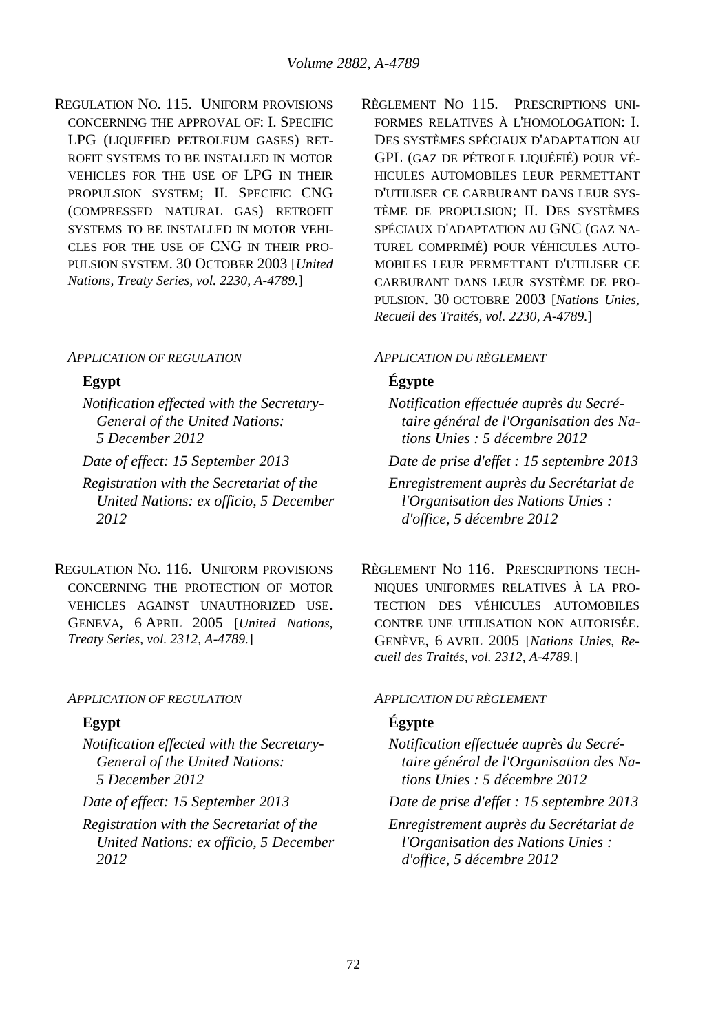REGULATION NO. 115. UNIFORM PROVISIONS CONCERNING THE APPROVAL OF: I. SPECIFIC LPG (LIQUEFIED PETROLEUM GASES) RETROFIT SYSTEMS TO BE INSTALLED IN MOTOR VEHICLES FOR THE USE OF LPG IN THEIR PROPULSION SYSTEM; II. SPECIFIC CNG (COMPRESSED NATURAL GAS) RETROFIT SYSTEMS TO BE INSTALLED IN MOTOR VEHICLES FOR THE USE OF CNG IN THEIR PROPULSION SYSTEM. 30 OCTOBER 2003 [*United Nations, Treaty Series, vol. 2230, A-4789.*]

*APPLICATION OF REGULATION*

**Egypt**

*Notification effected with the Secretary-General of the United Nations: 5 December 2012*

*Date of effect: 15 September 2013*

*Registration with the Secretariat of the United Nations: ex officio, 5 December 2012*

REGULATION NO. 116. UNIFORM PROVISIONS CONCERNING THE PROTECTION OF MOTOR VEHICLES AGAINST UNAUTHORIZED USE. GENEVA, 6 APRIL 2005 [*United Nations, Treaty Series, vol. 2312, A-4789.*]

*APPLICATION OF REGULATION*

**Egypt**

*Notification effected with the Secretary-General of the United Nations: 5 December 2012*

*Date of effect: 15 September 2013*

*Registration with the Secretariat of the United Nations: ex officio, 5 December 2012*

RÈGLEMENT NO 115. PRESCRIPTIONS UNIFORMES RELATIVES À L'HOMOLOGATION: I. DES SYSTÈMES SPÉCIAUX D'ADAPTATION AU GPL (GAZ DE PÉTROLE LIQUÉFIÉ) POUR VÉHICULES AUTOMOBILES LEUR PERMETTANT D'UTILISER CE CARBURANT DANS LEUR SYSTÈME DE PROPULSION; II. DES SYSTÈMES SPÉCIAUX D'ADAPTATION AU GNC (GAZ NATUREL COMPRIMÉ) POUR VÉHICULES AUTOMOBILES LEUR PERMETTANT D'UTILISER CE CARBURANT DANS LEUR SYSTÈME DE PROPULSION. 30 OCTOBRE 2003 [*Nations Unies, Recueil des Traités, vol. 2230, A-4789.*]

*APPLICATION DU RÈGLEMENT*

**Égypte**

*Notification effectuée auprès du Secrétaire général de l'Organisation des Nations Unies : 5 décembre 2012*

*Date de prise d'effet : 15 septembre 2013*

*Enregistrement auprès du Secrétariat de l'Organisation des Nations Unies : d'office, 5 décembre 2012*

RÈGLEMENT NO 116. PRESCRIPTIONS TECHNIQUES UNIFORMES RELATIVES À LA PROTECTION DES VÉHICULES AUTOMOBILES CONTRE UNE UTILISATION NON AUTORISÉE. GENÈVE, 6 AVRIL 2005 [*Nations Unies, Recueil des Traités, vol. 2312, A-4789.*]

*APPLICATION DU RÈGLEMENT*

**Égypte**

*Notification effectuée auprès du Secrétaire général de l'Organisation des Nations Unies : 5 décembre 2012*

*Date de prise d'effet : 15 septembre 2013*

*Enregistrement auprès du Secrétariat de l'Organisation des Nations Unies : d'office, 5 décembre 2012*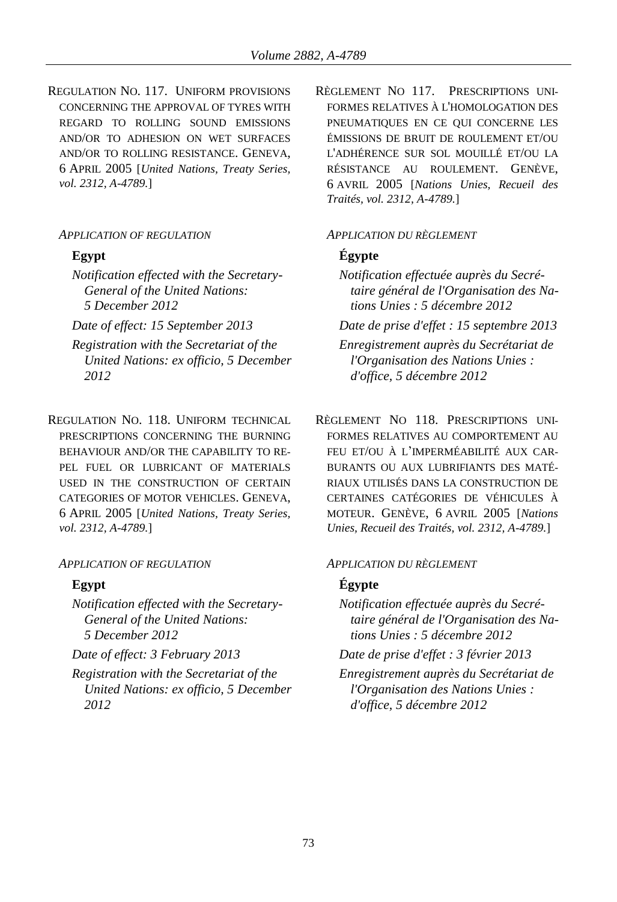REGULATION NO. 117. UNIFORM PROVISIONS CONCERNING THE APPROVAL OF TYRES WITH REGARD TO ROLLING SOUND EMISSIONS AND/OR TO ADHESION ON WET SURFACES AND/OR TO ROLLING RESISTANCE. GENEVA, 6 APRIL 2005 [*United Nations, Treaty Series, vol. 2312, A-4789.*]

*APPLICATION OF REGULATION*

**Egypt**

*Notification effected with the Secretary-General of the United Nations: 5 December 2012*

*Date of effect: 15 September 2013*

*Registration with the Secretariat of the United Nations: ex officio, 5 December 2012*

RÈGLEMENT NO 117. PRESCRIPTIONS UNIFORMES RELATIVES À L'HOMOLOGATION DES PNEUMATIQUES EN CE QUI CONCERNE LES ÉMISSIONS DE BRUIT DE ROULEMENT ET/OU L'ADHÉRENCE SUR SOL MOUILLÉ ET/OU LA RÉSISTANCE AU ROULEMENT. GENÈVE, 6 AVRIL 2005 [*Nations Unies, Recueil des Traités, vol. 2312, A-4789.*]

*APPLICATION DU RÈGLEMENT*

**Égypte**

*Notification effectuée auprès du Secrétaire général de l'Organisation des Nations Unies : 5 décembre 2012*

*Date de prise d'effet : 15 septembre 2013*

*Enregistrement auprès du Secrétariat de l'Organisation des Nations Unies : d'office, 5 décembre 2012*

REGULATION NO. 118. UNIFORM TECHNICAL PRESCRIPTIONS CONCERNING THE BURNING BEHAVIOUR AND/OR THE CAPABILITY TO REPEL FUEL OR LUBRICANT OF MATERIALS USED IN THE CONSTRUCTION OF CERTAIN CATEGORIES OF MOTOR VEHICLES. GENEVA, 6 APRIL 2005 [*United Nations, Treaty Series, vol. 2312, A-4789.*]

*APPLICATION OF REGULATION*

**Egypt**

*Notification effected with the Secretary-General of the United Nations: 5 December 2012*

*Date of effect: 3 February 2013*

*Registration with the Secretariat of the United Nations: ex officio, 5 December 2012*

RÈGLEMENT NO 118. PRESCRIPTIONS UNIFORMES RELATIVES AU COMPORTEMENT AU FEU ET/OU À L'IMPERMÉABILITÉ AUX CARBURANTS OU AUX LUBRIFIANTS DES MATÉRIAUX UTILISÉS DANS LA CONSTRUCTION DE CERTAINES CATÉGORIES DE VÉHICULES À MOTEUR. GENÈVE, 6 AVRIL 2005 [*Nations Unies, Recueil des Traités, vol. 2312, A-4789.*]

*APPLICATION DU RÈGLEMENT*

**Égypte**

*Notification effectuée auprès du Secrétaire général de l'Organisation des Nations Unies : 5 décembre 2012*

*Date de prise d'effet : 3 février 2013*

*Enregistrement auprès du Secrétariat de l'Organisation des Nations Unies : d'office, 5 décembre 2012*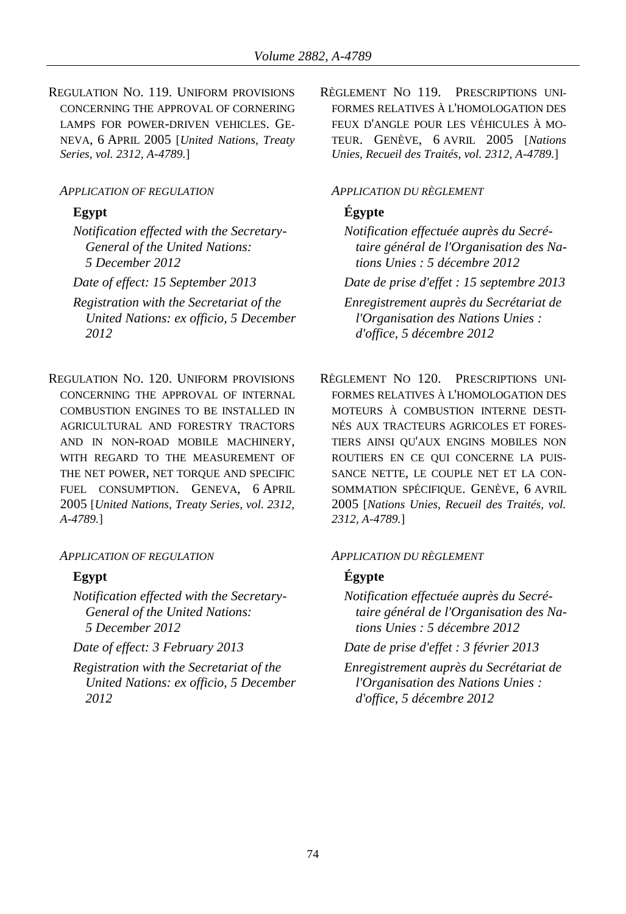REGULATION NO. 119. UNIFORM PROVISIONS CONCERNING THE APPROVAL OF CORNERING LAMPS FOR POWER-DRIVEN VEHICLES. GENEVA, 6 APRIL 2005 [*United Nations, Treaty Series, vol. 2312, A-4789.*]

*APPLICATION OF REGULATION*

**Egypt**

*Notification effected with the Secretary-General of the United Nations: 5 December 2012*

*Date of effect: 15 September 2013*

*Registration with the Secretariat of the United Nations: ex officio, 5 December 2012*

RÈGLEMENT NO 119. PRESCRIPTIONS UNIFORMES RELATIVES À L'HOMOLOGATION DES FEUX D'ANGLE POUR LES VÉHICULES À MOTEUR. GENÈVE, 6 AVRIL 2005 [*Nations Unies, Recueil des Traités, vol. 2312, A-4789.*]

*APPLICATION DU RÈGLEMENT*

**Égypte**

*Notification effectuée auprès du Secrétaire général de l'Organisation des Nations Unies : 5 décembre 2012*

*Date de prise d'effet : 15 septembre 2013*

*Enregistrement auprès du Secrétariat de l'Organisation des Nations Unies : d'office, 5 décembre 2012*

REGULATION NO. 120. UNIFORM PROVISIONS CONCERNING THE APPROVAL OF INTERNAL COMBUSTION ENGINES TO BE INSTALLED IN AGRICULTURAL AND FORESTRY TRACTORS AND IN NON-ROAD MOBILE MACHINERY, WITH REGARD TO THE MEASUREMENT OF THE NET POWER, NET TORQUE AND SPECIFIC FUEL CONSUMPTION. GENEVA, 6 APRIL 2005 [*United Nations, Treaty Series, vol. 2312, A-4789.*]

*APPLICATION OF REGULATION*

**Egypt**

*Notification effected with the Secretary-General of the United Nations: 5 December 2012*

*Date of effect: 3 February 2013*

*Registration with the Secretariat of the United Nations: ex officio, 5 December 2012*

RÈGLEMENT NO 120. PRESCRIPTIONS UNIFORMES RELATIVES À L'HOMOLOGATION DES MOTEURS À COMBUSTION INTERNE DESTINÉS AUX TRACTEURS AGRICOLES ET FORESTIERS AINSI QU'AUX ENGINS MOBILES NON ROUTIERS EN CE QUI CONCERNE LA PUISSANCE NETTE, LE COUPLE NET ET LA CONSOMMATION SPÉCIFIQUE. GENÈVE, 6 AVRIL 2005 [*Nations Unies, Recueil des Traités, vol. 2312, A-4789.*]

*APPLICATION DU RÈGLEMENT*

**Égypte**

*Notification effectuée auprès du Secrétaire général de l'Organisation des Nations Unies : 5 décembre 2012*

*Date de prise d'effet : 3 février 2013*

*Enregistrement auprès du Secrétariat de l'Organisation des Nations Unies : d'office, 5 décembre 2012*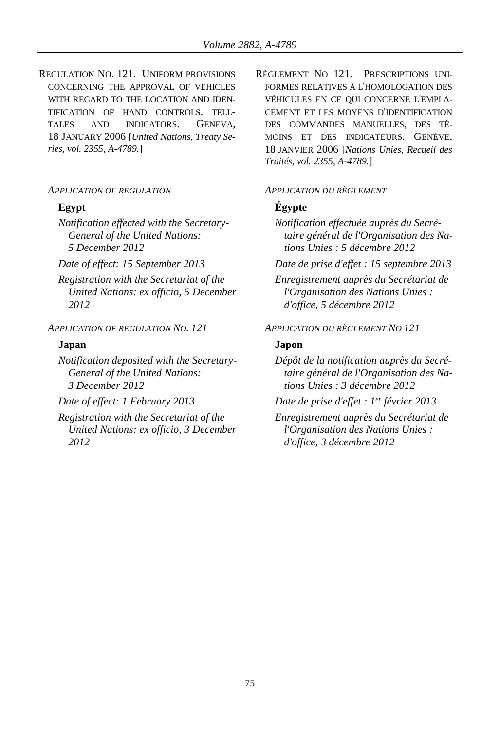REGULATION NO. 121. UNIFORM PROVISIONS CONCERNING THE APPROVAL OF VEHICLES WITH REGARD TO THE LOCATION AND IDENTIFICATION OF HAND CONTROLS, TELL-TALES AND INDICATORS. GENEVA, 18 JANUARY 2006 [*United Nations, Treaty Series, vol. 2355, A-4789.*]

*APPLICATION OF REGULATION*

**Egypt**

*Notification effected with the Secretary-General of the United Nations: 5 December 2012*

*Date of effect: 15 September 2013*

*Registration with the Secretariat of the United Nations: ex officio, 5 December 2012*

*APPLICATION OF REGULATION NO. 121*

**Japan**

*Notification deposited with the Secretary-General of the United Nations: 3 December 2012*

*Date of effect: 1 February 2013*

*Registration with the Secretariat of the United Nations: ex officio, 3 December 2012*

RÈGLEMENT NO 121. PRESCRIPTIONS UNIFORMES RELATIVES À L'HOMOLOGATION DES VÉHICULES EN CE QUI CONCERNE L'EMPLACEMENT ET LES MOYENS D'IDENTIFICATION DES COMMANDES MANUELLES, DES TÉMOINS ET DES INDICATEURS. GENÈVE, 18 JANVIER 2006 [*Nations Unies, Recueil des Traités, vol. 2355, A-4789.*]

*APPLICATION DU RÈGLEMENT*

**Égypte**

*Notification effectuée auprès du Secrétaire général de l'Organisation des Nations Unies : 5 décembre 2012*

*Date de prise d'effet : 15 septembre 2013*

*Enregistrement auprès du Secrétariat de l'Organisation des Nations Unies : d'office, 5 décembre 2012*

*APPLICATION DU RÈGLEMENT NO 121*

**Japon**

*Dépôt de la notification auprès du Secrétaire général de l'Organisation des Nations Unies : 3 décembre 2012*

*Date de prise d'effet : 1er février 2013*

*Enregistrement auprès du Secrétariat de l'Organisation des Nations Unies : d'office, 3 décembre 2012*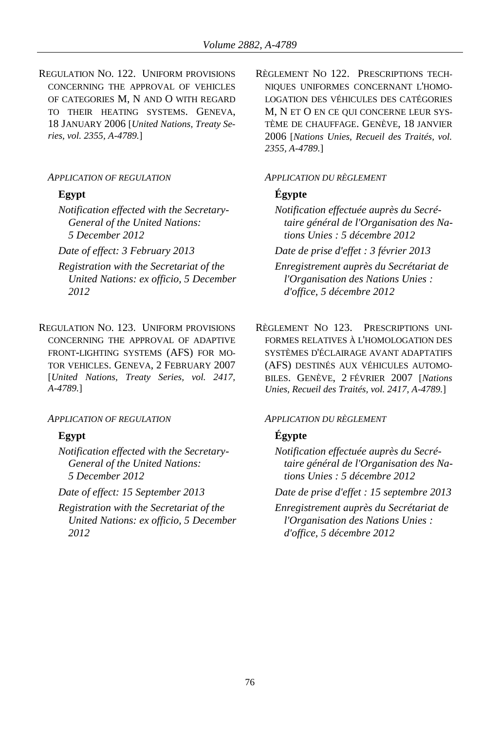REGULATION NO. 122. UNIFORM PROVISIONS CONCERNING THE APPROVAL OF VEHICLES OF CATEGORIES M, N AND O WITH REGARD TO THEIR HEATING SYSTEMS. GENEVA, 18 JANUARY 2006 [*United Nations, Treaty Series, vol. 2355, A-4789.*]

*APPLICATION OF REGULATION*

**Egypt**

*Notification effected with the Secretary-General of the United Nations: 5 December 2012*

*Date of effect: 3 February 2013*

*Registration with the Secretariat of the United Nations: ex officio, 5 December 2012*

REGULATION NO. 123. UNIFORM PROVISIONS CONCERNING THE APPROVAL OF ADAPTIVE FRONT-LIGHTING SYSTEMS (AFS) FOR MOTOR VEHICLES. GENEVA, 2 FEBRUARY 2007 [*United Nations, Treaty Series, vol. 2417, A-4789.*]

*APPLICATION OF REGULATION*

**Egypt**

*Notification effected with the Secretary-General of the United Nations: 5 December 2012*

*Date of effect: 15 September 2013*

*Registration with the Secretariat of the United Nations: ex officio, 5 December 2012*

RÈGLEMENT NO 122. PRESCRIPTIONS TECHNIQUES UNIFORMES CONCERNANT L'HOMOLOGATION DES VÉHICULES DES CATÉGORIES M, N ET O EN CE QUI CONCERNE LEUR SYSTÈME DE CHAUFFAGE. GENÈVE, 18 JANVIER 2006 [*Nations Unies, Recueil des Traités, vol. 2355, A-4789.*]

*APPLICATION DU RÈGLEMENT*

**Égypte**

*Notification effectuée auprès du Secrétaire général de l'Organisation des Nations Unies : 5 décembre 2012*

*Date de prise d'effet : 3 février 2013*

*Enregistrement auprès du Secrétariat de l'Organisation des Nations Unies : d'office, 5 décembre 2012*

RÈGLEMENT NO 123. PRESCRIPTIONS UNIFORMES RELATIVES À L'HOMOLOGATION DES SYSTÈMES D'ÉCLAIRAGE AVANT ADAPTATIFS (AFS) DESTINÉS AUX VÉHICULES AUTOMOBILES. GENÈVE, 2 FÉVRIER 2007 [*Nations Unies, Recueil des Traités, vol. 2417, A-4789.*]

*APPLICATION DU RÈGLEMENT*

**Égypte**

*Notification effectuée auprès du Secrétaire général de l'Organisation des Nations Unies : 5 décembre 2012*

*Date de prise d'effet : 15 septembre 2013*

*Enregistrement auprès du Secrétariat de l'Organisation des Nations Unies : d'office, 5 décembre 2012*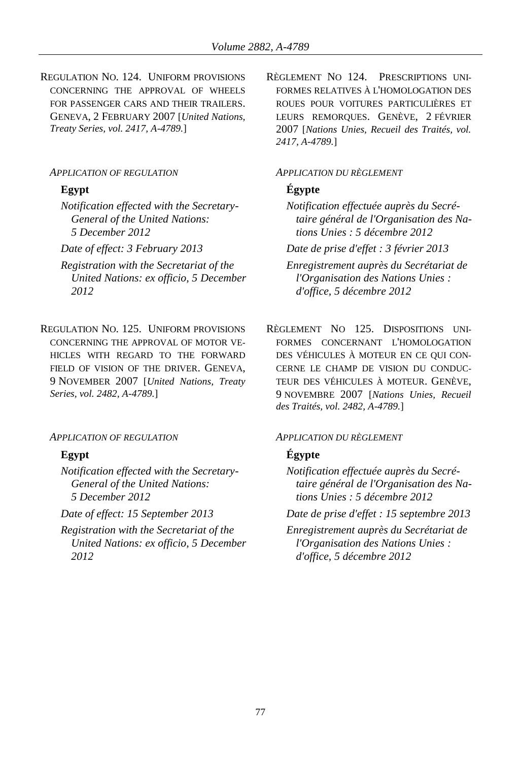REGULATION NO. 124. UNIFORM PROVISIONS CONCERNING THE APPROVAL OF WHEELS FOR PASSENGER CARS AND THEIR TRAILERS. GENEVA, 2 FEBRUARY 2007 [*United Nations, Treaty Series, vol. 2417, A-4789.*]

*APPLICATION OF REGULATION*

**Egypt**

*Notification effected with the Secretary-General of the United Nations: 5 December 2012*

*Date of effect: 3 February 2013*

*Registration with the Secretariat of the United Nations: ex officio, 5 December 2012*

REGULATION NO. 125. UNIFORM PROVISIONS CONCERNING THE APPROVAL OF MOTOR VEHICLES WITH REGARD TO THE FORWARD FIELD OF VISION OF THE DRIVER. GENEVA, 9 NOVEMBER 2007 [*United Nations, Treaty Series, vol. 2482, A-4789.*]

*APPLICATION OF REGULATION*

**Egypt**

*Notification effected with the Secretary-General of the United Nations: 5 December 2012*

*Date of effect: 15 September 2013*

*Registration with the Secretariat of the United Nations: ex officio, 5 December 2012*

RÈGLEMENT NO 124. PRESCRIPTIONS UNIFORMES RELATIVES À L'HOMOLOGATION DES ROUES POUR VOITURES PARTICULIÈRES ET LEURS REMORQUES. GENÈVE, 2 FÉVRIER 2007 [*Nations Unies, Recueil des Traités, vol. 2417, A-4789.*]

*APPLICATION DU RÈGLEMENT*

**Égypte**

*Notification effectuée auprès du Secrétaire général de l'Organisation des Nations Unies : 5 décembre 2012*

*Date de prise d'effet : 3 février 2013*

*Enregistrement auprès du Secrétariat de l'Organisation des Nations Unies : d'office, 5 décembre 2012*

RÈGLEMENT NO 125. DISPOSITIONS UNIFORMES CONCERNANT L'HOMOLOGATION DES VÉHICULES À MOTEUR EN CE QUI CONCERNE LE CHAMP DE VISION DU CONDUCTEUR DES VÉHICULES À MOTEUR. GENÈVE, 9 NOVEMBRE 2007 [*Nations Unies, Recueil des Traités, vol. 2482, A-4789.*]

*APPLICATION DU RÈGLEMENT*

**Égypte**

*Notification effectuée auprès du Secrétaire général de l'Organisation des Nations Unies : 5 décembre 2012*

*Date de prise d'effet : 15 septembre 2013*

*Enregistrement auprès du Secrétariat de l'Organisation des Nations Unies : d'office, 5 décembre 2012*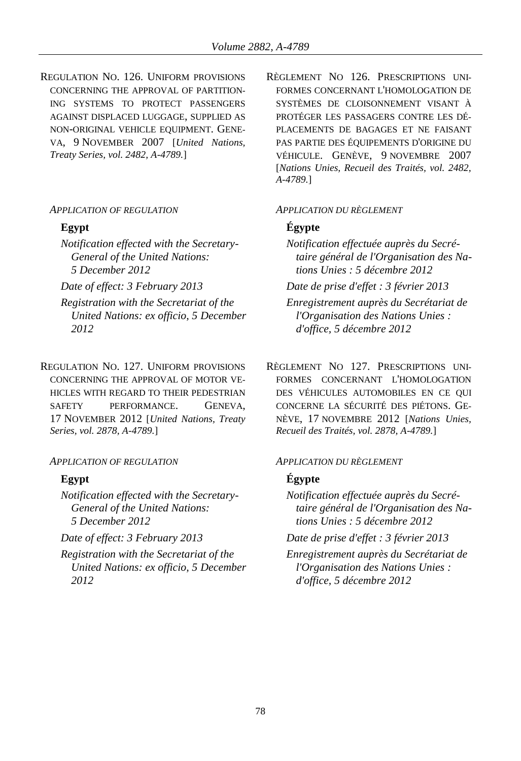REGULATION NO. 126. UNIFORM PROVISIONS CONCERNING THE APPROVAL OF PARTITIONING SYSTEMS TO PROTECT PASSENGERS AGAINST DISPLACED LUGGAGE, SUPPLIED AS NON-ORIGINAL VEHICLE EQUIPMENT. GENEVA, 9 NOVEMBER 2007 [*United Nations, Treaty Series, vol. 2482, A-4789.*]

*APPLICATION OF REGULATION*

**Egypt**

*Notification effected with the Secretary-General of the United Nations: 5 December 2012*

*Date of effect: 3 February 2013*

*Registration with the Secretariat of the United Nations: ex officio, 5 December 2012*

RÈGLEMENT NO 126. PRESCRIPTIONS UNIFORMES CONCERNANT L'HOMOLOGATION DE SYSTÈMES DE CLOISONNEMENT VISANT À PROTÉGER LES PASSAGERS CONTRE LES DÉPLACEMENTS DE BAGAGES ET NE FAISANT PAS PARTIE DES ÉQUIPEMENTS D'ORIGINE DU VÉHICULE. GENÈVE, 9 NOVEMBRE 2007 [*Nations Unies, Recueil des Traités, vol. 2482, A-4789.*]

*APPLICATION DU RÈGLEMENT*

**Égypte**

*Notification effectuée auprès du Secrétaire général de l'Organisation des Nations Unies : 5 décembre 2012*

*Date de prise d'effet : 3 février 2013*

*Enregistrement auprès du Secrétariat de l'Organisation des Nations Unies : d'office, 5 décembre 2012*

REGULATION NO. 127. UNIFORM PROVISIONS CONCERNING THE APPROVAL OF MOTOR VEHICLES WITH REGARD TO THEIR PEDESTRIAN SAFETY PERFORMANCE. GENEVA, 17 NOVEMBER 2012 [*United Nations, Treaty Series, vol. 2878, A-4789.*]

*APPLICATION OF REGULATION*

**Egypt**

*Notification effected with the Secretary-General of the United Nations: 5 December 2012*

*Date of effect: 3 February 2013*

*Registration with the Secretariat of the United Nations: ex officio, 5 December 2012*

RÈGLEMENT NO 127. PRESCRIPTIONS UNIFORMES CONCERNANT L'HOMOLOGATION DES VÉHICULES AUTOMOBILES EN CE QUI CONCERNE LA SÉCURITÉ DES PIÉTONS. GENÈVE, 17 NOVEMBRE 2012 [*Nations Unies, Recueil des Traités, vol. 2878, A-4789.*]

*APPLICATION DU RÈGLEMENT*

**Égypte**

*Notification effectuée auprès du Secrétaire général de l'Organisation des Nations Unies : 5 décembre 2012*

*Date de prise d'effet : 3 février 2013*

*Enregistrement auprès du Secrétariat de l'Organisation des Nations Unies : d'office, 5 décembre 2012*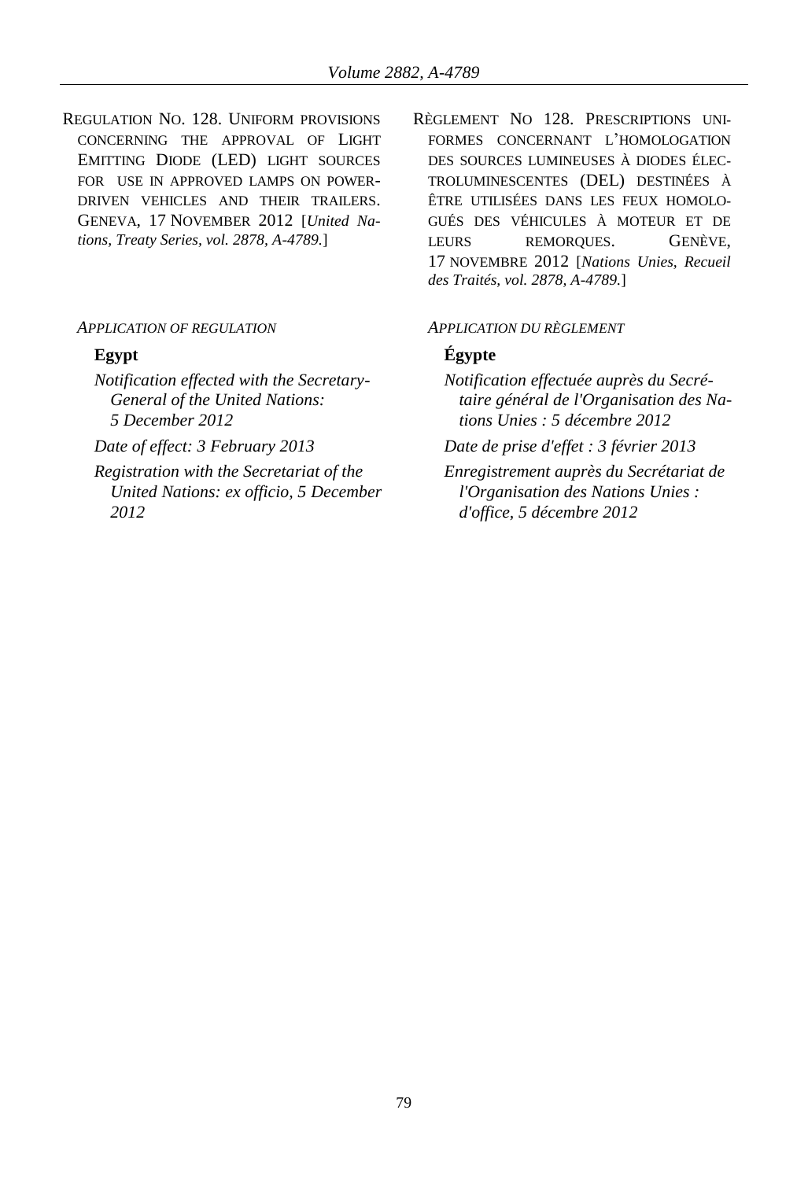REGULATION NO. 128. UNIFORM PROVISIONS CONCERNING THE APPROVAL OF LIGHT EMITTING DIODE (LED) LIGHT SOURCES FOR USE IN APPROVED LAMPS ON POWER-DRIVEN VEHICLES AND THEIR TRAILERS. GENEVA, 17 NOVEMBER 2012 [*United Nations, Treaty Series, vol. 2878, A-4789.*]

*APPLICATION OF REGULATION*

**Egypt**

*Notification effected with the Secretary-General of the United Nations: 5 December 2012*

*Date of effect: 3 February 2013*

*Registration with the Secretariat of the United Nations: ex officio, 5 December 2012*

RÈGLEMENT NO 128. PRESCRIPTIONS UNIFORMES CONCERNANT L'HOMOLOGATION DES SOURCES LUMINEUSES À DIODES ÉLECTROLUMINESCENTES (DEL) DESTINÉES À ÊTRE UTILISÉES DANS LES FEUX HOMOLOGUÉS DES VÉHICULES À MOTEUR ET DE LEURS REMORQUES. GENÈVE, 17 NOVEMBRE 2012 [*Nations Unies, Recueil des Traités, vol. 2878, A-4789.*]

*APPLICATION DU RÈGLEMENT*

**Égypte**

*Notification effectuée auprès du Secrétaire général de l'Organisation des Nations Unies : 5 décembre 2012*

*Date de prise d'effet : 3 février 2013*

*Enregistrement auprès du Secrétariat de l'Organisation des Nations Unies : d'office, 5 décembre 2012*